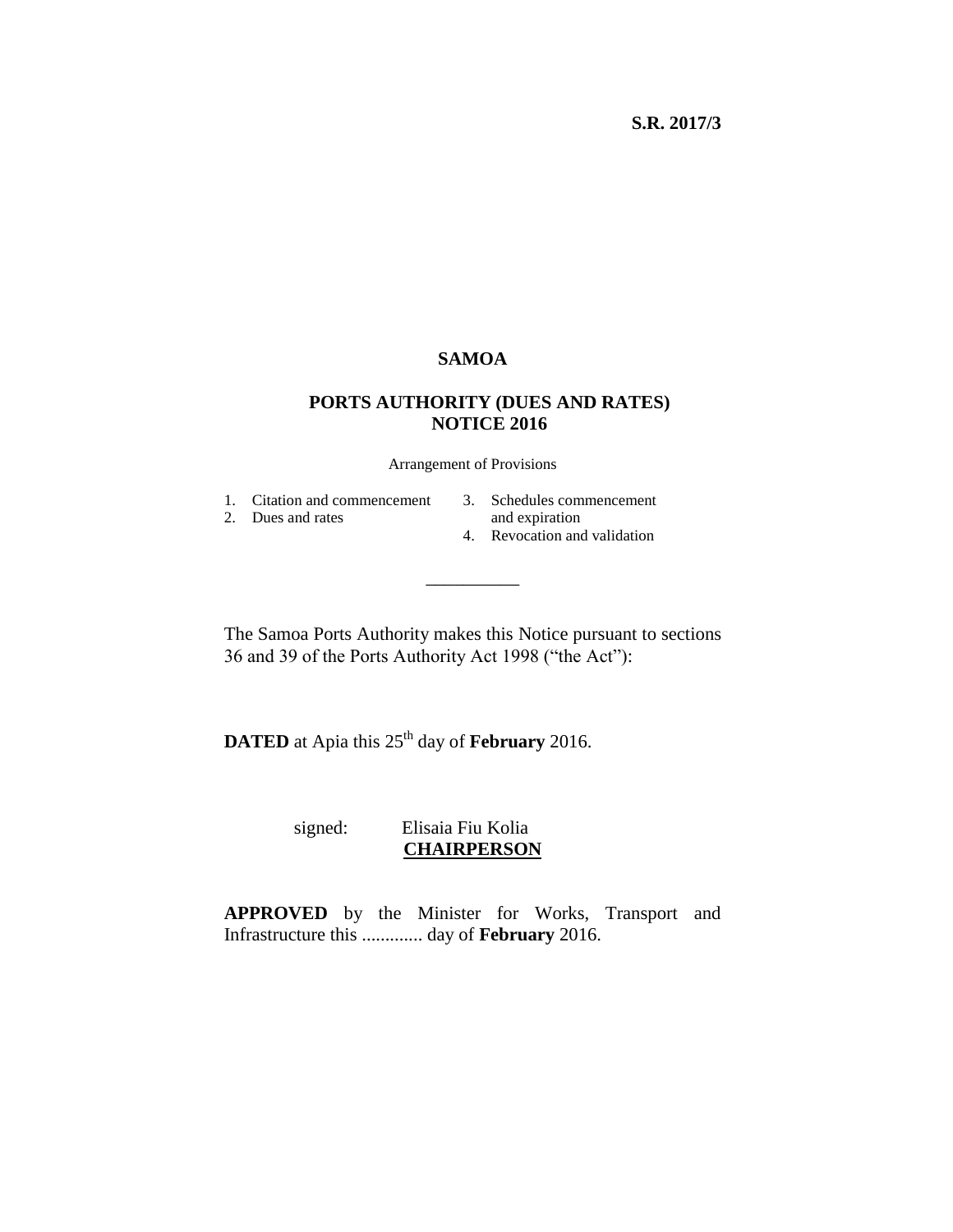**S.R. 2017/3**

# SAMOA

## PORTS AUTHORITY (DUES AND RATES) NOTICE 2016

Arrangement of Provisions

1. Citation and commencement
2. Dues and rates
3. Schedules commencement and expiration
4. Revocation and validation

\_\_\_\_\_\_\_\_\_\_

The Samoa Ports Authority makes this Notice pursuant to sections 36 and 39 of the Ports Authority Act 1998 ("the Act"):

**DATED** at Apia this 25th day of **February** 2016.

signed: Elisaia Fiu Kolia
**CHAIRPERSON**

**APPROVED** by the Minister for Works, Transport and Infrastructure this ............. day of **February** 2016.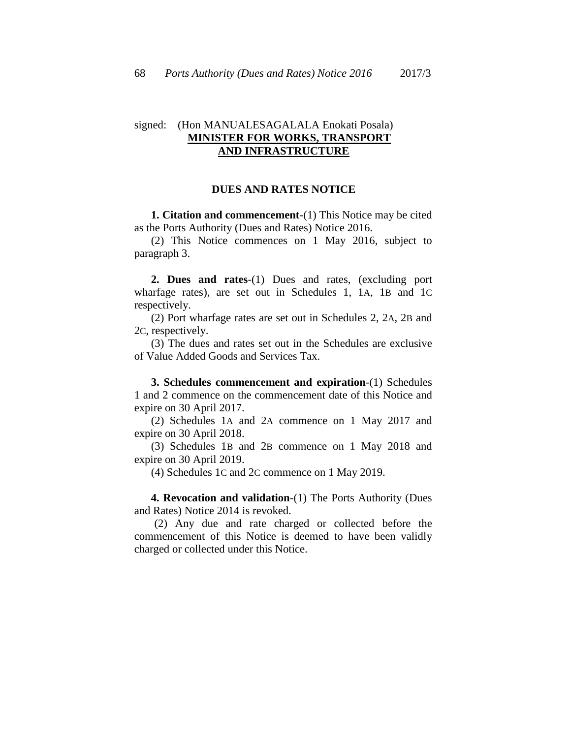signed: (Hon MANUALESAGALALA Enokati Posala)
**MINISTER FOR WORKS, TRANSPORT AND INFRASTRUCTURE**

## DUES AND RATES NOTICE

**1. Citation and commencement**-(1) This Notice may be cited as the Ports Authority (Dues and Rates) Notice 2016.

(2) This Notice commences on 1 May 2016, subject to paragraph 3.

**2. Dues and rates**-(1) Dues and rates, (excluding port wharfage rates), are set out in Schedules 1, 1A, 1B and 1C respectively.

(2) Port wharfage rates are set out in Schedules 2, 2A, 2B and 2C, respectively.

(3) The dues and rates set out in the Schedules are exclusive of Value Added Goods and Services Tax.

**3. Schedules commencement and expiration**-(1) Schedules 1 and 2 commence on the commencement date of this Notice and expire on 30 April 2017.

(2) Schedules 1A and 2A commence on 1 May 2017 and expire on 30 April 2018.

(3) Schedules 1B and 2B commence on 1 May 2018 and expire on 30 April 2019.

(4) Schedules 1C and 2C commence on 1 May 2019.

**4. Revocation and validation**-(1) The Ports Authority (Dues and Rates) Notice 2014 is revoked.

(2) Any due and rate charged or collected before the commencement of this Notice is deemed to have been validly charged or collected under this Notice.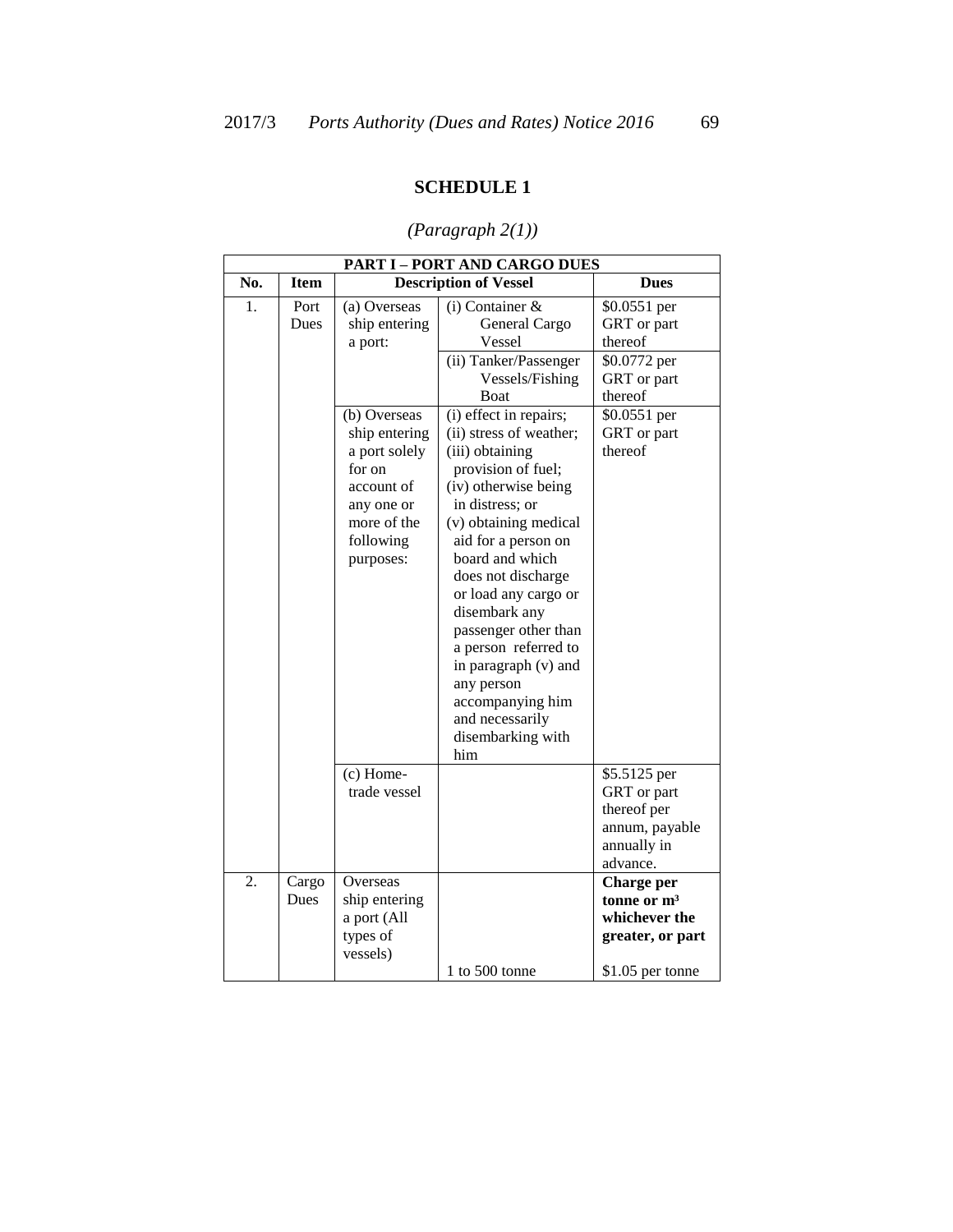## SCHEDULE 1

*(Paragraph 2(1))*

| PART I – PORT AND CARGO DUES | | | | |
|---|---|---|---|---|
| **No.** | **Item** | **Description of Vessel** | | **Dues** |
| 1. | Port Dues | (a) Overseas ship entering a port: | (i) Container & General Cargo Vessel | $0.0551 per GRT or part thereof |
| | | | (ii) Tanker/Passenger Vessels/Fishing Boat | $0.0772 per GRT or part thereof |
| | | (b) Overseas ship entering a port solely for on account of any one or more of the following purposes: | (i) effect in repairs; (ii) stress of weather; (iii) obtaining provision of fuel; (iv) otherwise being in distress; or (v) obtaining medical aid for a person on board and which does not discharge or load any cargo or disembark any passenger other than a person referred to in paragraph (v) and any person accompanying him and necessarily disembarking with him | $0.0551 per GRT or part thereof |
| | | (c) Home-trade vessel | | $5.5125 per GRT or part thereof per annum, payable annually in advance. |
| 2. | Cargo Dues | Overseas ship entering a port (All types of vessels) | | **Charge per tonne or m³ whichever the greater, or part** |
| | | | 1 to 500 tonne | $1.05 per tonne |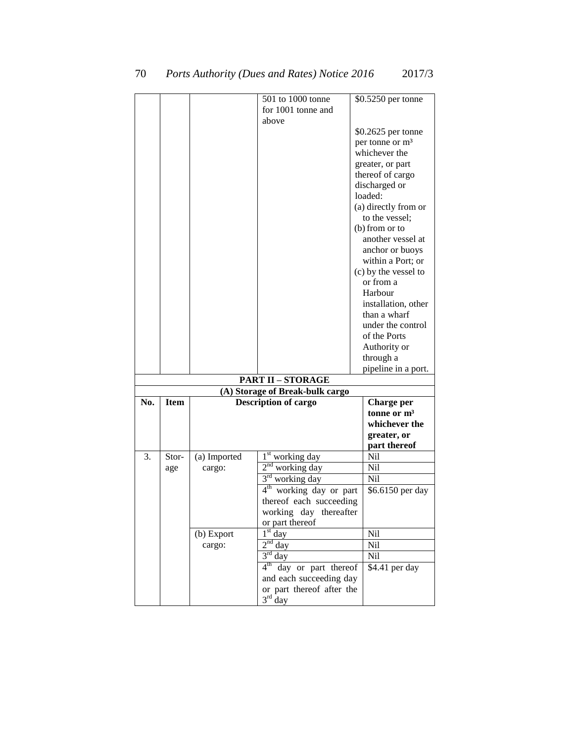| | | | | |
|---|---|---|---|---|
| | | | 501 to 1000 tonne for 1001 tonne and above | \$0.5250 per tonne<br><br>\$0.2625 per tonne per tonne or m³ whichever the greater, or part thereof of cargo discharged or loaded:<br>(a) directly from or to the vessel;<br>(b) from or to another vessel at anchor or buoys within a Port; or<br>(c) by the vessel to or from a Harbour installation, other than a wharf under the control of the Ports Authority or through a pipeline in a port. |

**PART II – STORAGE**

**(A) Storage of Break-bulk cargo**

| No. | Item | Description of cargo | | Charge per tonne or m³ whichever the greater, or part thereof |
|---|---|---|---|---|
| 3. | Storage | (a) Imported cargo: | 1st working day | Nil |
| | | | 2nd working day | Nil |
| | | | 3rd working day | Nil |
| | | | 4th working day or part thereof each succeeding working day thereafter or part thereof | \$6.6150 per day |
| | | (b) Export cargo: | 1st day | Nil |
| | | | 2nd day | Nil |
| | | | 3rd day | Nil |
| | | | 4th day or part thereof and each succeeding day or part thereof after the 3rd day | \$4.41 per day |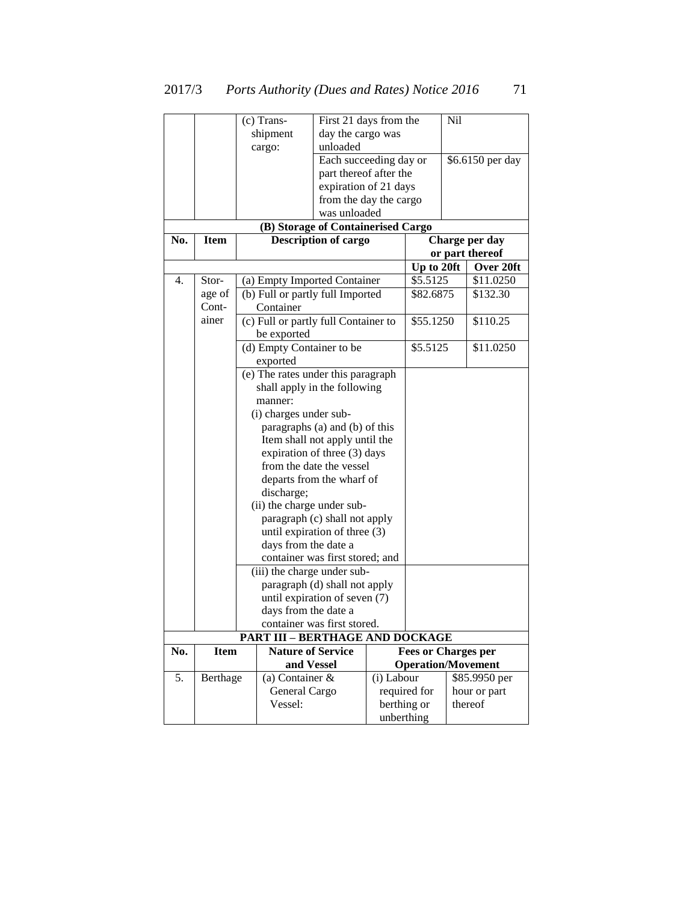| | | (c) Trans-shipment cargo: | First 21 days from the day the cargo was unloaded | Nil |
|---|---|---|---|---|
| | | | Each succeeding day or part thereof after the expiration of 21 days from the day the cargo was unloaded | $6.6150 per day |

**(B) Storage of Containerised Cargo**

| No. | Item | Description of cargo | Charge per day or part thereof | |
|---|---|---|---|---|
| | | | Up to 20ft | Over 20ft |
| 4. | Storage of Container | (a) Empty Imported Container | $5.5125 | $11.0250 |
| | | (b) Full or partly full Imported Container | $82.6875 | $132.30 |
| | | (c) Full or partly full Container to be exported | $55.1250 | $110.25 |
| | | (d) Empty Container to be exported | $5.5125 | $11.0250 |
| | | (e) The rates under this paragraph shall apply in the following manner:<br>(i) charges under sub-paragraphs (a) and (b) of this Item shall not apply until the expiration of three (3) days from the date the vessel departs from the wharf of discharge;<br>(ii) the charge under sub-paragraph (c) shall not apply until expiration of three (3) days from the date a container was first stored; and | | |
| | | (iii) the charge under sub-paragraph (d) shall not apply until expiration of seven (7) days from the date a container was first stored. | | |

**PART III – BERTHAGE AND DOCKAGE**

| No. | Item | Nature of Service and Vessel | Fees or Charges per Operation/Movement | |
|---|---|---|---|---|
| 5. | Berthage | (a) Container & General Cargo Vessel: | (i) Labour required for berthing or unberthing | $85.9950 per hour or part thereof |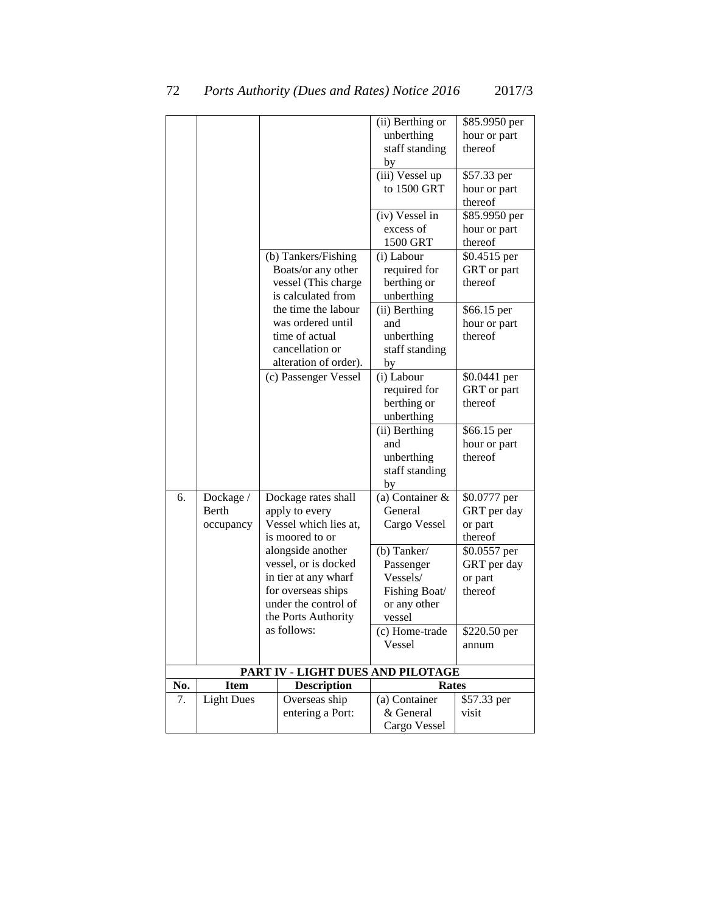| | | | | |
|---|---|---|---|---|
| | | | (ii) Berthing or unberthing staff standing by | $85.9950 per hour or part thereof |
| | | | (iii) Vessel up to 1500 GRT | $57.33 per hour or part thereof |
| | | | (iv) Vessel in excess of 1500 GRT | $85.9950 per hour or part thereof |
| | | (b) Tankers/Fishing Boats/or any other vessel (This charge is calculated from the time the labour was ordered until time of actual cancellation or alteration of order). | (i) Labour required for berthing or unberthing | $0.4515 per GRT or part thereof |
| | | | (ii) Berthing and unberthing staff standing by | $66.15 per hour or part thereof |
| | | (c) Passenger Vessel | (i) Labour required for berthing or unberthing | $0.0441 per GRT or part thereof |
| | | | (ii) Berthing and unberthing staff standing by | $66.15 per hour or part thereof |
| 6. | Dockage / Berth occupancy | Dockage rates shall apply to every Vessel which lies at, is moored to or alongside another vessel, or is docked in tier at any wharf for overseas ships under the control of the Ports Authority as follows: | (a) Container & General Cargo Vessel | $0.0777 per GRT per day or part thereof |
| | | | (b) Tanker/ Passenger Vessels/ Fishing Boat/ or any other vessel | $0.0557 per GRT per day or part thereof |
| | | | (c) Home-trade Vessel | $220.50 per annum |

**PART IV - LIGHT DUES AND PILOTAGE**

| No. | Item | Description | Rates | |
|---|---|---|---|---|
| 7. | Light Dues | Overseas ship entering a Port: | (a) Container & General Cargo Vessel | $57.33 per visit |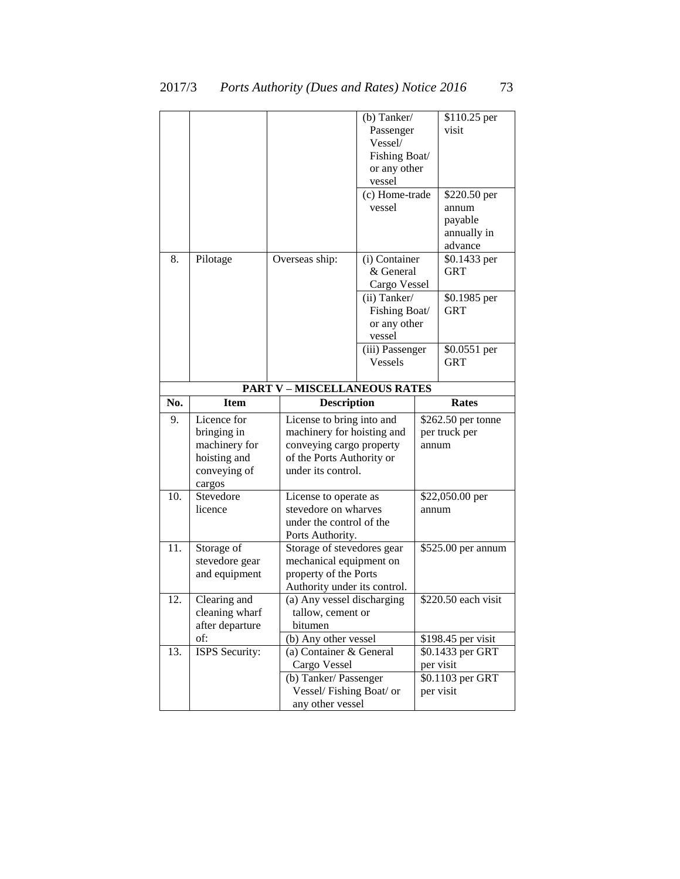| | | | | |
|---|---|---|---|---|
| | | | (b) Tanker/ Passenger Vessel/ Fishing Boat/ or any other vessel | $110.25 per visit |
| | | | (c) Home-trade vessel | $220.50 per annum payable annually in advance |
| 8. | Pilotage | Overseas ship: | (i) Container & General Cargo Vessel | $0.1433 per GRT |
| | | | (ii) Tanker/ Fishing Boat/ or any other vessel | $0.1985 per GRT |
| | | | (iii) Passenger Vessels | $0.0551 per GRT |

**PART V – MISCELLANEOUS RATES**

| No. | Item | Description | Rates |
|---|---|---|---|
| 9. | Licence for bringing in machinery for hoisting and conveying of cargos | License to bring into and machinery for hoisting and conveying cargo property of the Ports Authority or under its control. | $262.50 per tonne per truck per annum |
| 10. | Stevedore licence | License to operate as stevedore on wharves under the control of the Ports Authority. | $22,050.00 per annum |
| 11. | Storage of stevedore gear and equipment | Storage of stevedores gear mechanical equipment on property of the Ports Authority under its control. | $525.00 per annum |
| 12. | Clearing and cleaning wharf after departure of: | (a) Any vessel discharging tallow, cement or bitumen | $220.50 each visit |
| | | (b) Any other vessel | $198.45 per visit |
| 13. | ISPS Security: | (a) Container & General Cargo Vessel | $0.1433 per GRT per visit |
| | | (b) Tanker/ Passenger Vessel/ Fishing Boat/ or any other vessel | $0.1103 per GRT per visit |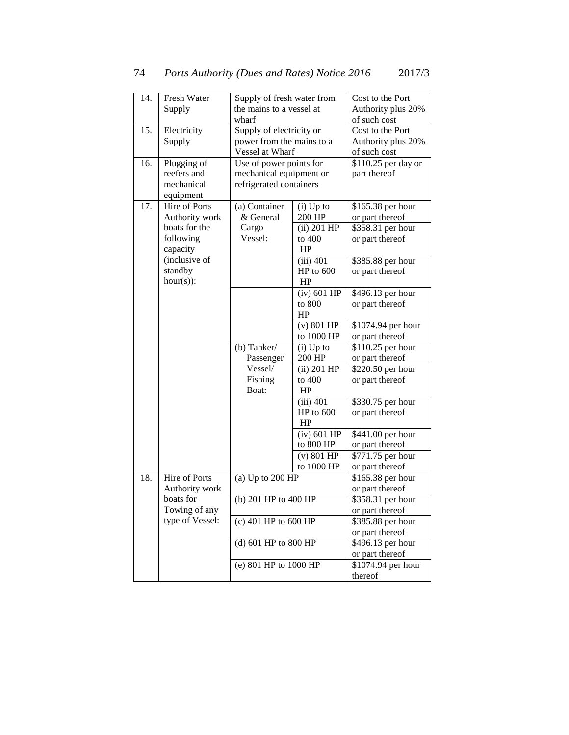| | | | | |
|---|---|---|---|---|
| 14. | Fresh Water Supply | Supply of fresh water from the mains to a vessel at wharf | | Cost to the Port Authority plus 20% of such cost |
| 15. | Electricity Supply | Supply of electricity or power from the mains to a Vessel at Wharf | | Cost to the Port Authority plus 20% of such cost |
| 16. | Plugging of reefers and mechanical equipment | Use of power points for mechanical equipment or refrigerated containers | | $110.25 per day or part thereof |
| 17. | Hire of Ports Authority work boats for the following capacity (inclusive of standby hour(s)): | (a) Container & General Cargo Vessel: | (i) Up to 200 HP | $165.38 per hour or part thereof |
| | | | (ii) 201 HP to 400 HP | $358.31 per hour or part thereof |
| | | | (iii) 401 HP to 600 HP | $385.88 per hour or part thereof |
| | | | (iv) 601 HP to 800 HP | $496.13 per hour or part thereof |
| | | | (v) 801 HP to 1000 HP | $1074.94 per hour or part thereof |
| | | (b) Tanker/ Passenger Vessel/ Fishing Boat: | (i) Up to 200 HP | $110.25 per hour or part thereof |
| | | | (ii) 201 HP to 400 HP | $220.50 per hour or part thereof |
| | | | (iii) 401 HP to 600 HP | $330.75 per hour or part thereof |
| | | | (iv) 601 HP to 800 HP | $441.00 per hour or part thereof |
| | | | (v) 801 HP to 1000 HP | $771.75 per hour or part thereof |
| 18. | Hire of Ports Authority work boats for Towing of any type of Vessel: | (a) Up to 200 HP | | $165.38 per hour or part thereof |
| | | (b) 201 HP to 400 HP | | $358.31 per hour or part thereof |
| | | (c) 401 HP to 600 HP | | $385.88 per hour or part thereof |
| | | (d) 601 HP to 800 HP | | $496.13 per hour or part thereof |
| | | (e) 801 HP to 1000 HP | | $1074.94 per hour thereof |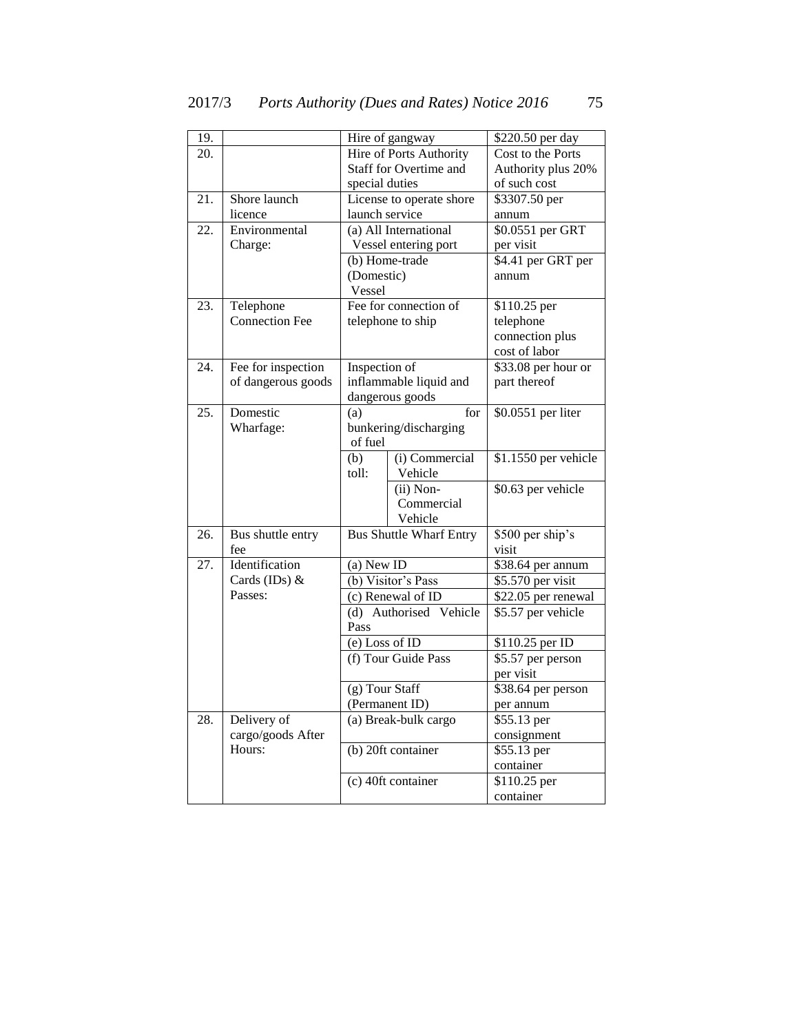| | | | | |
|---|---|---|---|---|
| 19. | | Hire of gangway | | $220.50 per day |
| 20. | | Hire of Ports Authority Staff for Overtime and special duties | | Cost to the Ports Authority plus 20% of such cost |
| 21. | Shore launch licence | License to operate shore launch service | | $3307.50 per annum |
| 22. | Environmental Charge: | (a) All International Vessel entering port | | $0.0551 per GRT per visit |
| | | (b) Home-trade (Domestic) Vessel | | $4.41 per GRT per annum |
| 23. | Telephone Connection Fee | Fee for connection of telephone to ship | | $110.25 per telephone connection plus cost of labor |
| 24. | Fee for inspection of dangerous goods | Inspection of inflammable liquid and dangerous goods | | $33.08 per hour or part thereof |
| 25. | Domestic Wharfage: | (a) for bunkering/discharging of fuel | | $0.0551 per liter |
| | | (b) toll: | (i) Commercial Vehicle | $1.1550 per vehicle |
| | | | (ii) Non-Commercial Vehicle | $0.63 per vehicle |
| 26. | Bus shuttle entry fee | Bus Shuttle Wharf Entry | | $500 per ship's visit |
| 27. | Identification Cards (IDs) & Passes: | (a) New ID | | $38.64 per annum |
| | | (b) Visitor's Pass | | $5.570 per visit |
| | | (c) Renewal of ID | | $22.05 per renewal |
| | | (d) Authorised Vehicle Pass | | $5.57 per vehicle |
| | | (e) Loss of ID | | $110.25 per ID |
| | | (f) Tour Guide Pass | | $5.57 per person per visit |
| | | (g) Tour Staff (Permanent ID) | | $38.64 per person per annum |
| 28. | Delivery of cargo/goods After Hours: | (a) Break-bulk cargo | | $55.13 per consignment |
| | | (b) 20ft container | | $55.13 per container |
| | | (c) 40ft container | | $110.25 per container |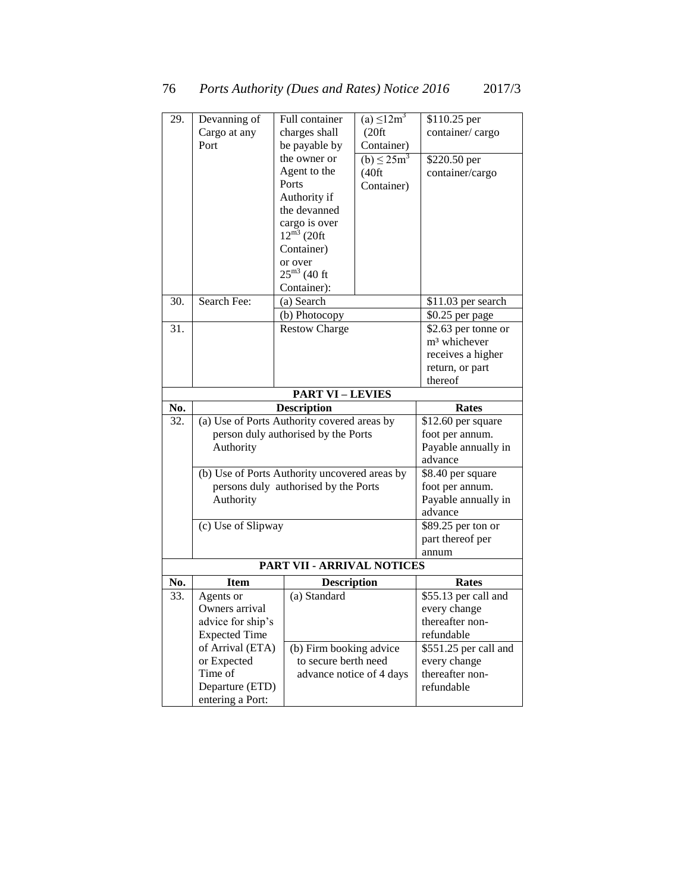| | | | | |
|---|---|---|---|---|
| 29. | Devanning of Cargo at any Port | Full container charges shall be payable by the owner or Agent to the Ports Authority if the devanned cargo is over $12^{m3}$ (20ft Container) or over $25^{m3}$ (40 ft Container): | (a) $\leq 12m^3$ (20ft Container) | $110.25 per container/ cargo |
| | | | (b) $\leq 25m^3$ (40ft Container) | $220.50 per container/cargo |
| 30. | Search Fee: | (a) Search | | $11.03 per search |
| | | (b) Photocopy | | $0.25 per page |
| 31. | | Restow Charge | | $2.63 per tonne or $m^3$ whichever receives a higher return, or part thereof |

**PART VI – LEVIES**

| No. | Description | Rates |
|---|---|---|
| 32. | (a) Use of Ports Authority covered areas by person duly authorised by the Ports Authority | $12.60 per square foot per annum. Payable annually in advance |
| | (b) Use of Ports Authority uncovered areas by persons duly authorised by the Ports Authority | $8.40 per square foot per annum. Payable annually in advance |
| | (c) Use of Slipway | $89.25 per ton or part thereof per annum |

**PART VII - ARRIVAL NOTICES**

| No. | Item | Description | Rates |
|---|---|---|---|
| 33. | Agents or Owners arrival advice for ship's Expected Time of Arrival (ETA) or Expected Time of Departure (ETD) entering a Port: | (a) Standard | $55.13 per call and every change thereafter non-refundable |
| | | (b) Firm booking advice to secure berth need advance notice of 4 days | $551.25 per call and every change thereafter non-refundable |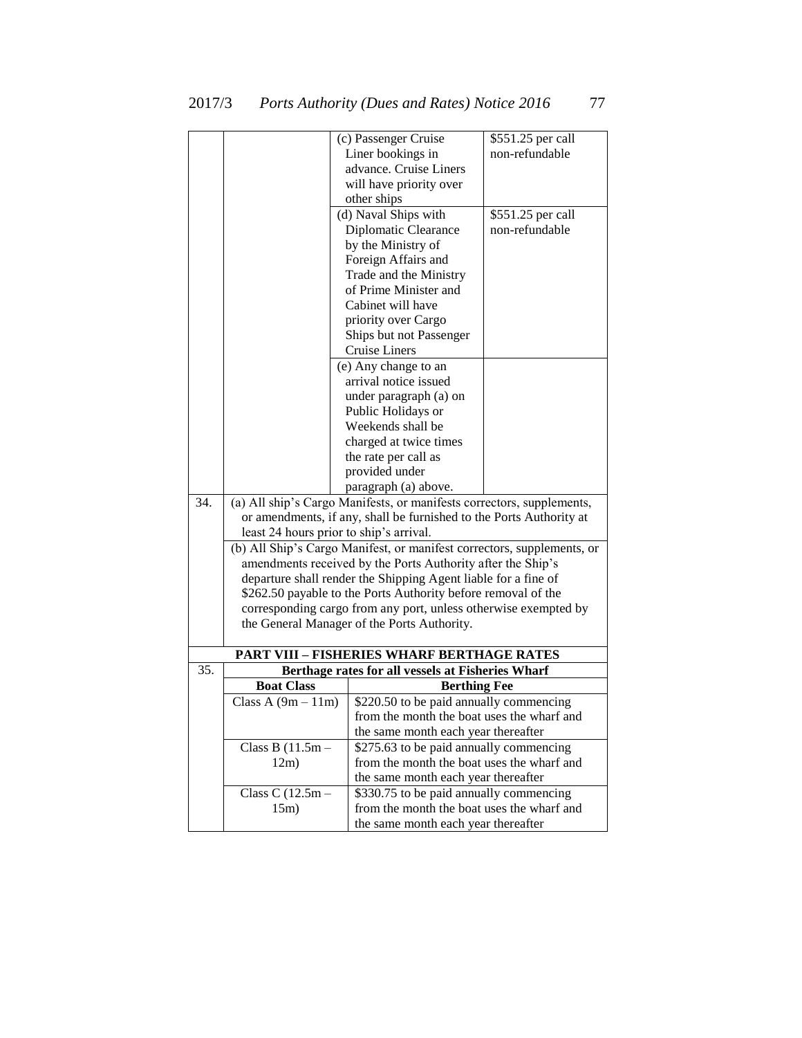| | | | |
|---|---|---|---|
| | | (c) Passenger Cruise Liner bookings in advance. Cruise Liners will have priority over other ships | $551.25 per call non-refundable |
| | | (d) Naval Ships with Diplomatic Clearance by the Ministry of Foreign Affairs and Trade and the Ministry of Prime Minister and Cabinet will have priority over Cargo Ships but not Passenger Cruise Liners | $551.25 per call non-refundable |
| | | (e) Any change to an arrival notice issued under paragraph (a) on Public Holidays or Weekends shall be charged at twice times the rate per call as provided under paragraph (a) above. | |
| 34. | (a) All ship's Cargo Manifests, or manifests correctors, supplements, or amendments, if any, shall be furnished to the Ports Authority at least 24 hours prior to ship's arrival. | | |
| | (b) All Ship's Cargo Manifest, or manifest correctors, supplements, or amendments received by the Ports Authority after the Ship's departure shall render the Shipping Agent liable for a fine of $262.50 payable to the Ports Authority before removal of the corresponding cargo from any port, unless otherwise exempted by the General Manager of the Ports Authority. | | |

## PART VIII – FISHERIES WHARF BERTHAGE RATES

| | | |
|---|---|---|
| 35. | **Berthage rates for all vessels at Fisheries Wharf** | |
| | **Boat Class** | **Berthing Fee** |
| | Class A (9m – 11m) | $220.50 to be paid annually commencing from the month the boat uses the wharf and the same month each year thereafter |
| | Class B (11.5m – 12m) | $275.63 to be paid annually commencing from the month the boat uses the wharf and the same month each year thereafter |
| | Class C (12.5m – 15m) | $330.75 to be paid annually commencing from the month the boat uses the wharf and the same month each year thereafter |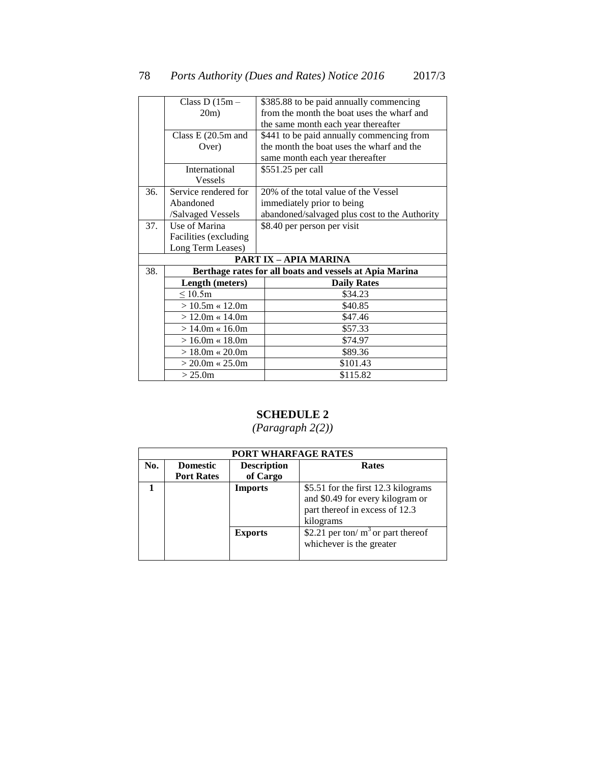| | | |
|---|---|---|
| | Class D (15m – 20m) | $385.88 to be paid annually commencing from the month the boat uses the wharf and the same month each year thereafter |
| | Class E (20.5m and Over) | $441 to be paid annually commencing from the month the boat uses the wharf and the same month each year thereafter |
| | International Vessels | $551.25 per call |
| 36. | Service rendered for Abandoned /Salvaged Vessels | 20% of the total value of the Vessel immediately prior to being abandoned/salvaged plus cost to the Authority |
| 37. | Use of Marina Facilities (excluding Long Term Leases) | $8.40 per person per visit |
| | **PART IX – APIA MARINA** | |
| 38. | **Berthage rates for all boats and vessels at Apia Marina** | |
| | **Length (meters)** | **Daily Rates** |
| | ≤ 10.5m | $34.23 |
| | > 10.5m « 12.0m | $40.85 |
| | > 12.0m « 14.0m | $47.46 |
| | > 14.0m « 16.0m | $57.33 |
| | > 16.0m « 18.0m | $74.97 |
| | > 18.0m « 20.0m | $89.36 |
| | > 20.0m « 25.0m | $101.43 |
| | > 25.0m | $115.82 |

## SCHEDULE 2

*(Paragraph 2(2))*

| **PORT WHARFAGE RATES** | | | |
|---|---|---|---|
| **No.** | **Domestic Port Rates** | **Description of Cargo** | **Rates** |
| **1** | | **Imports** | $5.51 for the first 12.3 kilograms and $0.49 for every kilogram or part thereof in excess of 12.3 kilograms |
| | | **Exports** | $2.21 per ton/ $m^3$ or part thereof whichever is the greater |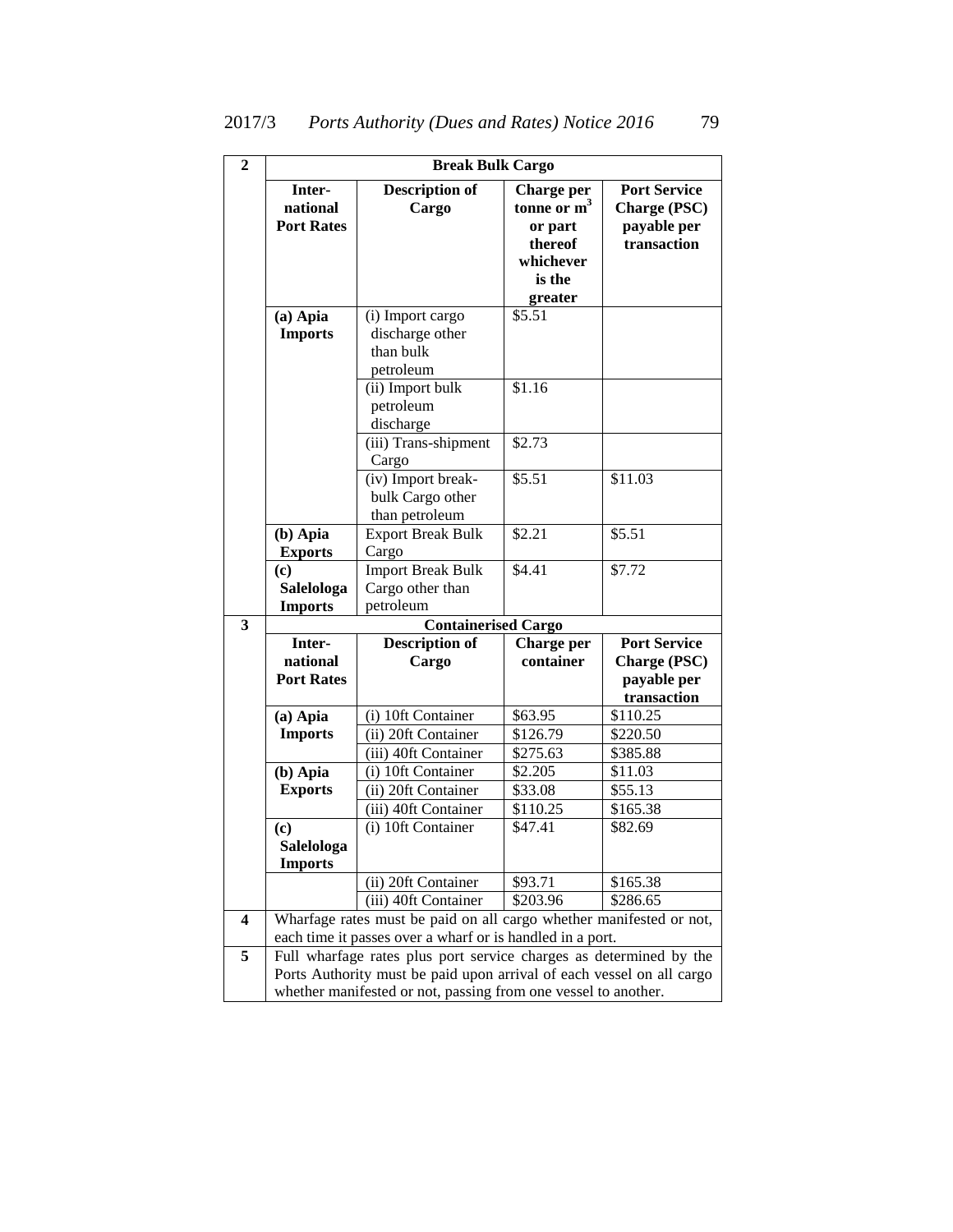| 2 | Break Bulk Cargo | | | |
|---|---|---|---|---|
| | **Inter-national Port Rates** | **Description of Cargo** | **Charge per tonne or $m^3$ or part thereof whichever is the greater** | **Port Service Charge (PSC) payable per transaction** |
| | **(a) Apia Imports** | (i) Import cargo discharge other than bulk petroleum | $5.51 | |
| | | (ii) Import bulk petroleum discharge | $1.16 | |
| | | (iii) Trans-shipment Cargo | $2.73 | |
| | | (iv) Import break-bulk Cargo other than petroleum | $5.51 | $11.03 |
| | **(b) Apia Exports** | Export Break Bulk Cargo | $2.21 | $5.51 |
| | **(c) Salelologa Imports** | Import Break Bulk Cargo other than petroleum | $4.41 | $7.72 |
| **3** | **Containerised Cargo** | | | |
| | **Inter-national Port Rates** | **Description of Cargo** | **Charge per container** | **Port Service Charge (PSC) payable per transaction** |
| | **(a) Apia Imports** | (i) 10ft Container | $63.95 | $110.25 |
| | | (ii) 20ft Container | $126.79 | $220.50 |
| | | (iii) 40ft Container | $275.63 | $385.88 |
| | **(b) Apia Exports** | (i) 10ft Container | $2.205 | $11.03 |
| | | (ii) 20ft Container | $33.08 | $55.13 |
| | | (iii) 40ft Container | $110.25 | $165.38 |
| | **(c) Salelologa Imports** | (i) 10ft Container | $47.41 | $82.69 |
| | | (ii) 20ft Container | $93.71 | $165.38 |
| | | (iii) 40ft Container | $203.96 | $286.65 |
| **4** | Wharfage rates must be paid on all cargo whether manifested or not, each time it passes over a wharf or is handled in a port. | | | |
| **5** | Full wharfage rates plus port service charges as determined by the Ports Authority must be paid upon arrival of each vessel on all cargo whether manifested or not, passing from one vessel to another. | | | |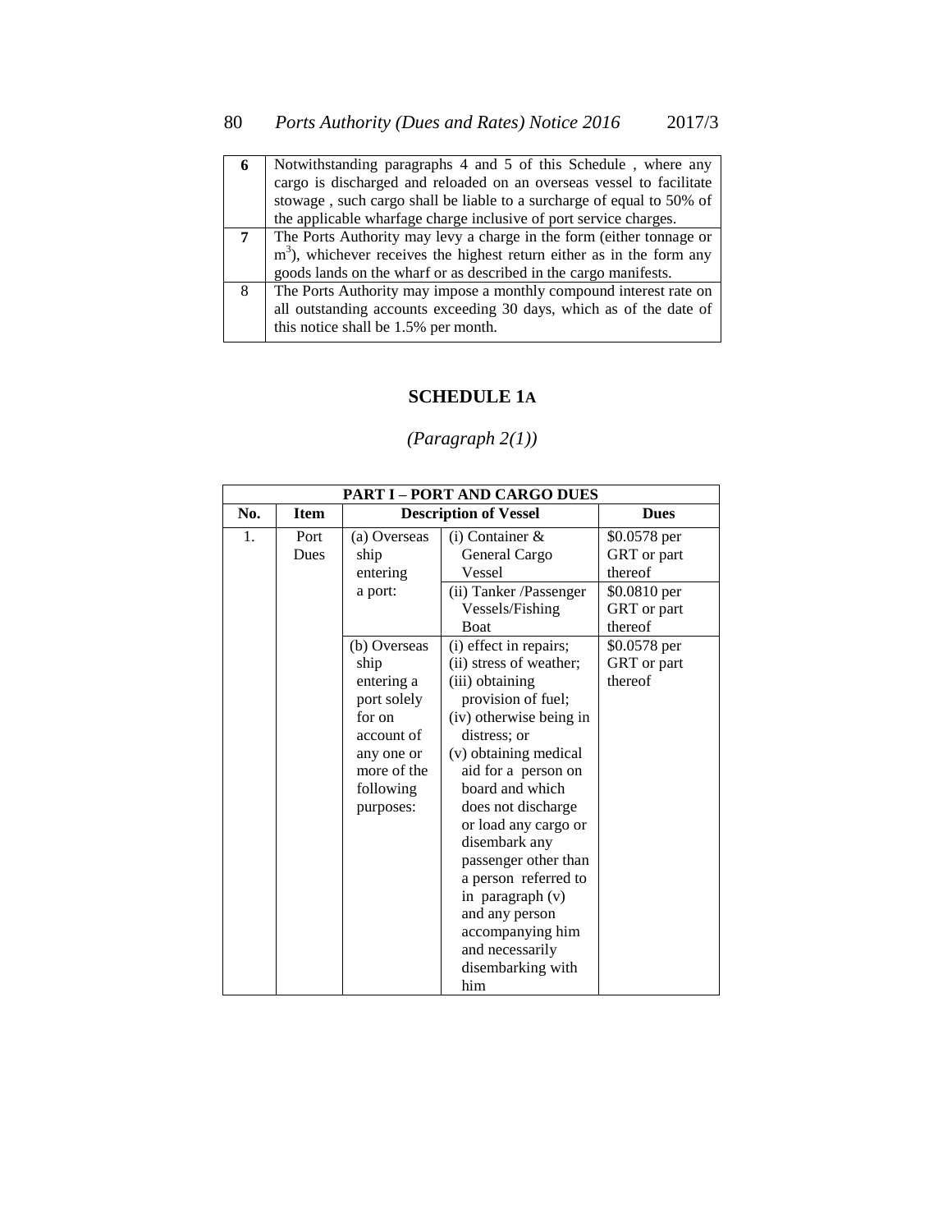| | |
|---|---|
| **6** | Notwithstanding paragraphs 4 and 5 of this Schedule , where any cargo is discharged and reloaded on an overseas vessel to facilitate stowage , such cargo shall be liable to a surcharge of equal to 50% of the applicable wharfage charge inclusive of port service charges. |
| **7** | The Ports Authority may levy a charge in the form (either tonnage or $m^3$), whichever receives the highest return either as in the form any goods lands on the wharf or as described in the cargo manifests. |
| 8 | The Ports Authority may impose a monthly compound interest rate on all outstanding accounts exceeding 30 days, which as of the date of this notice shall be 1.5% per month. |

## SCHEDULE 1A

*(Paragraph 2(1))*

| **PART I – PORT AND CARGO DUES** | | | | |
|---|---|---|---|---|
| **No.** | **Item** | **Description of Vessel** | | **Dues** |
| 1. | Port Dues | (a) Overseas ship entering a port: | (i) Container & General Cargo Vessel | \$0.0578 per GRT or part thereof |
| | | | (ii) Tanker /Passenger Vessels/Fishing Boat | \$0.0810 per GRT or part thereof |
| | | (b) Overseas ship entering a port solely for on account of any one or more of the following purposes: | (i) effect in repairs;<br>(ii) stress of weather;<br>(iii) obtaining provision of fuel;<br>(iv) otherwise being in distress; or<br>(v) obtaining medical aid for a person on board and which does not discharge or load any cargo or disembark any passenger other than a person referred to in paragraph (v) and any person accompanying him and necessarily disembarking with him | \$0.0578 per GRT or part thereof |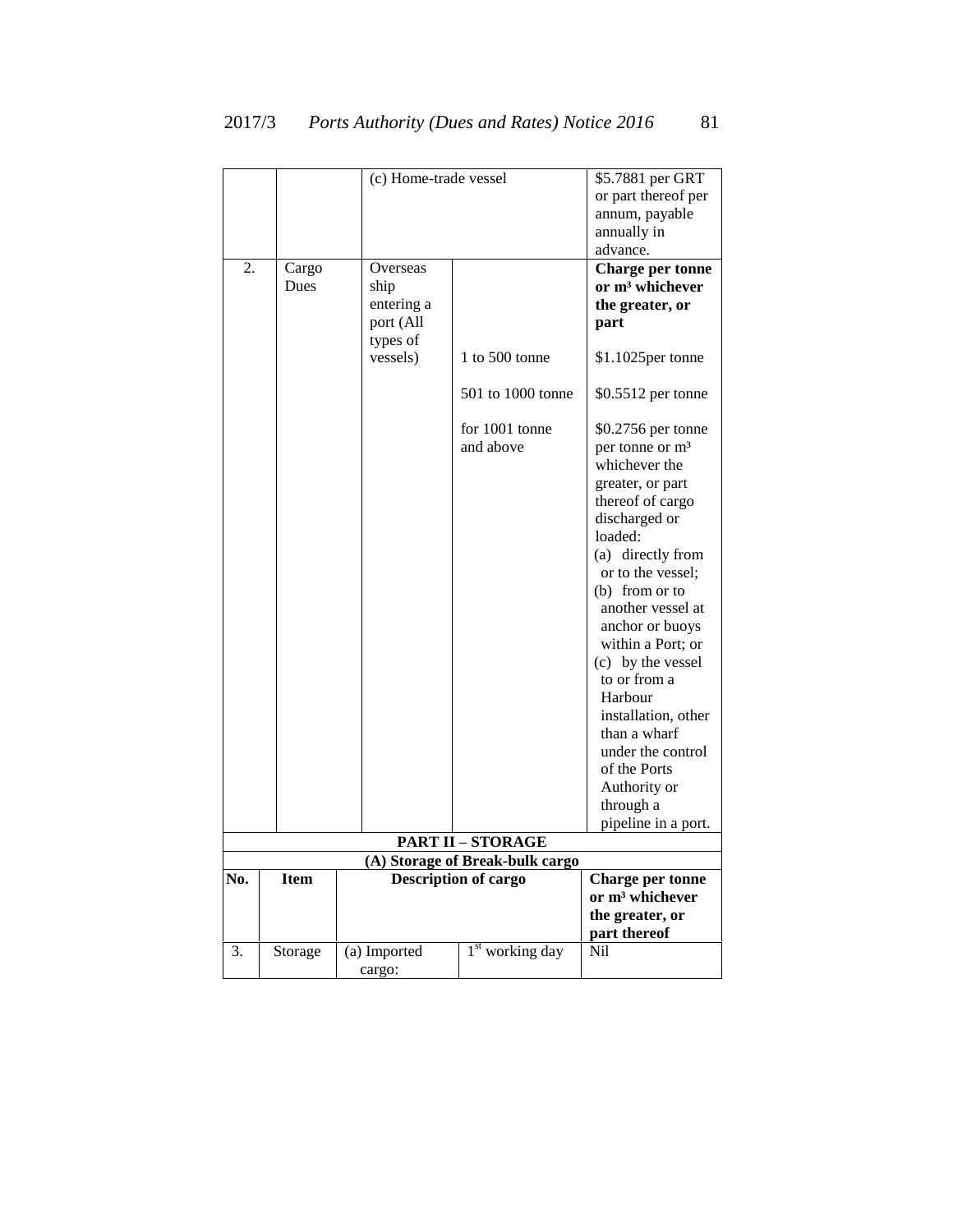| | | | | |
|---|---|---|---|---|
| | | (c) Home-trade vessel | | \$5.7881 per GRT or part thereof per annum, payable annually in advance. |
| 2. | Cargo Dues | Overseas ship entering a port (All types of vessels) | | **Charge per tonne or m³ whichever the greater, or part** |
| | | | 1 to 500 tonne | \$1.1025per tonne |
| | | | 501 to 1000 tonne | \$0.5512 per tonne |
| | | | for 1001 tonne and above | \$0.2756 per tonne per tonne or m³ whichever the greater, or part thereof of cargo discharged or loaded: (a) directly from or to the vessel; (b) from or to another vessel at anchor or buoys within a Port; or (c) by the vessel to or from a Harbour installation, other than a wharf under the control of the Ports Authority or through a pipeline in a port. |

**PART II – STORAGE**

**(A) Storage of Break-bulk cargo**

| No. | Item | Description of cargo | | Charge per tonne or m³ whichever the greater, or part thereof |
|---|---|---|---|---|
| 3. | Storage | (a) Imported cargo: | 1st working day | Nil |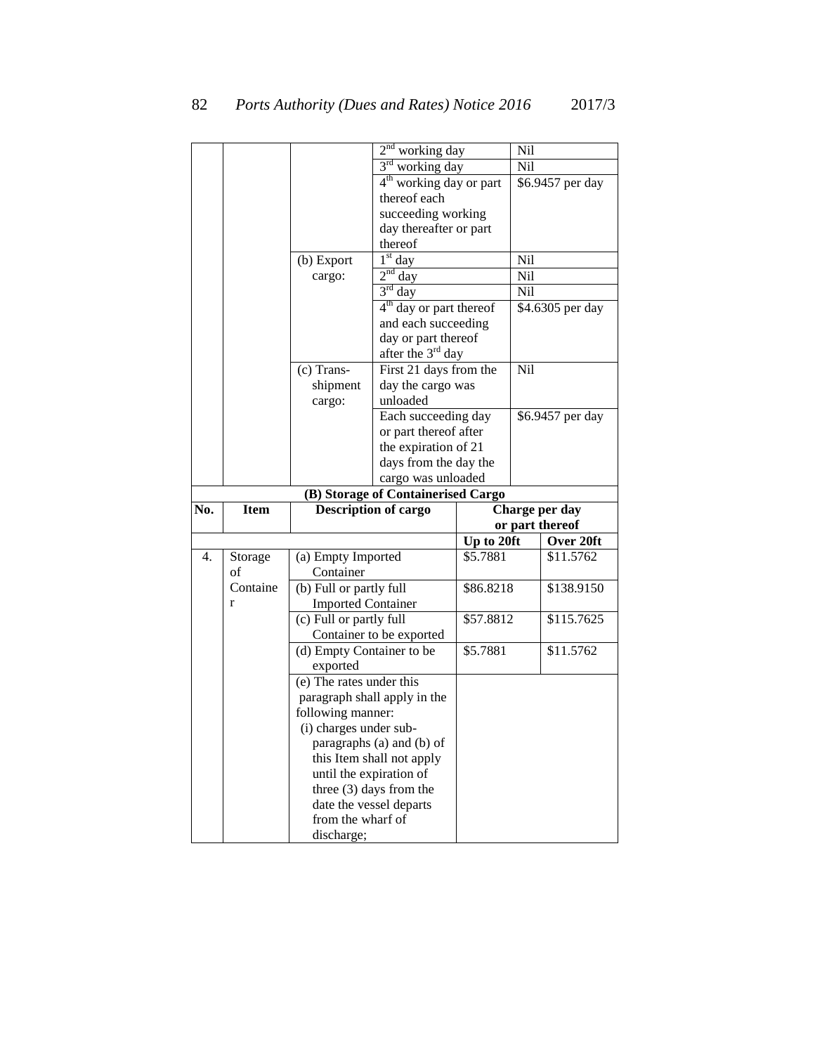| | | | | |
|---|---|---|---|---|
| | | | 2nd working day | Nil |
| | | | 3rd working day | Nil |
| | | | 4th working day or part thereof each succeeding working day thereafter or part thereof | $6.9457 per day |
| | | (b) Export cargo: | 1st day | Nil |
| | | | 2nd day | Nil |
| | | | 3rd day | Nil |
| | | | 4th day or part thereof and each succeeding day or part thereof after the 3rd day | $4.6305 per day |
| | | (c) Trans-shipment cargo: | First 21 days from the day the cargo was unloaded | Nil |
| | | | Each succeeding day or part thereof after the expiration of 21 days from the day the cargo was unloaded | $6.9457 per day |

**(B) Storage of Containerised Cargo**

| No. | Item | Description of cargo | Charge per day or part thereof | |
|---|---|---|---|---|
| | | | **Up to 20ft** | **Over 20ft** |
| 4. | Storage of Container | (a) Empty Imported Container | $5.7881 | $11.5762 |
| | | (b) Full or partly full Imported Container | $86.8218 | $138.9150 |
| | | (c) Full or partly full Container to be exported | $57.8812 | $115.7625 |
| | | (d) Empty Container to be exported | $5.7881 | $11.5762 |
| | | (e) The rates under this paragraph shall apply in the following manner: (i) charges under sub-paragraphs (a) and (b) of this Item shall not apply until the expiration of three (3) days from the date the vessel departs from the wharf of discharge; | | |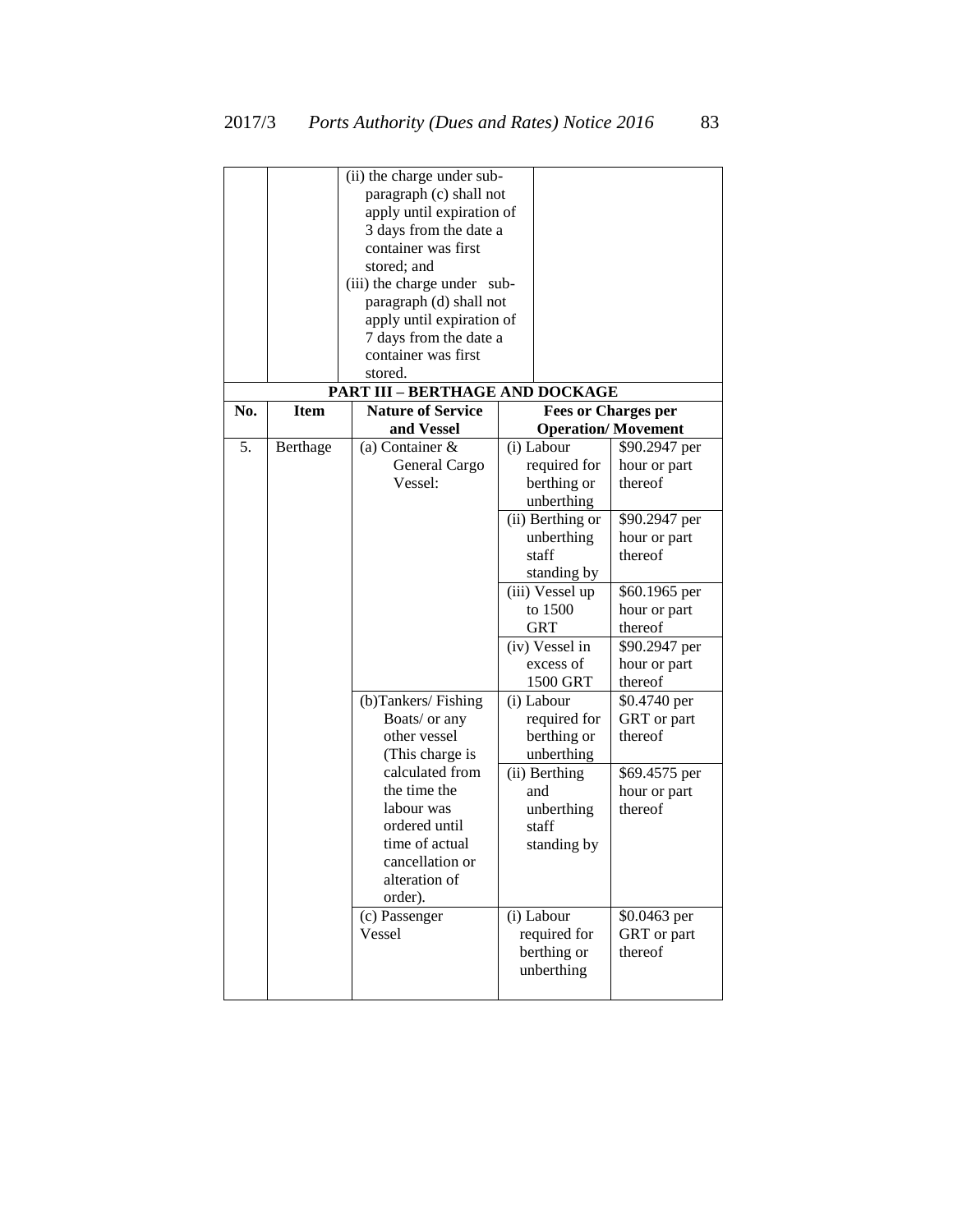| | | | | |
|---|---|---|---|---|
| | | (ii) the charge under sub-paragraph (c) shall not apply until expiration of 3 days from the date a container was first stored; and<br>(iii) the charge under sub-paragraph (d) shall not apply until expiration of 7 days from the date a container was first stored. | | |

**PART III – BERTHAGE AND DOCKAGE**

| No. | Item | Nature of Service and Vessel | Fees or Charges per Operation/ Movement | |
|---|---|---|---|---|
| 5. | Berthage | (a) Container & General Cargo Vessel: | (i) Labour required for berthing or unberthing | \$90.2947 per hour or part thereof |
| | | | (ii) Berthing or unberthing staff standing by | \$90.2947 per hour or part thereof |
| | | | (iii) Vessel up to 1500 GRT | \$60.1965 per hour or part thereof |
| | | | (iv) Vessel in excess of 1500 GRT | \$90.2947 per hour or part thereof |
| | | (b)Tankers/ Fishing Boats/ or any other vessel (This charge is calculated from the time the labour was ordered until time of actual cancellation or alteration of order). | (i) Labour required for berthing or unberthing | \$0.4740 per GRT or part thereof |
| | | | (ii) Berthing and unberthing staff standing by | \$69.4575 per hour or part thereof |
| | | (c) Passenger Vessel | (i) Labour required for berthing or unberthing | \$0.0463 per GRT or part thereof |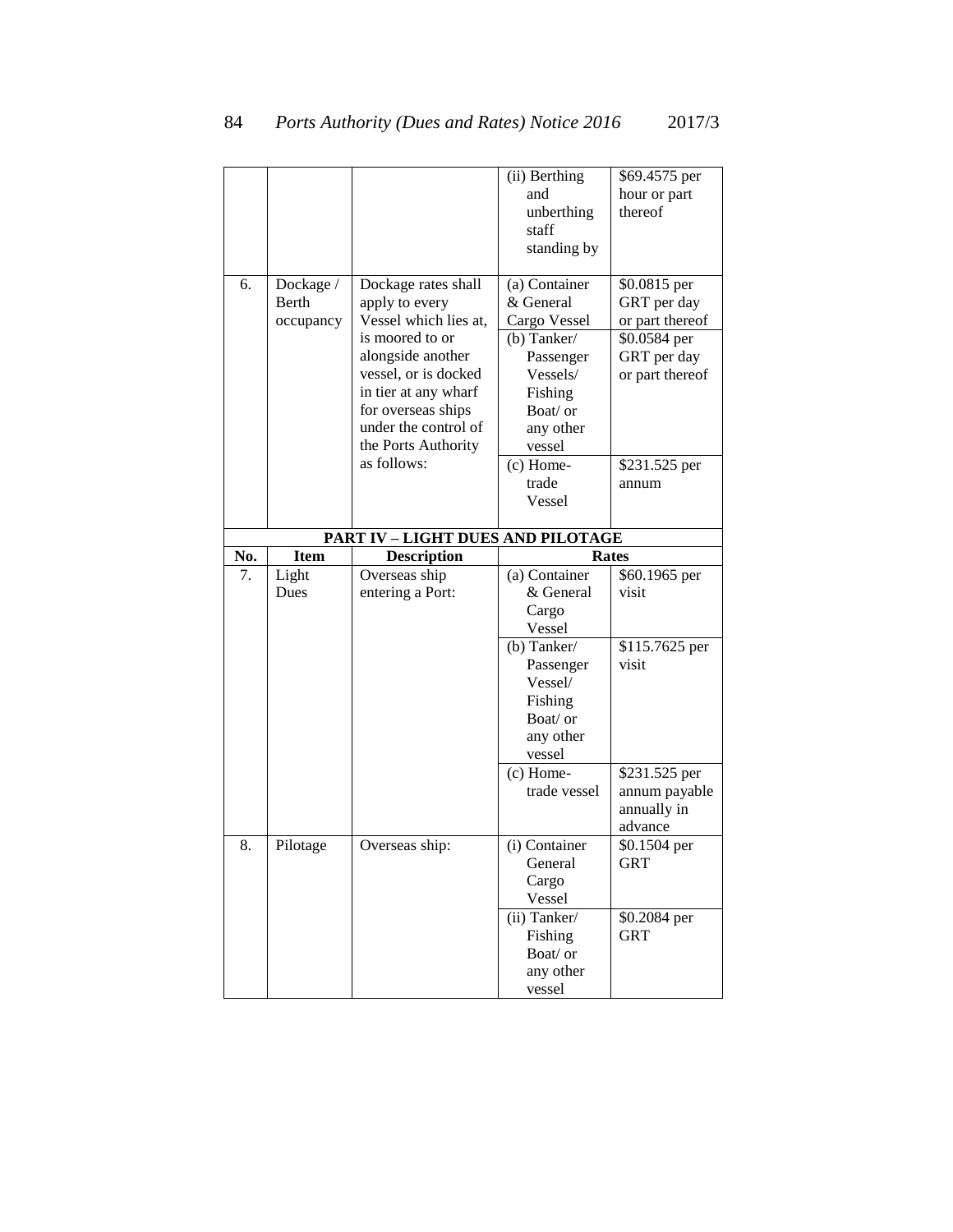| | | | (ii) Berthing and unberthing staff standing by | $69.4575 per hour or part thereof |
|---|---|---|---|---|
| 6. | Dockage / Berth occupancy | Dockage rates shall apply to every Vessel which lies at, is moored to or alongside another vessel, or is docked in tier at any wharf for overseas ships under the control of the Ports Authority as follows: | (a) Container & General Cargo Vessel | $0.0815 per GRT per day or part thereof |
| | | | (b) Tanker/ Passenger Vessels/ Fishing Boat/ or any other vessel | $0.0584 per GRT per day or part thereof |
| | | | (c) Home-trade Vessel | $231.525 per annum |
| **PART IV – LIGHT DUES AND PILOTAGE** | | | | |
| **No.** | **Item** | **Description** | **Rates** | |
| 7. | Light Dues | Overseas ship entering a Port: | (a) Container & General Cargo Vessel | $60.1965 per visit |
| | | | (b) Tanker/ Passenger Vessel/ Fishing Boat/ or any other vessel | $115.7625 per visit |
| | | | (c) Home-trade vessel | $231.525 per annum payable annually in advance |
| 8. | Pilotage | Overseas ship: | (i) Container General Cargo Vessel | $0.1504 per GRT |
| | | | (ii) Tanker/ Fishing Boat/ or any other vessel | $0.2084 per GRT |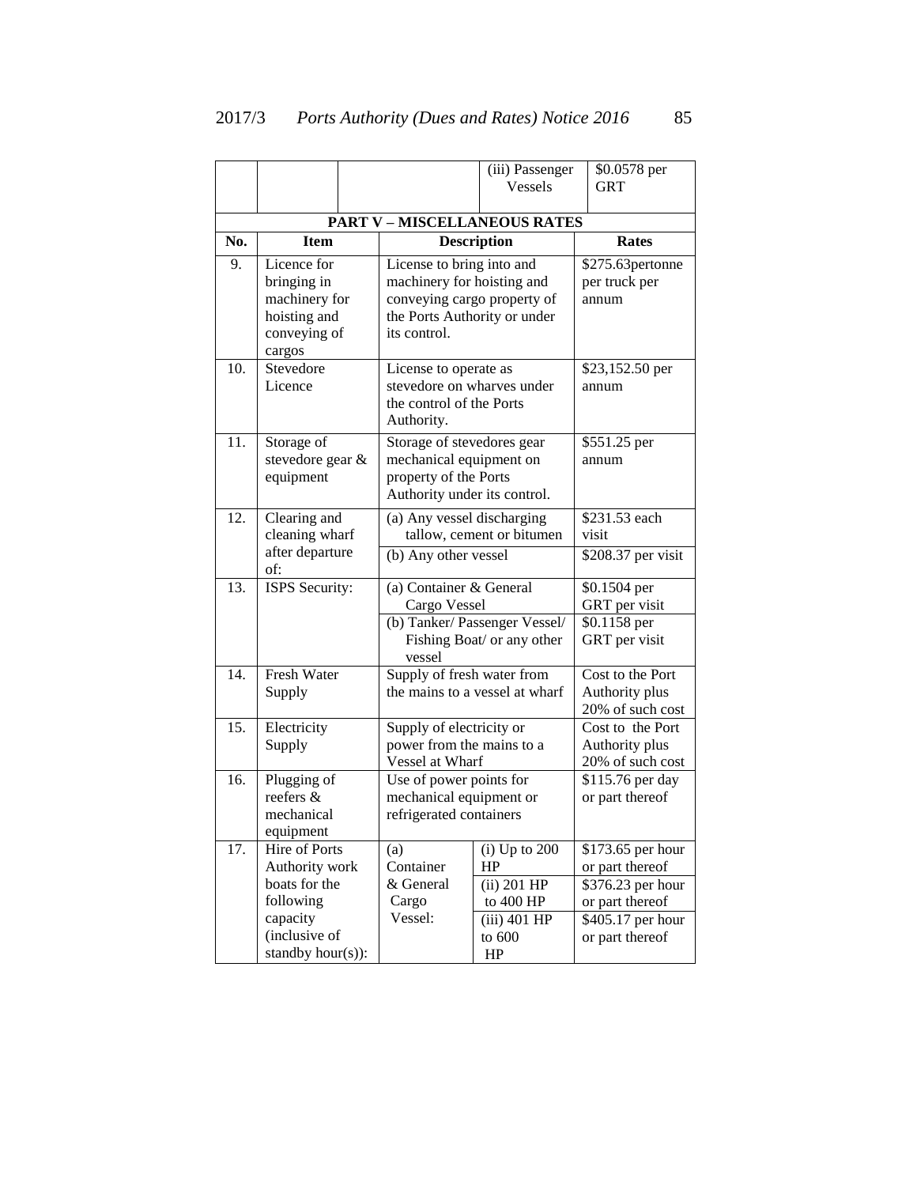| | | | (iii) Passenger Vessels | $0.0578 per GRT |
|---|---|---|---|---|

**PART V – MISCELLANEOUS RATES**

| No. | Item | Description | | Rates |
|---|---|---|---|---|
| 9. | Licence for bringing in machinery for hoisting and conveying of cargos | License to bring into and machinery for hoisting and conveying cargo property of the Ports Authority or under its control. | | $275.63pertonne per truck per annum |
| 10. | Stevedore Licence | License to operate as stevedore on wharves under the control of the Ports Authority. | | $23,152.50 per annum |
| 11. | Storage of stevedore gear & equipment | Storage of stevedores gear mechanical equipment on property of the Ports Authority under its control. | | $551.25 per annum |
| 12. | Clearing and cleaning wharf after departure of: | (a) Any vessel discharging tallow, cement or bitumen | | $231.53 each visit |
| | | (b) Any other vessel | | $208.37 per visit |
| 13. | ISPS Security: | (a) Container & General Cargo Vessel | | $0.1504 per GRT per visit |
| | | (b) Tanker/ Passenger Vessel/ Fishing Boat/ or any other vessel | | $0.1158 per GRT per visit |
| 14. | Fresh Water Supply | Supply of fresh water from the mains to a vessel at wharf | | Cost to the Port Authority plus 20% of such cost |
| 15. | Electricity Supply | Supply of electricity or power from the mains to a Vessel at Wharf | | Cost to the Port Authority plus 20% of such cost |
| 16. | Plugging of reefers & mechanical equipment | Use of power points for mechanical equipment or refrigerated containers | | $115.76 per day or part thereof |
| 17. | Hire of Ports Authority work boats for the following capacity (inclusive of standby hour(s)): | (a) Container & General Cargo Vessel: | (i) Up to 200 HP | $173.65 per hour or part thereof |
| | | | (ii) 201 HP to 400 HP | $376.23 per hour or part thereof |
| | | | (iii) 401 HP to 600 HP | $405.17 per hour or part thereof |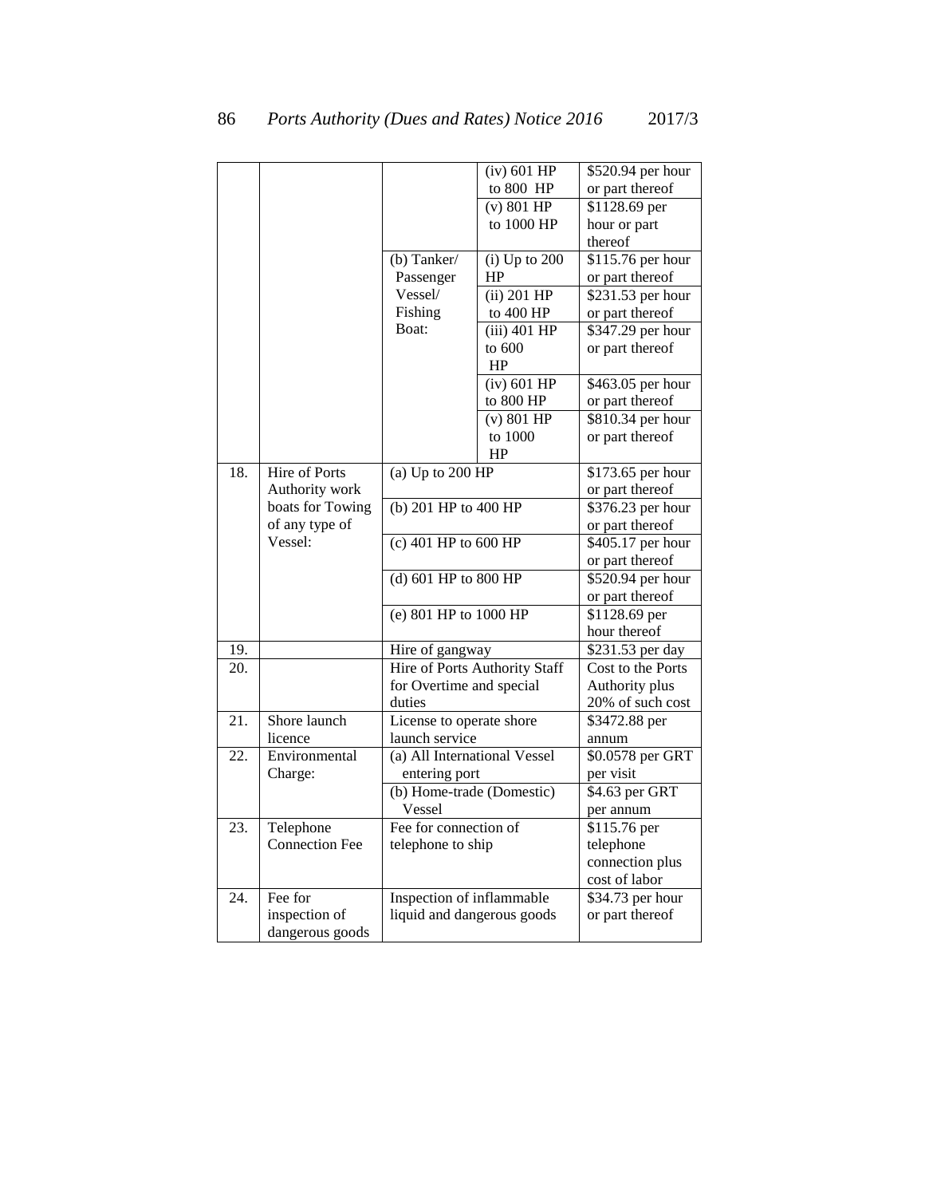| | | | | |
|---|---|---|---|---|
| | | | (iv) 601 HP to 800 HP | $520.94 per hour or part thereof |
| | | | (v) 801 HP to 1000 HP | $1128.69 per hour or part thereof |
| | | (b) Tanker/ Passenger Vessel/ Fishing Boat: | (i) Up to 200 HP | $115.76 per hour or part thereof |
| | | | (ii) 201 HP to 400 HP | $231.53 per hour or part thereof |
| | | | (iii) 401 HP to 600 HP | $347.29 per hour or part thereof |
| | | | (iv) 601 HP to 800 HP | $463.05 per hour or part thereof |
| | | | (v) 801 HP to 1000 HP | $810.34 per hour or part thereof |
| 18. | Hire of Ports Authority work boats for Towing of any type of Vessel: | (a) Up to 200 HP | | $173.65 per hour or part thereof |
| | | (b) 201 HP to 400 HP | | $376.23 per hour or part thereof |
| | | (c) 401 HP to 600 HP | | $405.17 per hour or part thereof |
| | | (d) 601 HP to 800 HP | | $520.94 per hour or part thereof |
| | | (e) 801 HP to 1000 HP | | $1128.69 per hour thereof |
| 19. | | Hire of gangway | | $231.53 per day |
| 20. | | Hire of Ports Authority Staff for Overtime and special duties | | Cost to the Ports Authority plus 20% of such cost |
| 21. | Shore launch licence | License to operate shore launch service | | $3472.88 per annum |
| 22. | Environmental Charge: | (a) All International Vessel entering port | | $0.0578 per GRT per visit |
| | | (b) Home-trade (Domestic) Vessel | | $4.63 per GRT per annum |
| 23. | Telephone Connection Fee | Fee for connection of telephone to ship | | $115.76 per telephone connection plus cost of labor |
| 24. | Fee for inspection of dangerous goods | Inspection of inflammable liquid and dangerous goods | | $34.73 per hour or part thereof |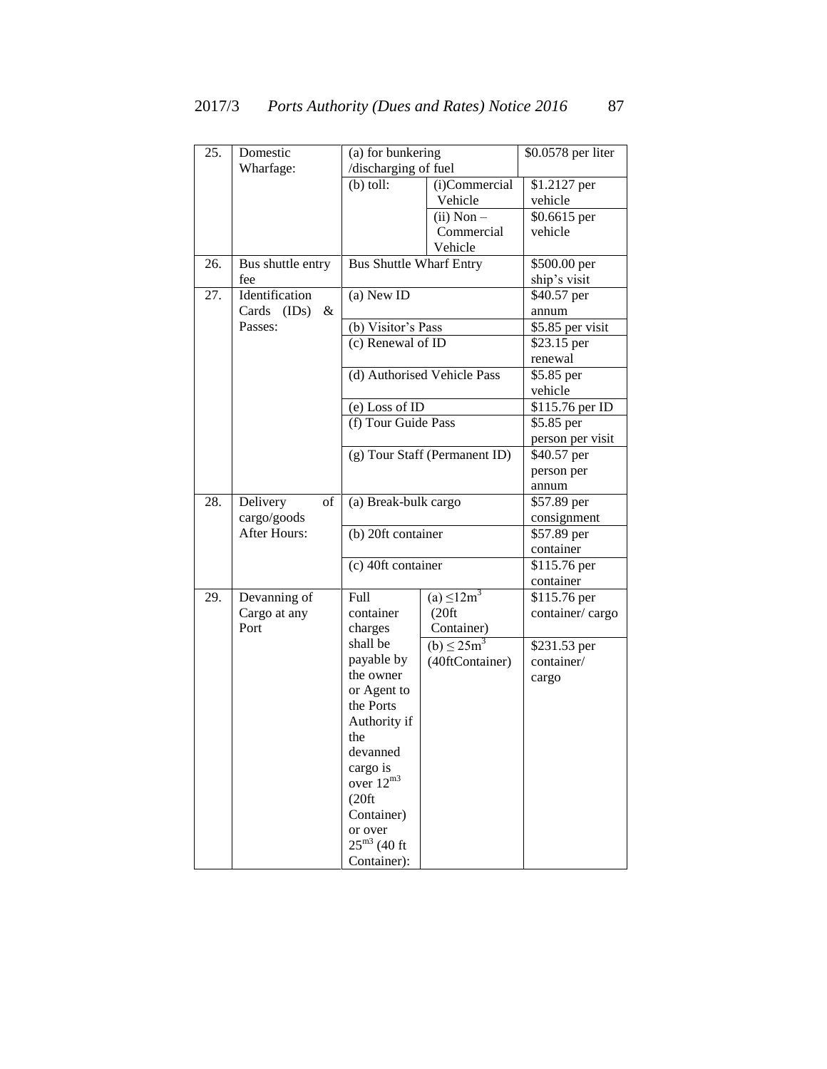| | | | | |
|---|---|---|---|---|
| 25. | Domestic Wharfage: | (a) for bunkering /discharging of fuel | | \$0.0578 per liter |
| | | (b) toll: | (i)Commercial Vehicle | \$1.2127 per vehicle |
| | | | (ii) Non – Commercial Vehicle | \$0.6615 per vehicle |
| 26. | Bus shuttle entry fee | Bus Shuttle Wharf Entry | | \$500.00 per ship's visit |
| 27. | Identification Cards (IDs) & Passes: | (a) New ID | | \$40.57 per annum |
| | | (b) Visitor's Pass | | \$5.85 per visit |
| | | (c) Renewal of ID | | \$23.15 per renewal |
| | | (d) Authorised Vehicle Pass | | \$5.85 per vehicle |
| | | (e) Loss of ID | | \$115.76 per ID |
| | | (f) Tour Guide Pass | | \$5.85 per person per visit |
| | | (g) Tour Staff (Permanent ID) | | \$40.57 per person per annum |
| 28. | Delivery of cargo/goods After Hours: | (a) Break-bulk cargo | | \$57.89 per consignment |
| | | (b) 20ft container | | \$57.89 per container |
| | | (c) 40ft container | | \$115.76 per container |
| 29. | Devanning of Cargo at any Port | Full container charges shall be payable by the owner or Agent to the Ports Authority if the devanned cargo is over $12^{m3}$ (20ft Container) or over $25^{m3}$ (40 ft Container): | (a) $\leq 12m^3$ (20ft Container) | \$115.76 per container/ cargo |
| | | | (b) $\leq 25m^3$ (40ftContainer) | \$231.53 per container/ cargo |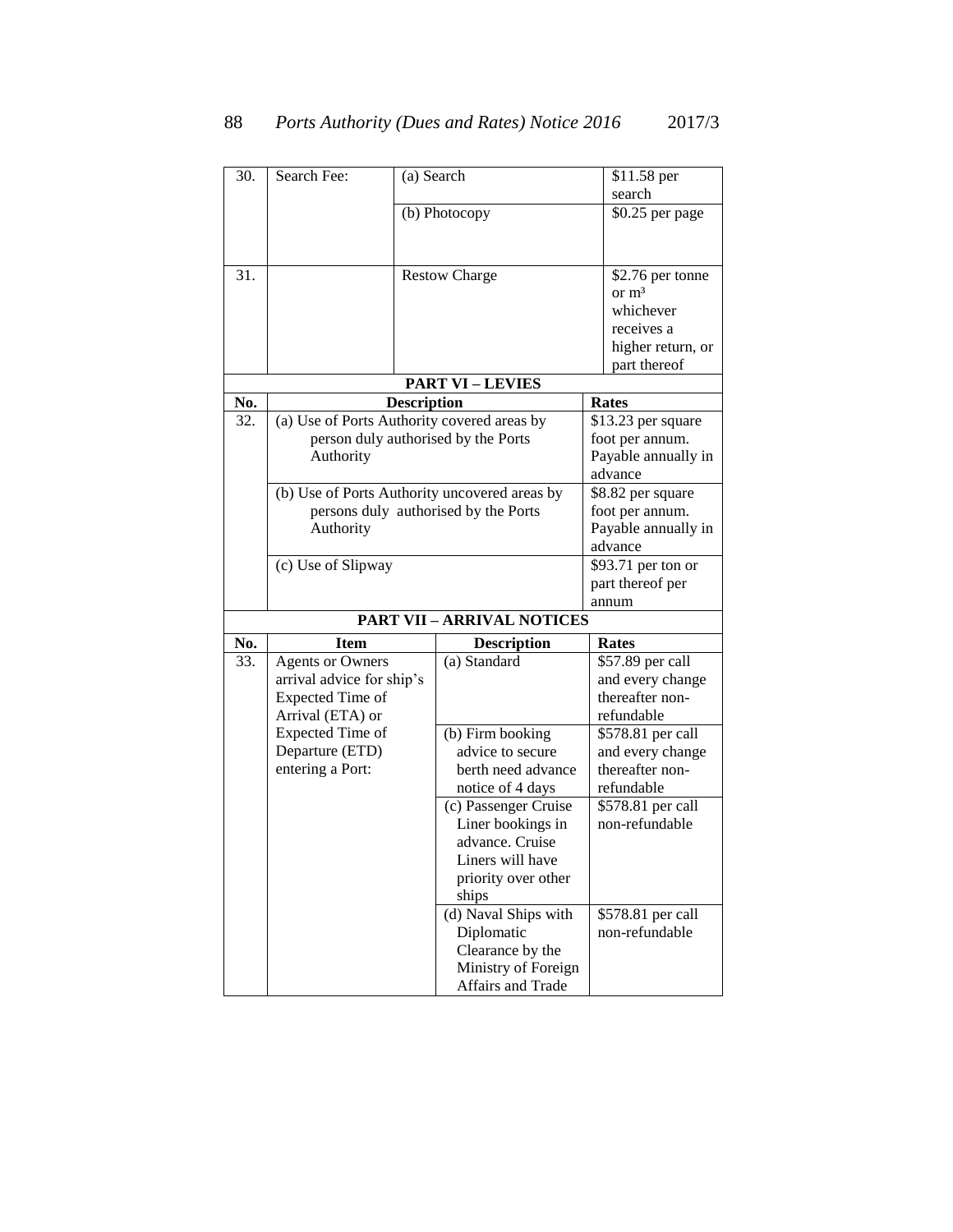| | | | |
|---|---|---|---|
| 30. | Search Fee: | (a) Search | $11.58 per search |
| | | (b) Photocopy | $0.25 per page |
| 31. | | Restow Charge | $2.76 per tonne or $m^3$ whichever receives a higher return, or part thereof |

**PART VI – LEVIES**

| No. | Description | Rates |
|---|---|---|
| 32. | (a) Use of Ports Authority covered areas by person duly authorised by the Ports Authority | $13.23 per square foot per annum. Payable annually in advance |
| | (b) Use of Ports Authority uncovered areas by persons duly authorised by the Ports Authority | $8.82 per square foot per annum. Payable annually in advance |
| | (c) Use of Slipway | $93.71 per ton or part thereof per annum |

**PART VII – ARRIVAL NOTICES**

| No. | Item | Description | Rates |
|---|---|---|---|
| 33. | Agents or Owners arrival advice for ship's Expected Time of Arrival (ETA) or Expected Time of Departure (ETD) entering a Port: | (a) Standard | $57.89 per call and every change thereafter non-refundable |
| | | (b) Firm booking advice to secure berth need advance notice of 4 days | $578.81 per call and every change thereafter non-refundable |
| | | (c) Passenger Cruise Liner bookings in advance. Cruise Liners will have priority over other ships | $578.81 per call non-refundable |
| | | (d) Naval Ships with Diplomatic Clearance by the Ministry of Foreign Affairs and Trade | $578.81 per call non-refundable |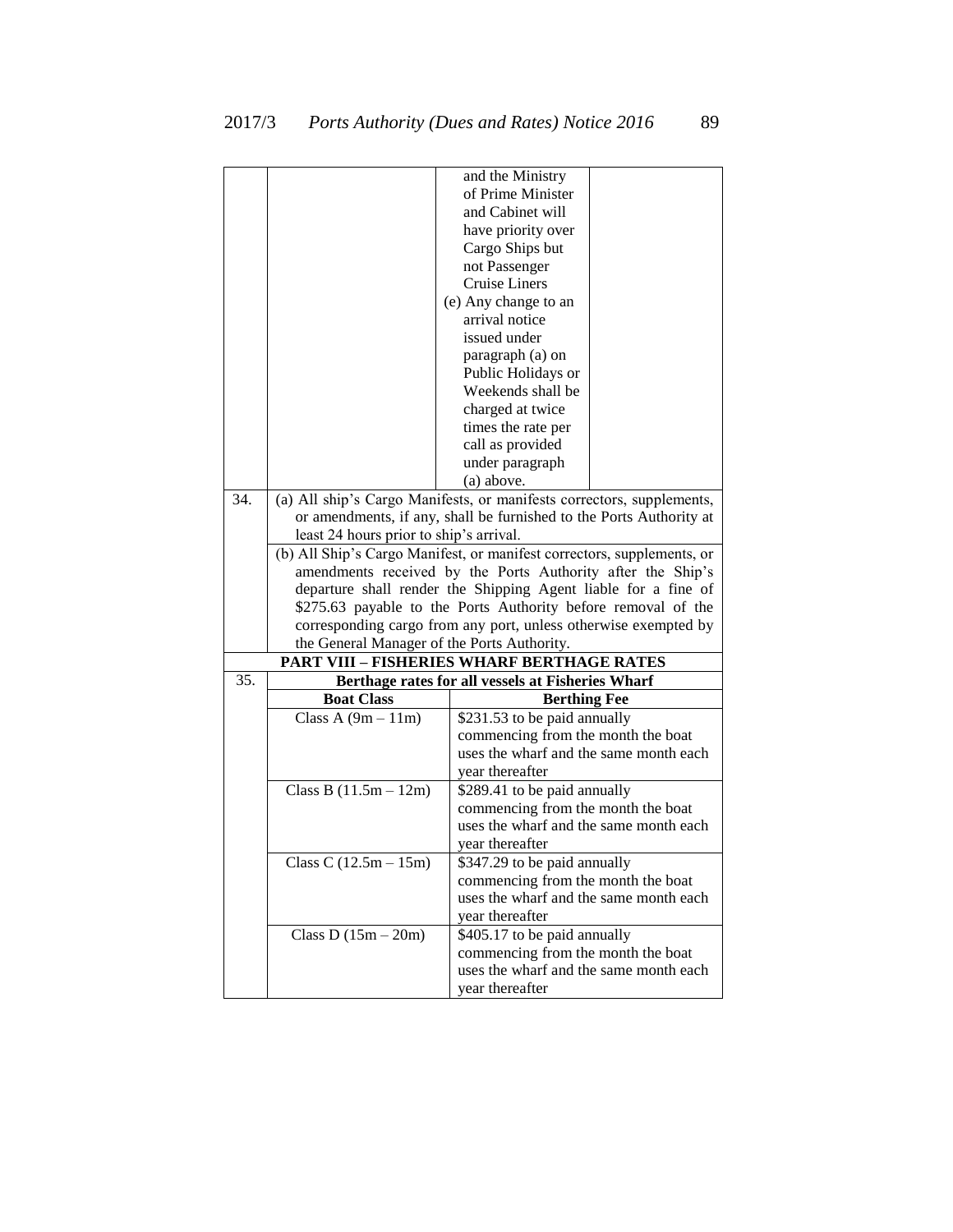| | | | |
|---|---|---|---|
| | | and the Ministry of Prime Minister and Cabinet will have priority over Cargo Ships but not Passenger Cruise Liners<br>(e) Any change to an arrival notice issued under paragraph (a) on Public Holidays or Weekends shall be charged at twice times the rate per call as provided under paragraph (a) above. | |
| 34. | (a) All ship's Cargo Manifests, or manifests correctors, supplements, or amendments, if any, shall be furnished to the Ports Authority at least 24 hours prior to ship's arrival. | | |
| | (b) All Ship's Cargo Manifest, or manifest correctors, supplements, or amendments received by the Ports Authority after the Ship's departure shall render the Shipping Agent liable for a fine of $275.63 payable to the Ports Authority before removal of the corresponding cargo from any port, unless otherwise exempted by the General Manager of the Ports Authority. | | |

**PART VIII – FISHERIES WHARF BERTHAGE RATES**

| | | |
|---|---|---|
| 35. | **Berthage rates for all vessels at Fisheries Wharf** | |
| | **Boat Class** | **Berthing Fee** |
| | Class A (9m – 11m) | $231.53 to be paid annually commencing from the month the boat uses the wharf and the same month each year thereafter |
| | Class B (11.5m – 12m) | $289.41 to be paid annually commencing from the month the boat uses the wharf and the same month each year thereafter |
| | Class C (12.5m – 15m) | $347.29 to be paid annually commencing from the month the boat uses the wharf and the same month each year thereafter |
| | Class D (15m – 20m) | $405.17 to be paid annually commencing from the month the boat uses the wharf and the same month each year thereafter |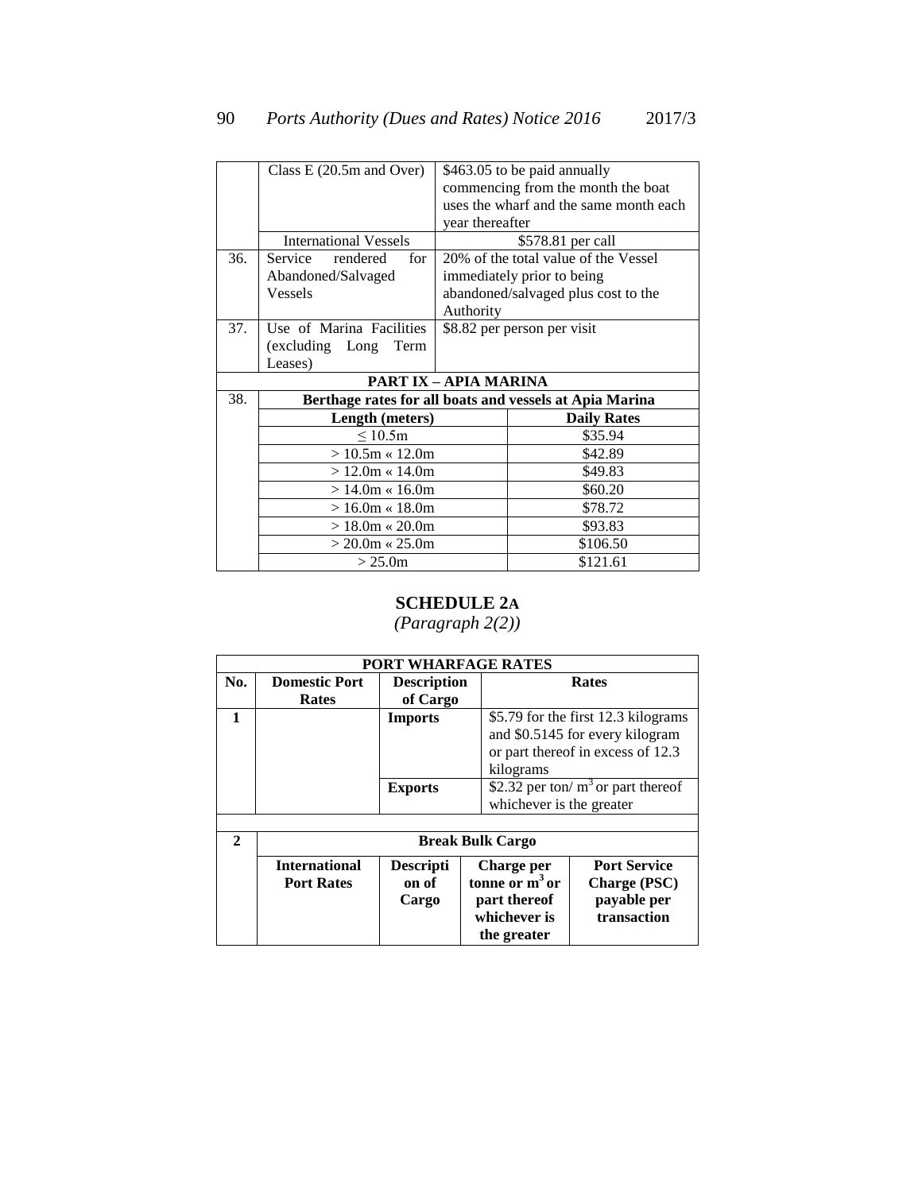| | | |
|---|---|---|
| | Class E (20.5m and Over) | $463.05 to be paid annually commencing from the month the boat uses the wharf and the same month each year thereafter |
| | International Vessels | $578.81 per call |
| 36. | Service rendered for Abandoned/Salvaged Vessels | 20% of the total value of the Vessel immediately prior to being abandoned/salvaged plus cost to the Authority |
| 37. | Use of Marina Facilities (excluding Long Term Leases) | $8.82 per person per visit |
| **PART IX – APIA MARINA** | | |
| 38. | **Berthage rates for all boats and vessels at Apia Marina** | |
| | **Length (meters)** | **Daily Rates** |
| | ≤ 10.5m | $35.94 |
| | > 10.5m « 12.0m | $42.89 |
| | > 12.0m « 14.0m | $49.83 |
| | > 14.0m « 16.0m | $60.20 |
| | > 16.0m « 18.0m | $78.72 |
| | > 18.0m « 20.0m | $93.83 |
| | > 20.0m « 25.0m | $106.50 |
| | > 25.0m | $121.61 |

## SCHEDULE 2A

*(Paragraph 2(2))*

| **PORT WHARFAGE RATES** | | | | |
|---|---|---|---|---|
| **No.** | **Domestic Port Rates** | **Description of Cargo** | **Rates** | |
| **1** | | **Imports** | $5.79 for the first 12.3 kilograms and $0.5145 for every kilogram or part thereof in excess of 12.3 kilograms | |
| | | **Exports** | $2.32 per ton/ $m^3$ or part thereof whichever is the greater | |
| | | | | |
| **2** | **Break Bulk Cargo** | | | |
| | **International Port Rates** | **Description of Cargo** | **Charge per tonne or $m^3$ or part thereof whichever is the greater** | **Port Service Charge (PSC) payable per transaction** |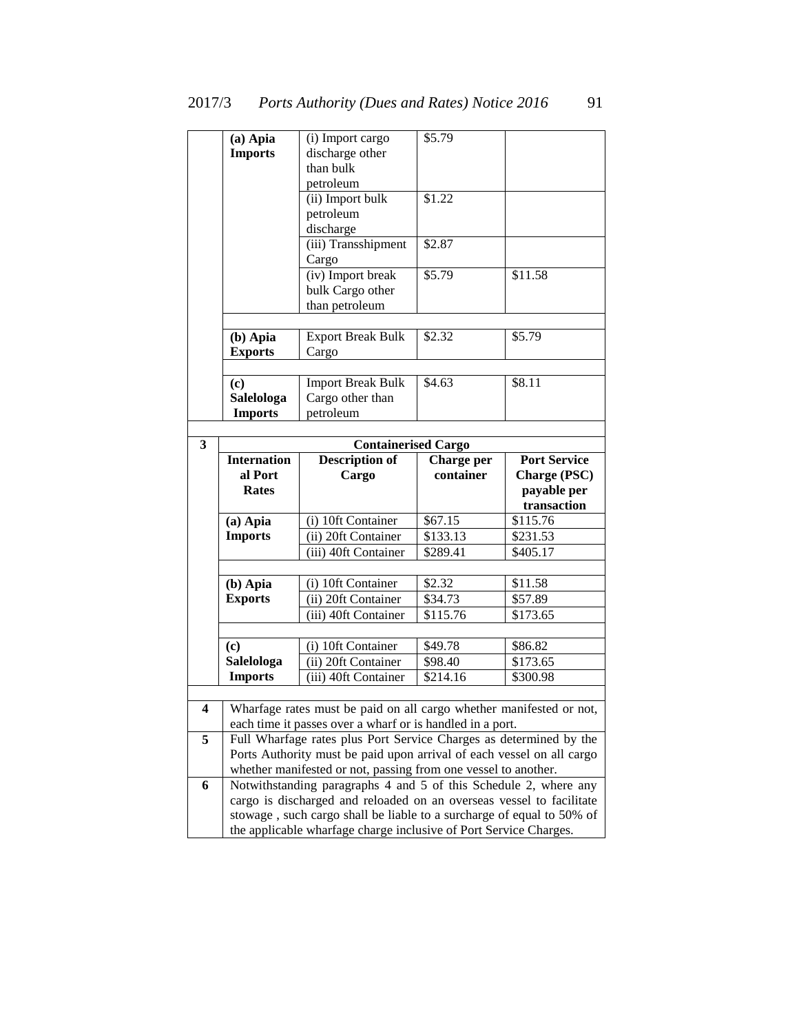| | | | | |
|---|---|---|---|---|
| | **(a) Apia Imports** | (i) Import cargo discharge other than bulk petroleum | $5.79 | |
| | | (ii) Import bulk petroleum discharge | $1.22 | |
| | | (iii) Transshipment Cargo | $2.87 | |
| | | (iv) Import break bulk Cargo other than petroleum | $5.79 | $11.58 |
| | | | | |
| | **(b) Apia Exports** | Export Break Bulk Cargo | $2.32 | $5.79 |
| | | | | |
| | **(c) Salelologa Imports** | Import Break Bulk Cargo other than petroleum | $4.63 | $8.11 |
| | | | | |
| **3** | **Containerised Cargo** | | | |
| | **International Port Rates** | **Description of Cargo** | **Charge per container** | **Port Service Charge (PSC) payable per transaction** |
| | **(a) Apia Imports** | (i) 10ft Container | $67.15 | $115.76 |
| | | (ii) 20ft Container | $133.13 | $231.53 |
| | | (iii) 40ft Container | $289.41 | $405.17 |
| | | | | |
| | **(b) Apia Exports** | (i) 10ft Container | $2.32 | $11.58 |
| | | (ii) 20ft Container | $34.73 | $57.89 |
| | | (iii) 40ft Container | $115.76 | $173.65 |
| | | | | |
| | **(c) Salelologa Imports** | (i) 10ft Container | $49.78 | $86.82 |
| | | (ii) 20ft Container | $98.40 | $173.65 |
| | | (iii) 40ft Container | $214.16 | $300.98 |
| | | | | |
| **4** | Wharfage rates must be paid on all cargo whether manifested or not, each time it passes over a wharf or is handled in a port. | | | |
| **5** | Full Wharfage rates plus Port Service Charges as determined by the Ports Authority must be paid upon arrival of each vessel on all cargo whether manifested or not, passing from one vessel to another. | | | |
| **6** | Notwithstanding paragraphs 4 and 5 of this Schedule 2, where any cargo is discharged and reloaded on an overseas vessel to facilitate stowage , such cargo shall be liable to a surcharge of equal to 50% of the applicable wharfage charge inclusive of Port Service Charges. | | | |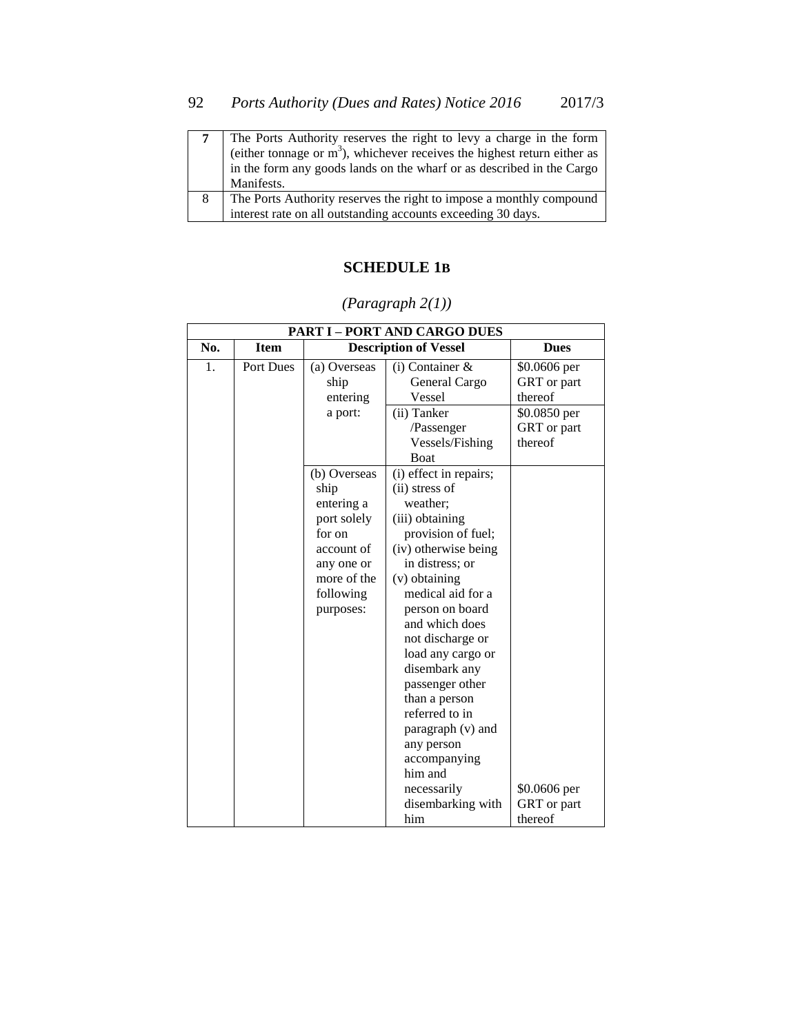| 7 | The Ports Authority reserves the right to levy a charge in the form (either tonnage or $m^3$), whichever receives the highest return either as in the form any goods lands on the wharf or as described in the Cargo Manifests. |
|---|---|
| 8 | The Ports Authority reserves the right to impose a monthly compound interest rate on all outstanding accounts exceeding 30 days. |

## SCHEDULE 1B

*(Paragraph 2(1))*

| PART I – PORT AND CARGO DUES | | | | |
|---|---|---|---|---|
| **No.** | **Item** | **Description of Vessel** | | **Dues** |
| 1. | Port Dues | (a) Overseas ship entering a port: | (i) Container & General Cargo Vessel | $0.0606 per GRT or part thereof |
| | | | (ii) Tanker /Passenger Vessels/Fishing Boat | $0.0850 per GRT or part thereof |
| | | (b) Overseas ship entering a port solely for on account of any one or more of the following purposes: | (i) effect in repairs; (ii) stress of weather; (iii) obtaining provision of fuel; (iv) otherwise being in distress; or (v) obtaining medical aid for a person on board and which does not discharge or load any cargo or disembark any passenger other than a person referred to in paragraph (v) and any person accompanying him and necessarily disembarking with him | $0.0606 per GRT or part thereof |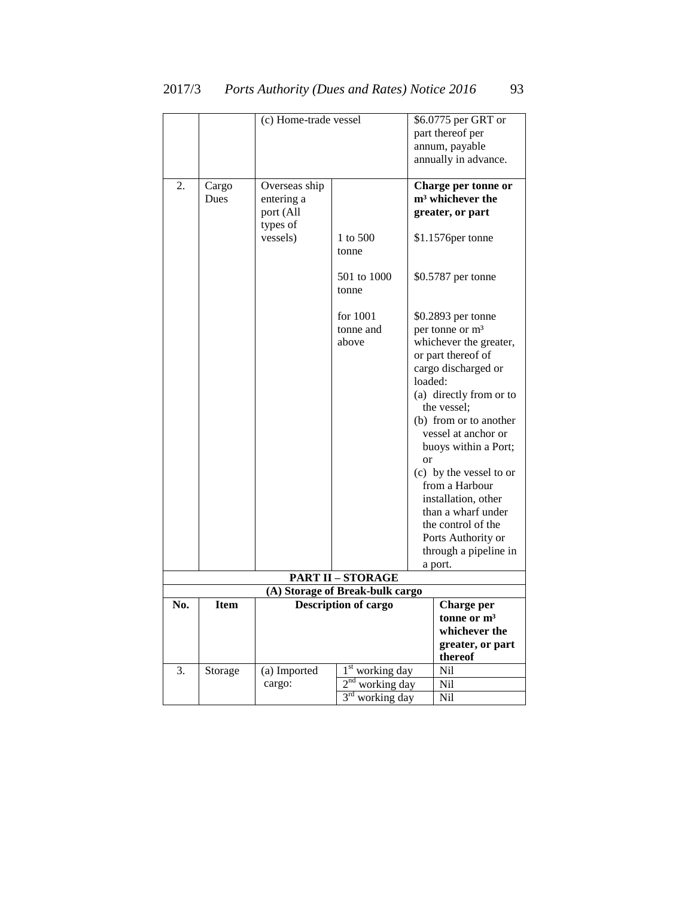| | | (c) Home-trade vessel | | $6.0775 per GRT or part thereof per annum, payable annually in advance. |
|---|---|---|---|---|
| 2. | Cargo Dues | Overseas ship entering a port (All types of vessels) | | **Charge per tonne or m³ whichever the greater, or part** |
| | | | 1 to 500 tonne | $1.1576per tonne |
| | | | 501 to 1000 tonne | $0.5787 per tonne |
| | | | for 1001 tonne and above | $0.2893 per tonne per tonne or m³ whichever the greater, or part thereof of cargo discharged or loaded:<br>(a) directly from or to the vessel;<br>(b) from or to another vessel at anchor or buoys within a Port; or<br>(c) by the vessel to or from a Harbour installation, other than a wharf under the control of the Ports Authority or through a pipeline in a port. |

**PART II – STORAGE**

**(A) Storage of Break-bulk cargo**

| No. | Item | Description of cargo | | Charge per tonne or m³ whichever the greater, or part thereof |
|---|---|---|---|---|
| 3. | Storage | (a) Imported cargo: | 1st working day | Nil |
| | | | 2nd working day | Nil |
| | | | 3rd working day | Nil |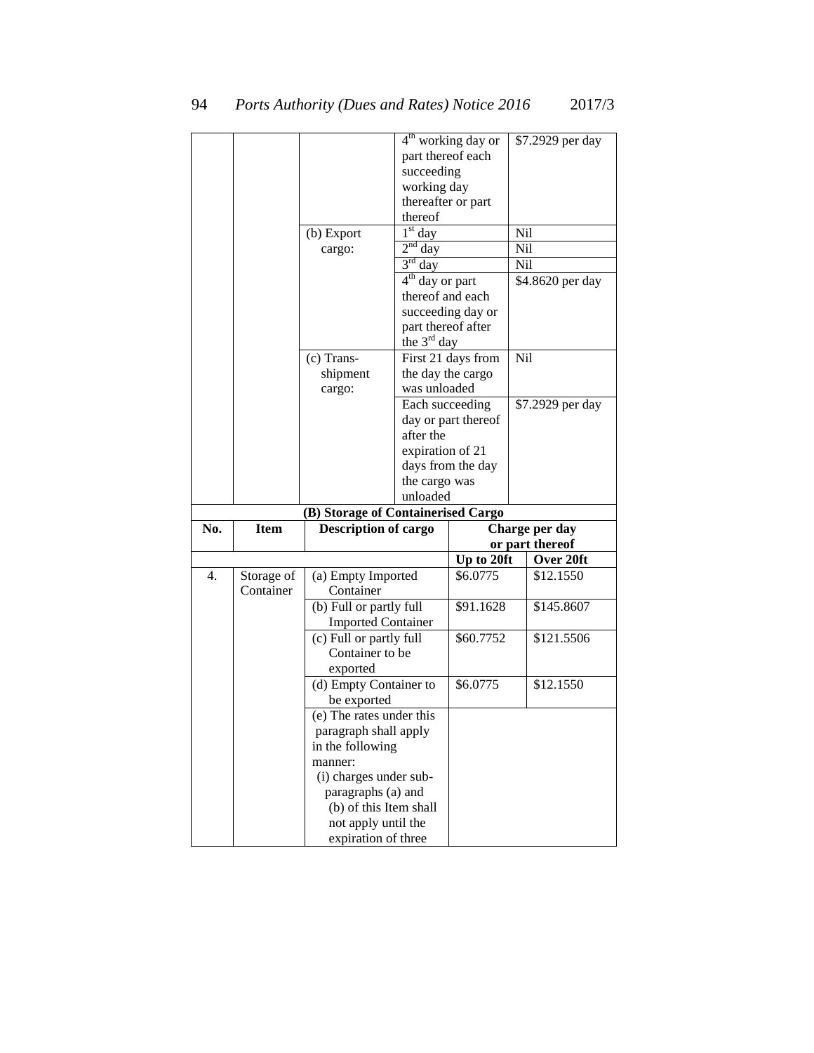| | | | 4[th] working day or part thereof each succeeding working day thereafter or part thereof | $7.2929 per day |
|---|---|---|---|---|
| | | (b) Export cargo: | 1[st] day | Nil |
| | | | 2[nd] day | Nil |
| | | | 3[rd] day | Nil |
| | | | 4[th] day or part thereof and each succeeding day or part thereof after the 3[rd] day | $4.8620 per day |
| | | (c) Trans-shipment cargo: | First 21 days from the day the cargo was unloaded | Nil |
| | | | Each succeeding day or part thereof after the expiration of 21 days from the day the cargo was unloaded | $7.2929 per day |

**(B) Storage of Containerised Cargo**

| No. | Item | Description of cargo | Charge per day or part thereof | |
|---|---|---|---|---|
| | | | **Up to 20ft** | **Over 20ft** |
| 4. | Storage of Container | (a) Empty Imported Container | $6.0775 | $12.1550 |
| | | (b) Full or partly full Imported Container | $91.1628 | $145.8607 |
| | | (c) Full or partly full Container to be exported | $60.7752 | $121.5506 |
| | | (d) Empty Container to be exported | $6.0775 | $12.1550 |
| | | (e) The rates under this paragraph shall apply in the following manner: (i) charges under sub-paragraphs (a) and (b) of this Item shall not apply until the expiration of three | | |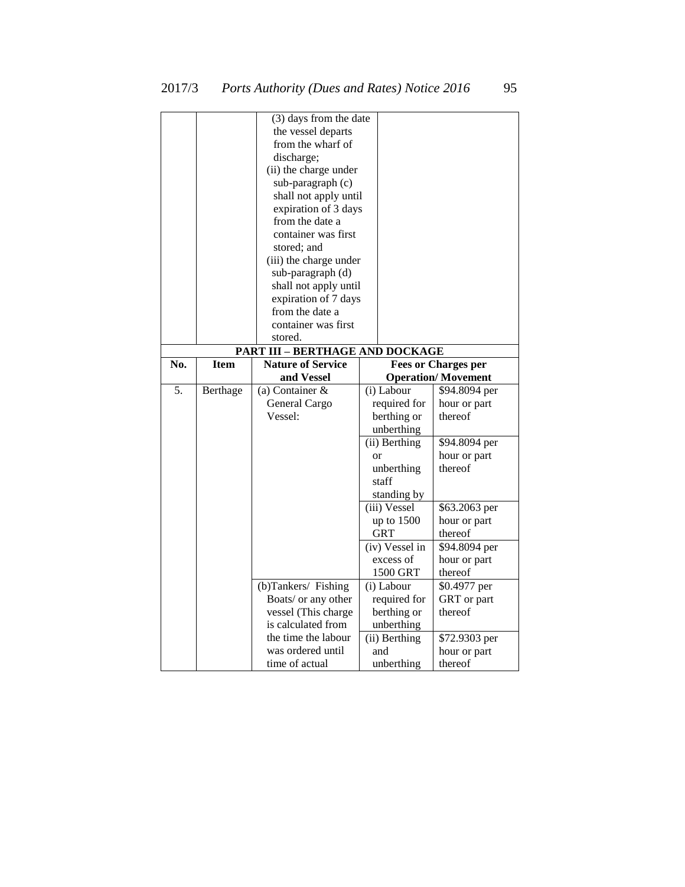| | | (3) days from the date the vessel departs from the wharf of discharge; (ii) the charge under sub-paragraph (c) shall not apply until expiration of 3 days from the date a container was first stored; and (iii) the charge under sub-paragraph (d) shall not apply until expiration of 7 days from the date a container was first stored. | | |
|---|---|---|---|---|

**PART III – BERTHAGE AND DOCKAGE**

| No. | Item | Nature of Service and Vessel | Fees or Charges per Operation/ Movement | |
|---|---|---|---|---|
| 5. | Berthage | (a) Container & General Cargo Vessel: | (i) Labour required for berthing or unberthing | $94.8094 per hour or part thereof |
| | | | (ii) Berthing or unberthing staff standing by | $94.8094 per hour or part thereof |
| | | | (iii) Vessel up to 1500 GRT | $63.2063 per hour or part thereof |
| | | | (iv) Vessel in excess of 1500 GRT | $94.8094 per hour or part thereof |
| | | (b)Tankers/ Fishing Boats/ or any other vessel (This charge is calculated from the time the labour was ordered until time of actual | (i) Labour required for berthing or unberthing | $0.4977 per GRT or part thereof |
| | | | (ii) Berthing and unberthing | $72.9303 per hour or part thereof |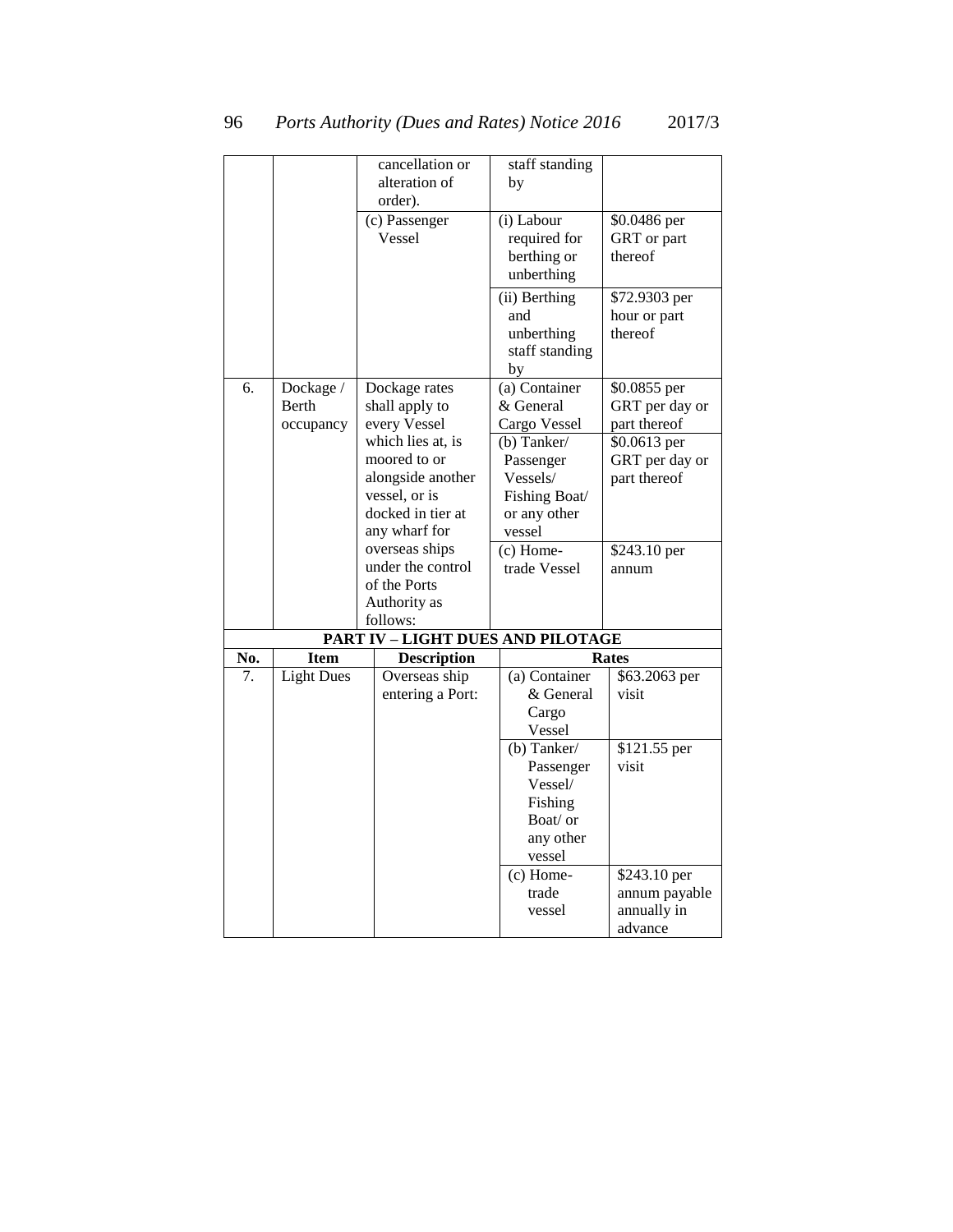| | | | | |
|---|---|---|---|---|
| | | cancellation or alteration of order). | staff standing by | |
| | | (c) Passenger Vessel | (i) Labour required for berthing or unberthing | $0.0486 per GRT or part thereof |
| | | | (ii) Berthing and unberthing staff standing by | $72.9303 per hour or part thereof |
| 6. | Dockage / Berth occupancy | Dockage rates shall apply to every Vessel which lies at, is moored to or alongside another vessel, or is docked in tier at any wharf for overseas ships under the control of the Ports Authority as follows: | (a) Container & General Cargo Vessel | $0.0855 per GRT per day or part thereof |
| | | | (b) Tanker/ Passenger Vessels/ Fishing Boat/ or any other vessel | $0.0613 per GRT per day or part thereof |
| | | | (c) Home-trade Vessel | $243.10 per annum |

**PART IV – LIGHT DUES AND PILOTAGE**

| No. | Item | Description | Rates | |
|---|---|---|---|---|
| 7. | Light Dues | Overseas ship entering a Port: | (a) Container & General Cargo Vessel | $63.2063 per visit |
| | | | (b) Tanker/ Passenger Vessel/ Fishing Boat/ or any other vessel | $121.55 per visit |
| | | | (c) Home-trade vessel | $243.10 per annum payable annually in advance |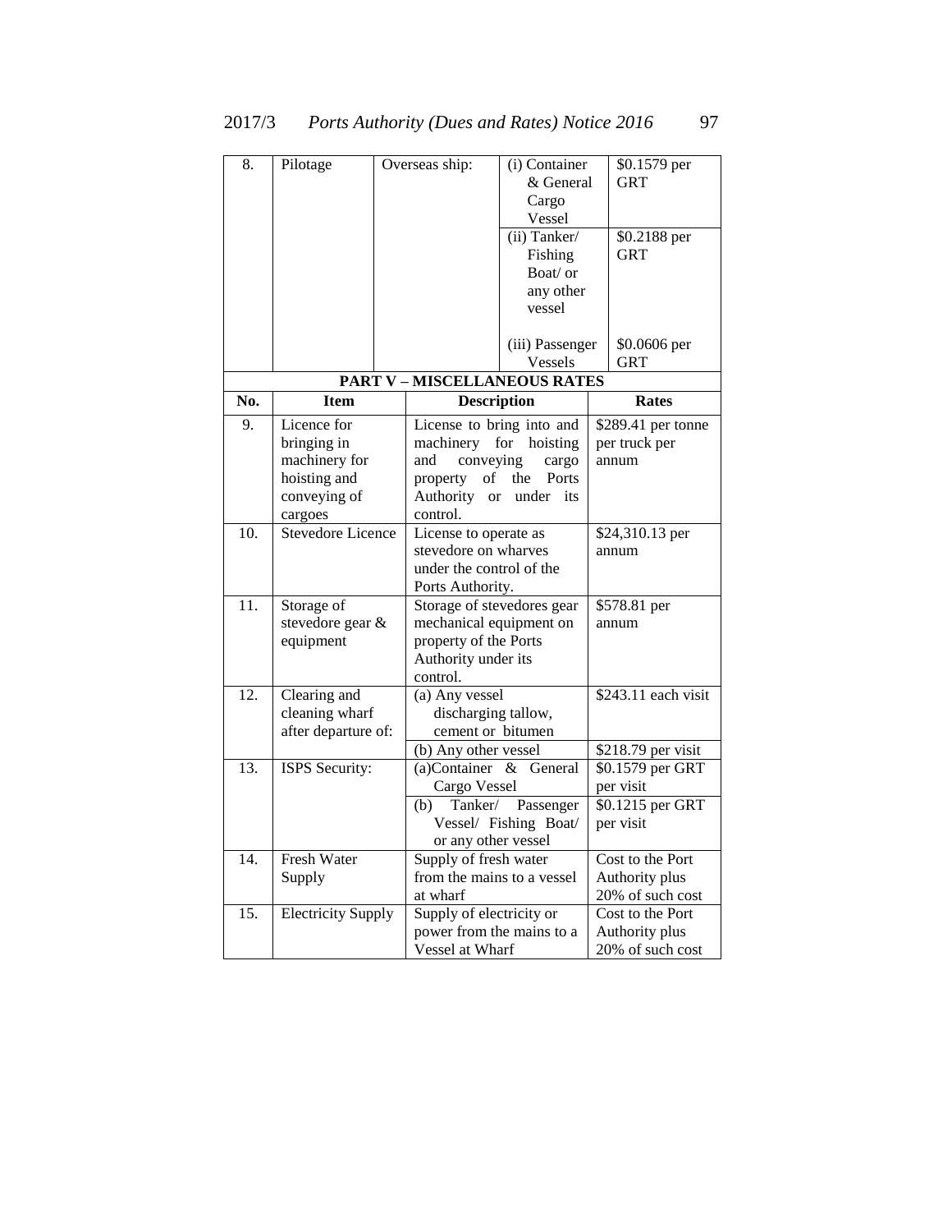| No. | Item | Description | | Rates |
|---|---|---|---|---|
| 8. | Pilotage | Overseas ship: | (i) Container & General Cargo Vessel | $0.1579 per GRT |
| | | | (ii) Tanker/ Fishing Boat/ or any other vessel | $0.2188 per GRT |
| | | | (iii) Passenger Vessels | $0.0606 per GRT |

**PART V – MISCELLANEOUS RATES**

| No. | Item | Description | Rates |
|---|---|---|---|
| 9. | Licence for bringing in machinery for hoisting and conveying of cargoes | License to bring into and machinery for hoisting and conveying cargo property of the Ports Authority or under its control. | $289.41 per tonne per truck per annum |
| 10. | Stevedore Licence | License to operate as stevedore on wharves under the control of the Ports Authority. | $24,310.13 per annum |
| 11. | Storage of stevedore gear & equipment | Storage of stevedores gear mechanical equipment on property of the Ports Authority under its control. | $578.81 per annum |
| 12. | Clearing and cleaning wharf after departure of: | (a) Any vessel discharging tallow, cement or bitumen | $243.11 each visit |
| | | (b) Any other vessel | $218.79 per visit |
| 13. | ISPS Security: | (a)Container & General Cargo Vessel | $0.1579 per GRT per visit |
| | | (b) Tanker/ Passenger Vessel/ Fishing Boat/ or any other vessel | $0.1215 per GRT per visit |
| 14. | Fresh Water Supply | Supply of fresh water from the mains to a vessel at wharf | Cost to the Port Authority plus 20% of such cost |
| 15. | Electricity Supply | Supply of electricity or power from the mains to a Vessel at Wharf | Cost to the Port Authority plus 20% of such cost |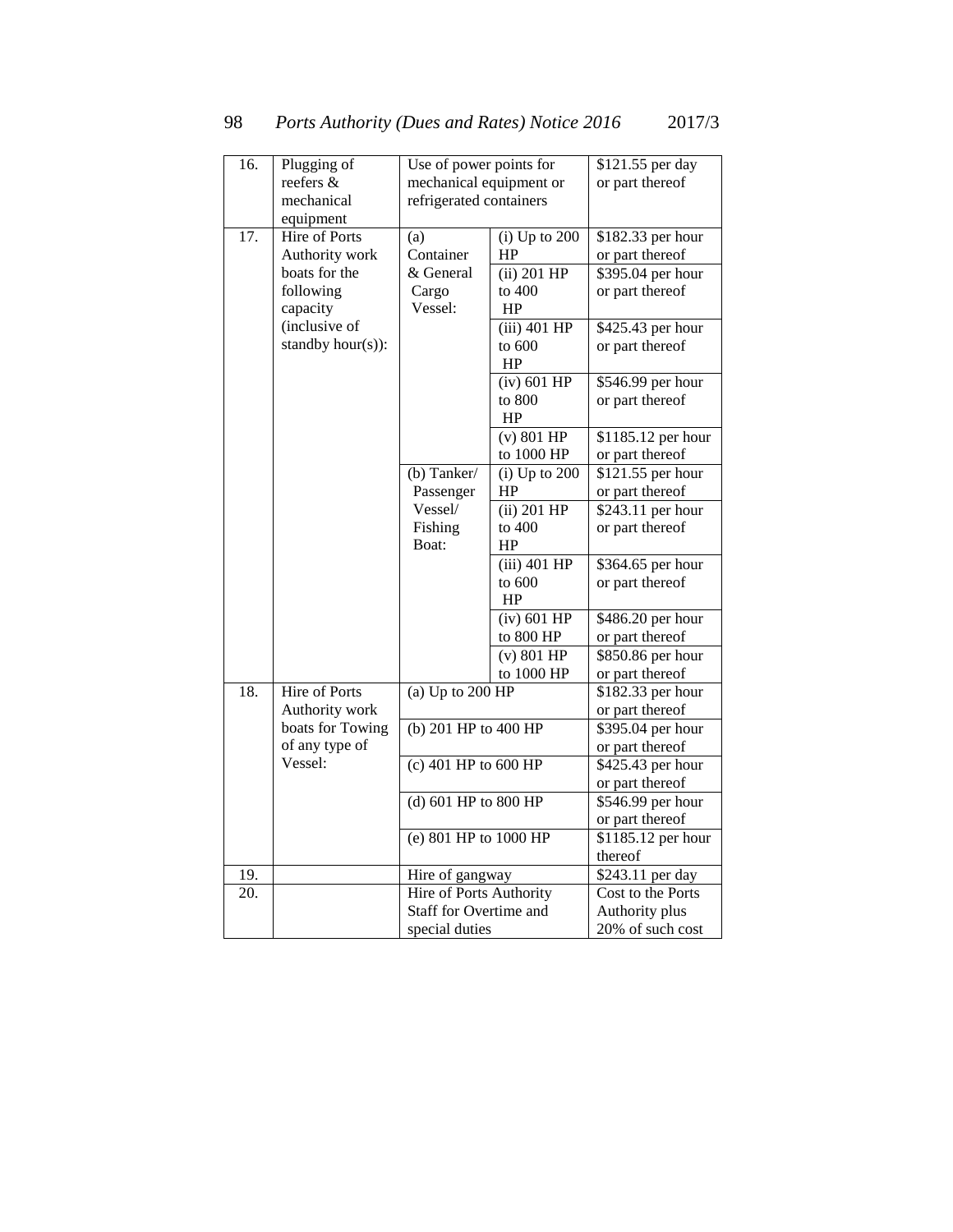| | | | | |
|---|---|---|---|---|
| 16. | Plugging of reefers & mechanical equipment | Use of power points for mechanical equipment or refrigerated containers | | $121.55 per day or part thereof |
| 17. | Hire of Ports Authority work boats for the following capacity (inclusive of standby hour(s)): | (a) Container & General Cargo Vessel: | (i) Up to 200 HP | $182.33 per hour or part thereof |
| | | | (ii) 201 HP to 400 HP | $395.04 per hour or part thereof |
| | | | (iii) 401 HP to 600 HP | $425.43 per hour or part thereof |
| | | | (iv) 601 HP to 800 HP | $546.99 per hour or part thereof |
| | | | (v) 801 HP to 1000 HP | $1185.12 per hour or part thereof |
| | | (b) Tanker/ Passenger Vessel/ Fishing Boat: | (i) Up to 200 HP | $121.55 per hour or part thereof |
| | | | (ii) 201 HP to 400 HP | $243.11 per hour or part thereof |
| | | | (iii) 401 HP to 600 HP | $364.65 per hour or part thereof |
| | | | (iv) 601 HP to 800 HP | $486.20 per hour or part thereof |
| | | | (v) 801 HP to 1000 HP | $850.86 per hour or part thereof |
| 18. | Hire of Ports Authority work boats for Towing of any type of Vessel: | (a) Up to 200 HP | | $182.33 per hour or part thereof |
| | | (b) 201 HP to 400 HP | | $395.04 per hour or part thereof |
| | | (c) 401 HP to 600 HP | | $425.43 per hour or part thereof |
| | | (d) 601 HP to 800 HP | | $546.99 per hour or part thereof |
| | | (e) 801 HP to 1000 HP | | $1185.12 per hour thereof |
| 19. | | Hire of gangway | | $243.11 per day |
| 20. | | Hire of Ports Authority Staff for Overtime and special duties | | Cost to the Ports Authority plus 20% of such cost |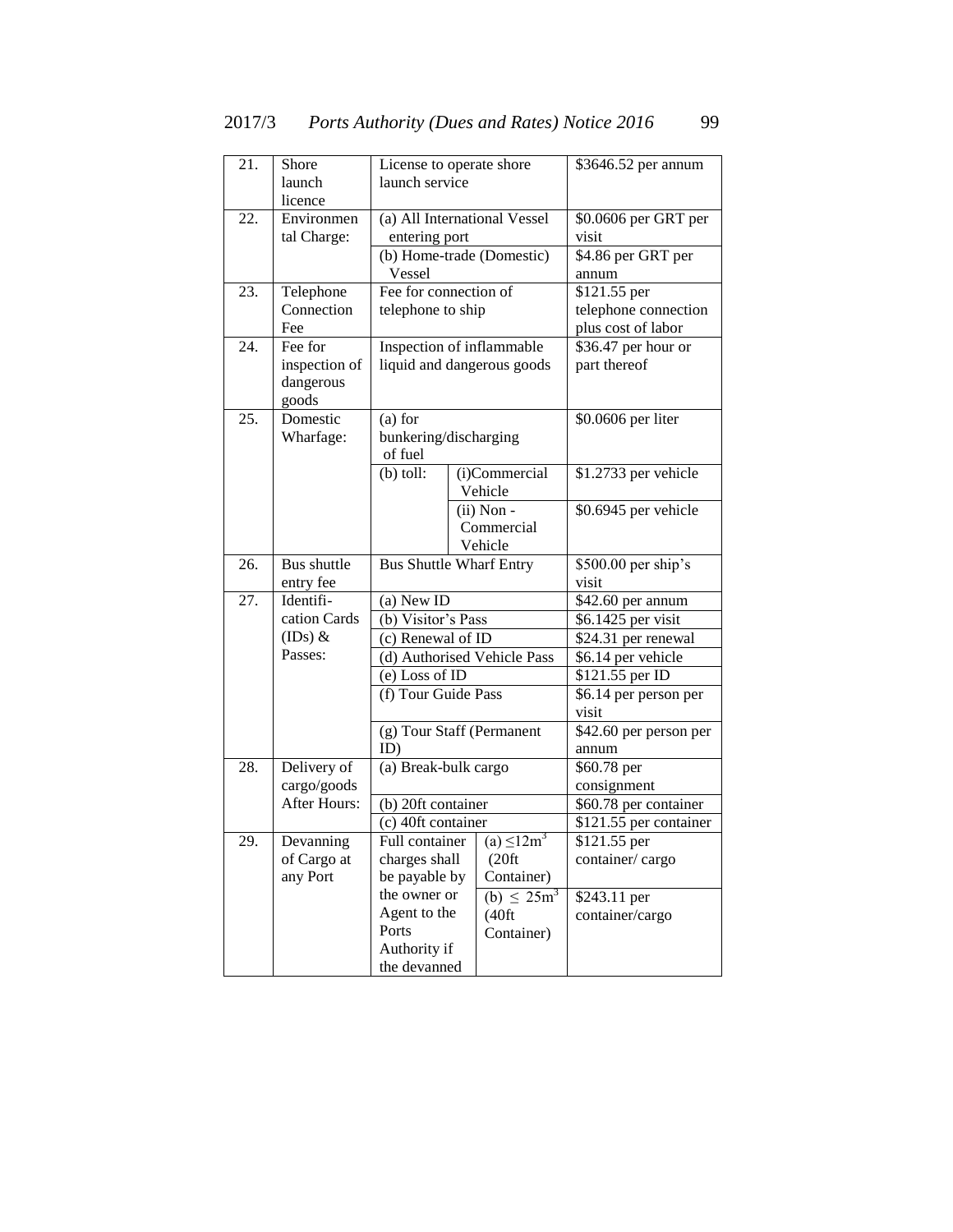| 21. | Shore launch licence | License to operate shore launch service | | $3646.52 per annum |
|---|---|---|---|---|
| 22. | Environmental Charge: | (a) All International Vessel entering port | | $0.0606 per GRT per visit |
| | | (b) Home-trade (Domestic) Vessel | | $4.86 per GRT per annum |
| 23. | Telephone Connection Fee | Fee for connection of telephone to ship | | $121.55 per telephone connection plus cost of labor |
| 24. | Fee for inspection of dangerous goods | Inspection of inflammable liquid and dangerous goods | | $36.47 per hour or part thereof |
| 25. | Domestic Wharfage: | (a) for bunkering/discharging of fuel | | $0.0606 per liter |
| | | (b) toll: | (i)Commercial Vehicle | $1.2733 per vehicle |
| | | | (ii) Non - Commercial Vehicle | $0.6945 per vehicle |
| 26. | Bus shuttle entry fee | Bus Shuttle Wharf Entry | | $500.00 per ship's visit |
| 27. | Identification Cards (IDs) & Passes: | (a) New ID | | $42.60 per annum |
| | | (b) Visitor's Pass | | $6.1425 per visit |
| | | (c) Renewal of ID | | $24.31 per renewal |
| | | (d) Authorised Vehicle Pass | | $6.14 per vehicle |
| | | (e) Loss of ID | | $121.55 per ID |
| | | (f) Tour Guide Pass | | $6.14 per person per visit |
| | | (g) Tour Staff (Permanent ID) | | $42.60 per person per annum |
| 28. | Delivery of cargo/goods After Hours: | (a) Break-bulk cargo | | $60.78 per consignment |
| | | (b) 20ft container | | $60.78 per container |
| | | (c) 40ft container | | $121.55 per container |
| 29. | Devanning of Cargo at any Port | Full container charges shall be payable by the owner or Agent to the Ports Authority if the devanned | (a) $\leq 12m^3$ (20ft Container) | $121.55 per container/ cargo |
| | | | (b) $\leq 25m^3$ (40ft Container) | $243.11 per container/cargo |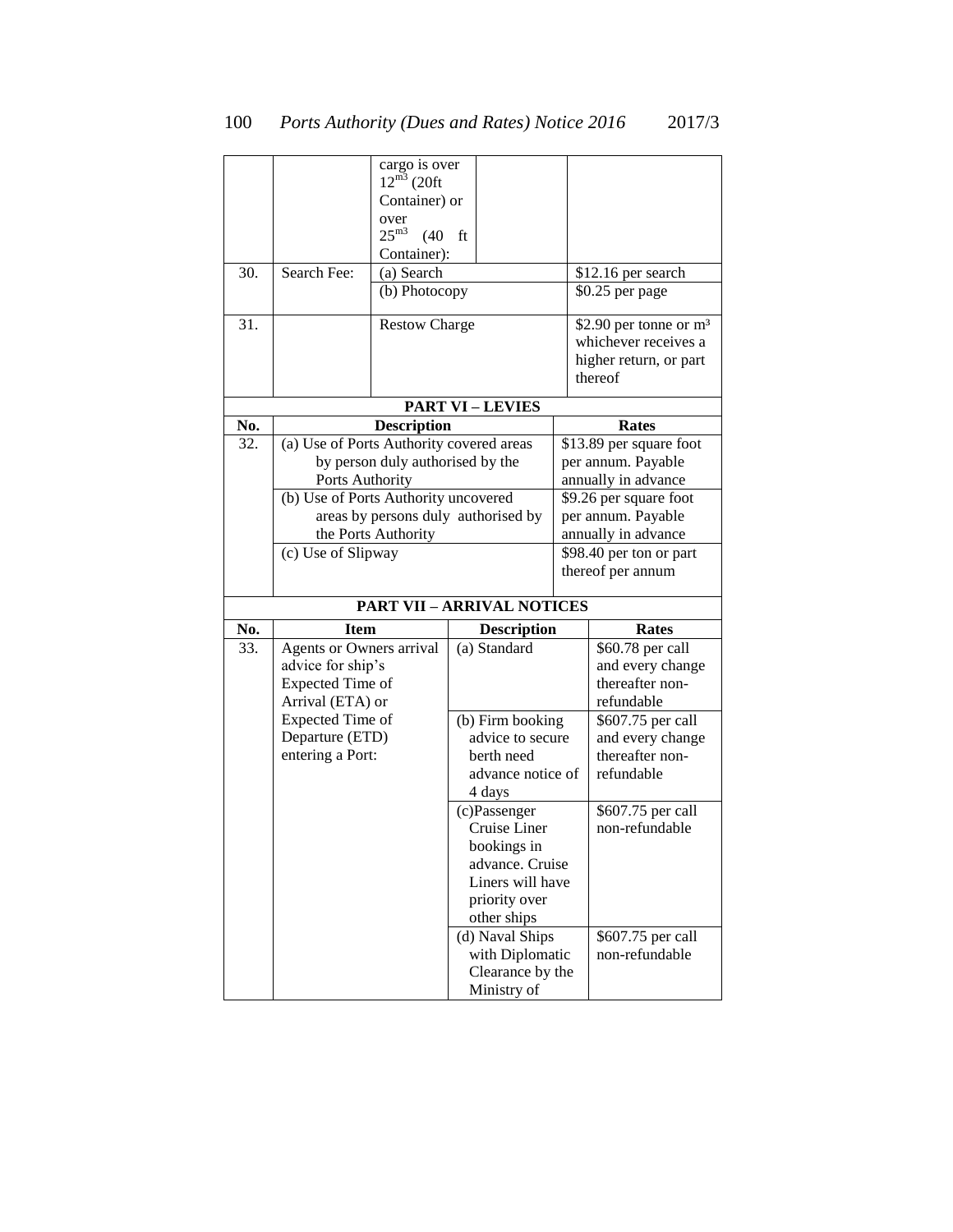| | | | | |
|---|---|---|---|---|
| | | cargo is over $12^{m3}$ (20ft Container) or over $25^{m3}$ (40 ft Container): | | |
| 30. | Search Fee: | (a) Search | | $12.16 per search |
| | | (b) Photocopy | | $0.25 per page |
| 31. | | Restow Charge | | $2.90 per tonne or $m^3$ whichever receives a higher return, or part thereof |

**PART VI – LEVIES**

| No. | Description | Rates |
|---|---|---|
| 32. | (a) Use of Ports Authority covered areas by person duly authorised by the Ports Authority | $13.89 per square foot per annum. Payable annually in advance |
| | (b) Use of Ports Authority uncovered areas by persons duly authorised by the Ports Authority | $9.26 per square foot per annum. Payable annually in advance |
| | (c) Use of Slipway | $98.40 per ton or part thereof per annum |

**PART VII – ARRIVAL NOTICES**

| No. | Item | Description | Rates |
|---|---|---|---|
| 33. | Agents or Owners arrival advice for ship's Expected Time of Arrival (ETA) or Expected Time of Departure (ETD) entering a Port: | (a) Standard | $60.78 per call and every change thereafter non-refundable |
| | | (b) Firm booking advice to secure berth need advance notice of 4 days | $607.75 per call and every change thereafter non-refundable |
| | | (c)Passenger Cruise Liner bookings in advance. Cruise Liners will have priority over other ships | $607.75 per call non-refundable |
| | | (d) Naval Ships with Diplomatic Clearance by the Ministry of | $607.75 per call non-refundable |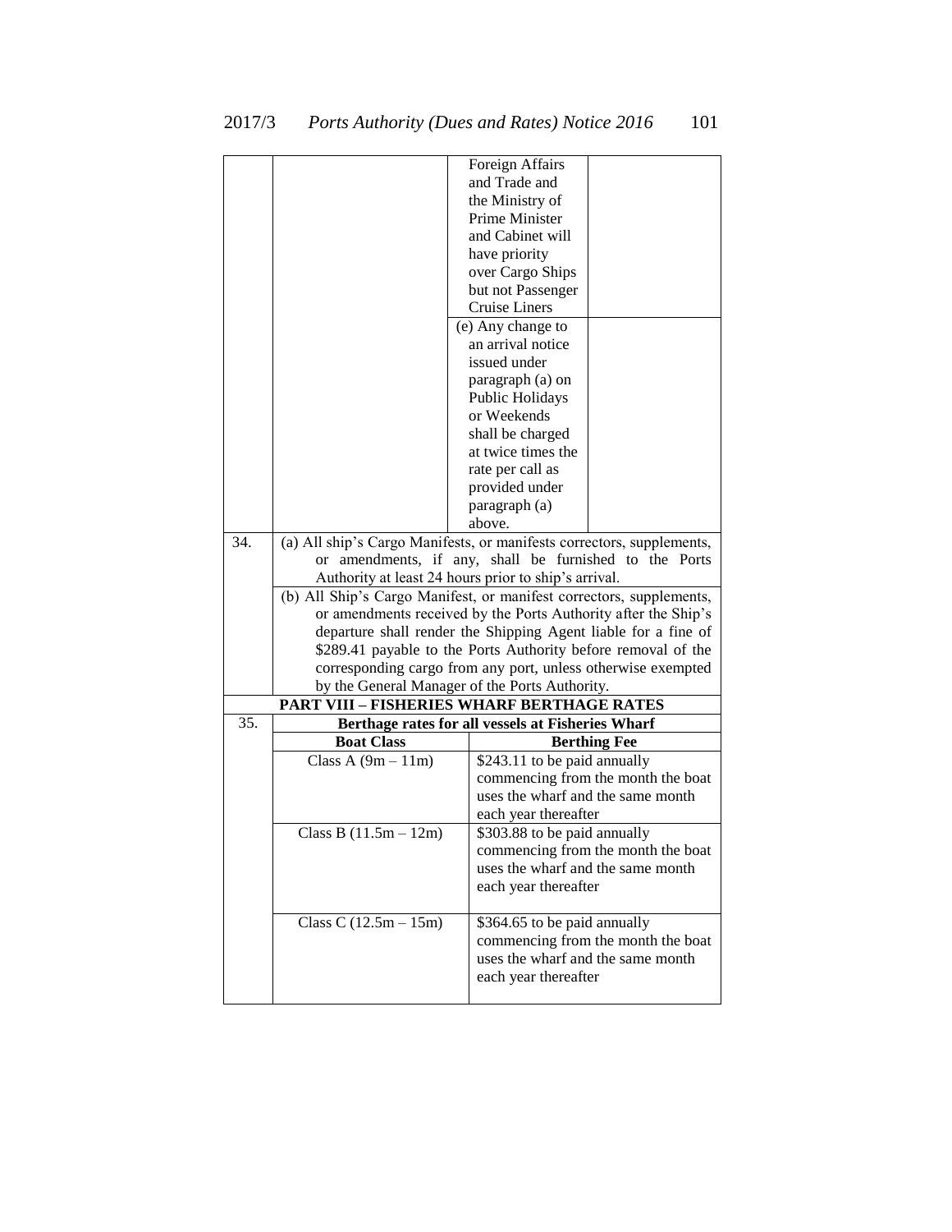| | | | |
|---|---|---|---|
| | | Foreign Affairs and Trade and the Ministry of Prime Minister and Cabinet will have priority over Cargo Ships but not Passenger Cruise Liners | |
| | | (e) Any change to an arrival notice issued under paragraph (a) on Public Holidays or Weekends shall be charged at twice times the rate per call as provided under paragraph (a) above. | |
| 34. | (a) All ship's Cargo Manifests, or manifests correctors, supplements, or amendments, if any, shall be furnished to the Ports Authority at least 24 hours prior to ship's arrival. | | |
| | (b) All Ship's Cargo Manifest, or manifest correctors, supplements, or amendments received by the Ports Authority after the Ship's departure shall render the Shipping Agent liable for a fine of $289.41 payable to the Ports Authority before removal of the corresponding cargo from any port, unless otherwise exempted by the General Manager of the Ports Authority. | | |

**PART VIII – FISHERIES WHARF BERTHAGE RATES**

| | | |
|---|---|---|
| 35. | **Berthage rates for all vessels at Fisheries Wharf** | |
| | **Boat Class** | **Berthing Fee** |
| | Class A (9m – 11m) | $243.11 to be paid annually commencing from the month the boat uses the wharf and the same month each year thereafter |
| | Class B (11.5m – 12m) | $303.88 to be paid annually commencing from the month the boat uses the wharf and the same month each year thereafter |
| | Class C (12.5m – 15m) | $364.65 to be paid annually commencing from the month the boat uses the wharf and the same month each year thereafter |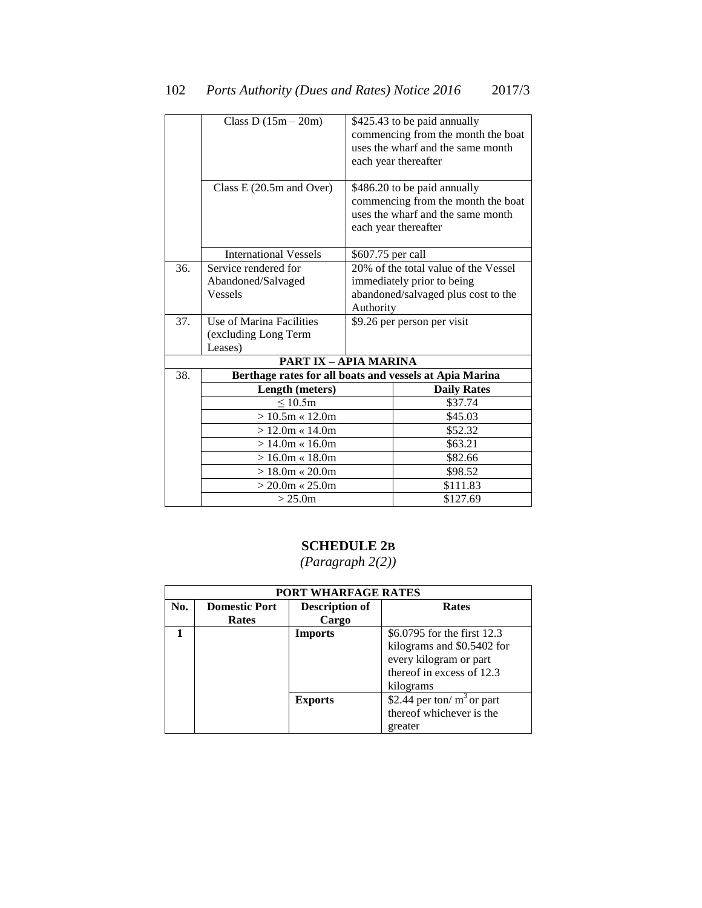| | | |
|---|---|---|
| | Class D (15m – 20m) | \$425.43 to be paid annually commencing from the month the boat uses the wharf and the same month each year thereafter |
| | Class E (20.5m and Over) | \$486.20 to be paid annually commencing from the month the boat uses the wharf and the same month each year thereafter |
| | International Vessels | \$607.75 per call |
| 36. | Service rendered for Abandoned/Salvaged Vessels | 20% of the total value of the Vessel immediately prior to being abandoned/salvaged plus cost to the Authority |
| 37. | Use of Marina Facilities (excluding Long Term Leases) | \$9.26 per person per visit |
| | **PART IX – APIA MARINA** | |
| 38. | **Berthage rates for all boats and vessels at Apia Marina** | |
| | **Length (meters)** | **Daily Rates** |
| | ≤ 10.5m | \$37.74 |
| | > 10.5m « 12.0m | \$45.03 |
| | > 12.0m « 14.0m | \$52.32 |
| | > 14.0m « 16.0m | \$63.21 |
| | > 16.0m « 18.0m | \$82.66 |
| | > 18.0m « 20.0m | \$98.52 |
| | > 20.0m « 25.0m | \$111.83 |
| | > 25.0m | \$127.69 |

## SCHEDULE 2B

*(Paragraph 2(2))*

| PORT WHARFAGE RATES | | | |
|---|---|---|---|
| **No.** | **Domestic Port Rates** | **Description of Cargo** | **Rates** |
| **1** | | **Imports** | \$6.0795 for the first 12.3 kilograms and \$0.5402 for every kilogram or part thereof in excess of 12.3 kilograms |
| | | **Exports** | \$2.44 per ton/ $m^3$ or part thereof whichever is the greater |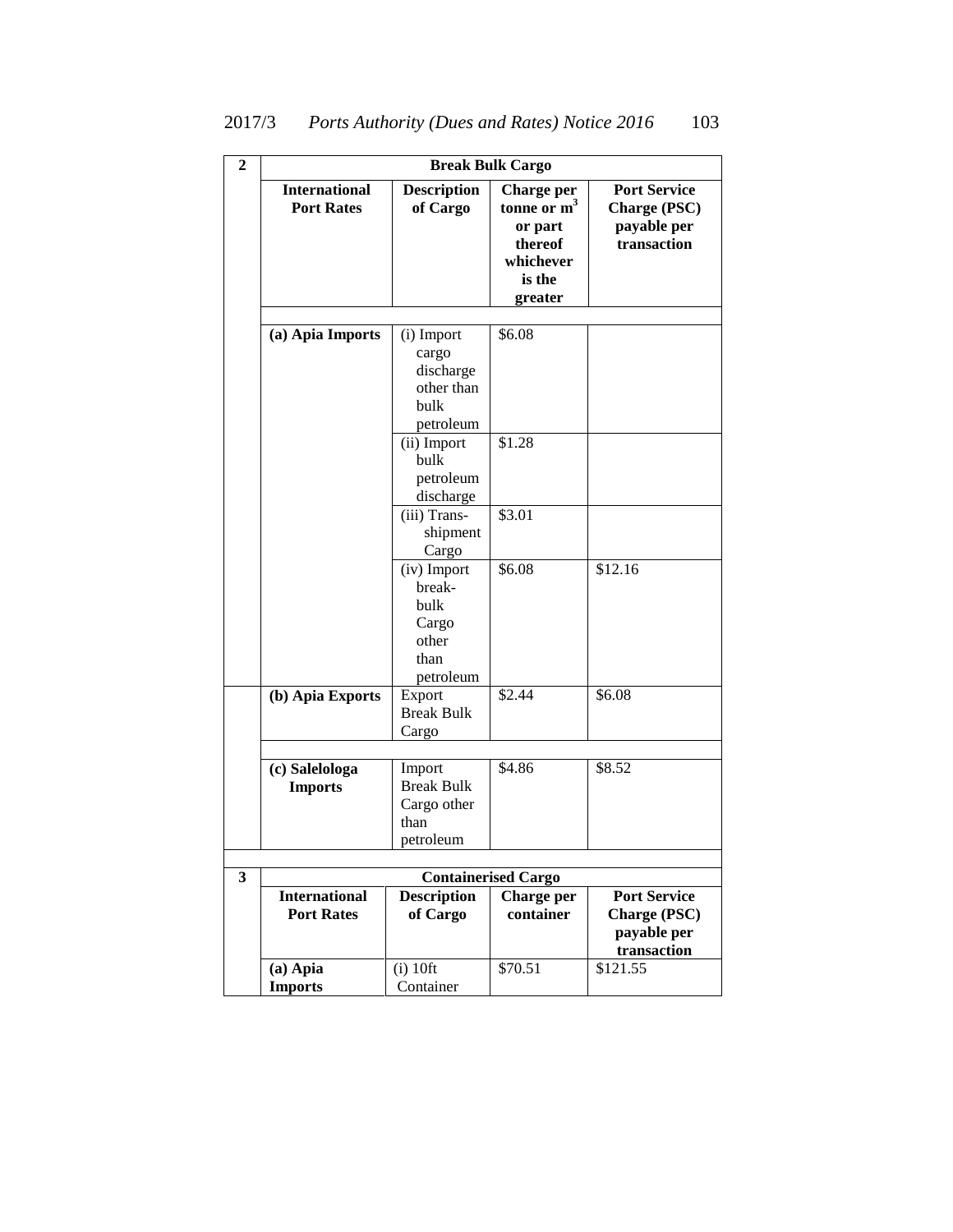| 2 | Break Bulk Cargo | | | |
|---|---|---|---|---|
| | **International Port Rates** | **Description of Cargo** | **Charge per tonne or $m^3$ or part thereof whichever is the greater** | **Port Service Charge (PSC) payable per transaction** |
| | **(a) Apia Imports** | (i) Import cargo discharge other than bulk petroleum | $6.08 | |
| | | (ii) Import bulk petroleum discharge | $1.28 | |
| | | (iii) Trans-shipment Cargo | $3.01 | |
| | | (iv) Import break-bulk Cargo other than petroleum | $6.08 | $12.16 |
| | **(b) Apia Exports** | Export Break Bulk Cargo | $2.44 | $6.08 |
| | **(c) Salelologa Imports** | Import Break Bulk Cargo other than petroleum | $4.86 | $8.52 |
| **3** | **Containerised Cargo** | | | |
| | **International Port Rates** | **Description of Cargo** | **Charge per container** | **Port Service Charge (PSC) payable per transaction** |
| | **(a) Apia Imports** | (i) 10ft Container | $70.51 | $121.55 |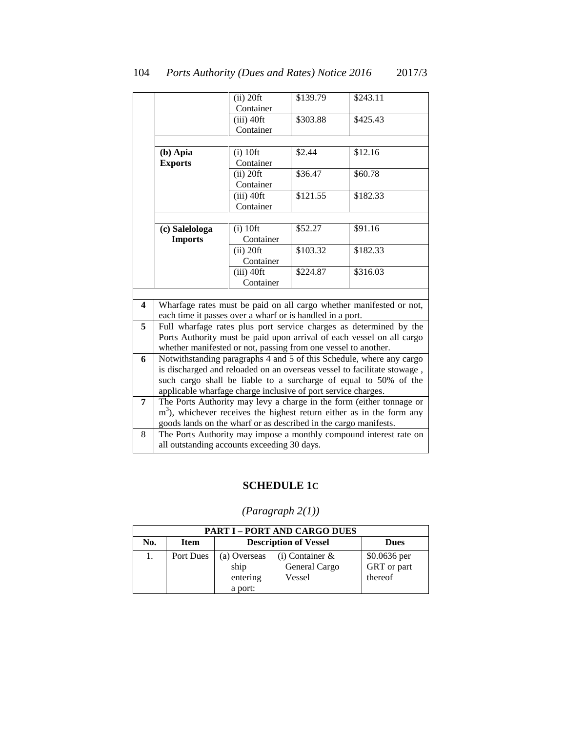| | | | | |
|---|---|---|---|---|
| | | (ii) 20ft Container | $139.79 | $243.11 |
| | | (iii) 40ft Container | $303.88 | $425.43 |
| | | | | |
| | **(b) Apia Exports** | (i) 10ft Container | $2.44 | $12.16 |
| | | (ii) 20ft Container | $36.47 | $60.78 |
| | | (iii) 40ft Container | $121.55 | $182.33 |
| | | | | |
| | **(c) Salelologa Imports** | (i) 10ft Container | $52.27 | $91.16 |
| | | (ii) 20ft Container | $103.32 | $182.33 |
| | | (iii) 40ft Container | $224.87 | $316.03 |
| | | | | |
| **4** | Wharfage rates must be paid on all cargo whether manifested or not, each time it passes over a wharf or is handled in a port. | | | |
| **5** | Full wharfage rates plus port service charges as determined by the Ports Authority must be paid upon arrival of each vessel on all cargo whether manifested or not, passing from one vessel to another. | | | |
| **6** | Notwithstanding paragraphs 4 and 5 of this Schedule, where any cargo is discharged and reloaded on an overseas vessel to facilitate stowage , such cargo shall be liable to a surcharge of equal to 50% of the applicable wharfage charge inclusive of port service charges. | | | |
| **7** | The Ports Authority may levy a charge in the form (either tonnage or $m^3$), whichever receives the highest return either as in the form any goods lands on the wharf or as described in the cargo manifests. | | | |
| 8 | The Ports Authority may impose a monthly compound interest rate on all outstanding accounts exceeding 30 days. | | | |

## SCHEDULE 1C

*(Paragraph 2(1))*

| **PART I – PORT AND CARGO DUES** | | | | |
|---|---|---|---|---|
| **No.** | **Item** | **Description of Vessel** | | **Dues** |
| 1. | Port Dues | (a) Overseas ship entering a port: | (i) Container & General Cargo Vessel | $0.0636 per GRT or part thereof |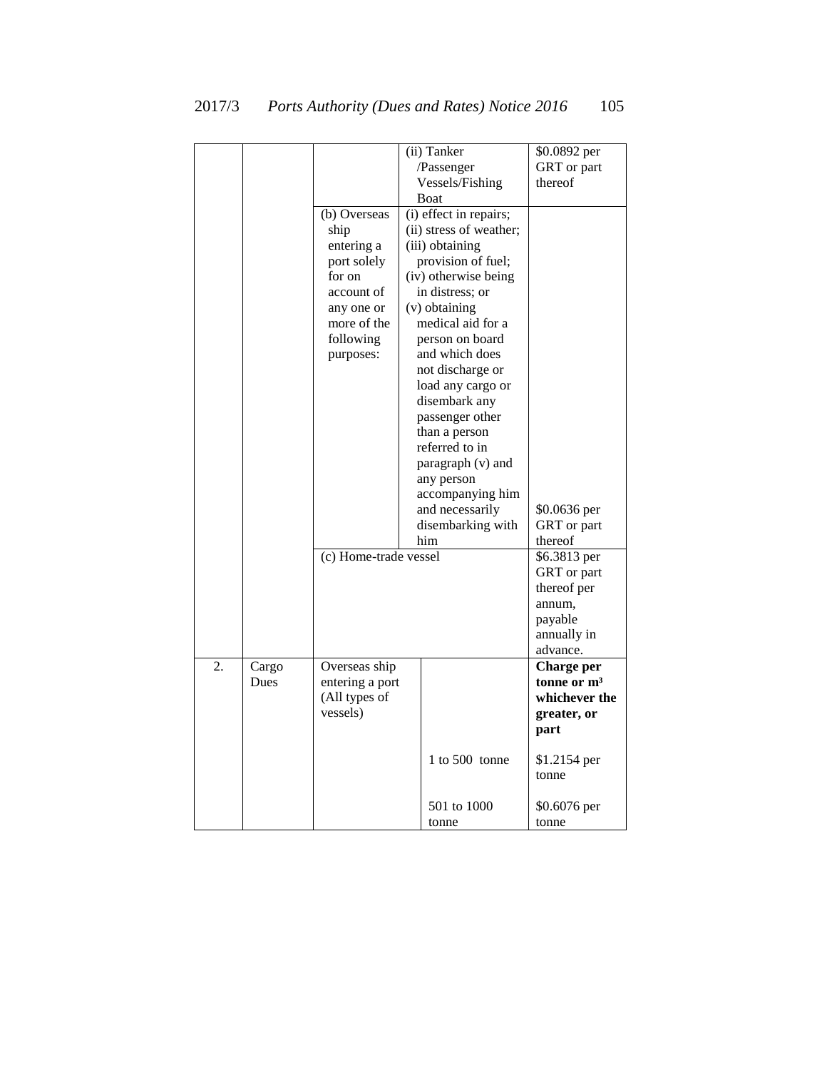| | | | | |
|---|---|---|---|---|
| | | | (ii) Tanker /Passenger Vessels/Fishing Boat | $0.0892 per GRT or part thereof |
| | | (b) Overseas ship entering a port solely for on account of any one or more of the following purposes: | (i) effect in repairs; (ii) stress of weather; (iii) obtaining provision of fuel; (iv) otherwise being in distress; or (v) obtaining medical aid for a person on board and which does not discharge or load any cargo or disembark any passenger other than a person referred to in paragraph (v) and any person accompanying him and necessarily disembarking with him | $0.0636 per GRT or part thereof |
| | | (c) Home-trade vessel | | $6.3813 per GRT or part thereof per annum, payable annually in advance. |
| 2. | Cargo Dues | Overseas ship entering a port (All types of vessels) | | **Charge per tonne or m³ whichever the greater, or part** |
| | | | 1 to 500 tonne | $1.2154 per tonne |
| | | | 501 to 1000 tonne | $0.6076 per tonne |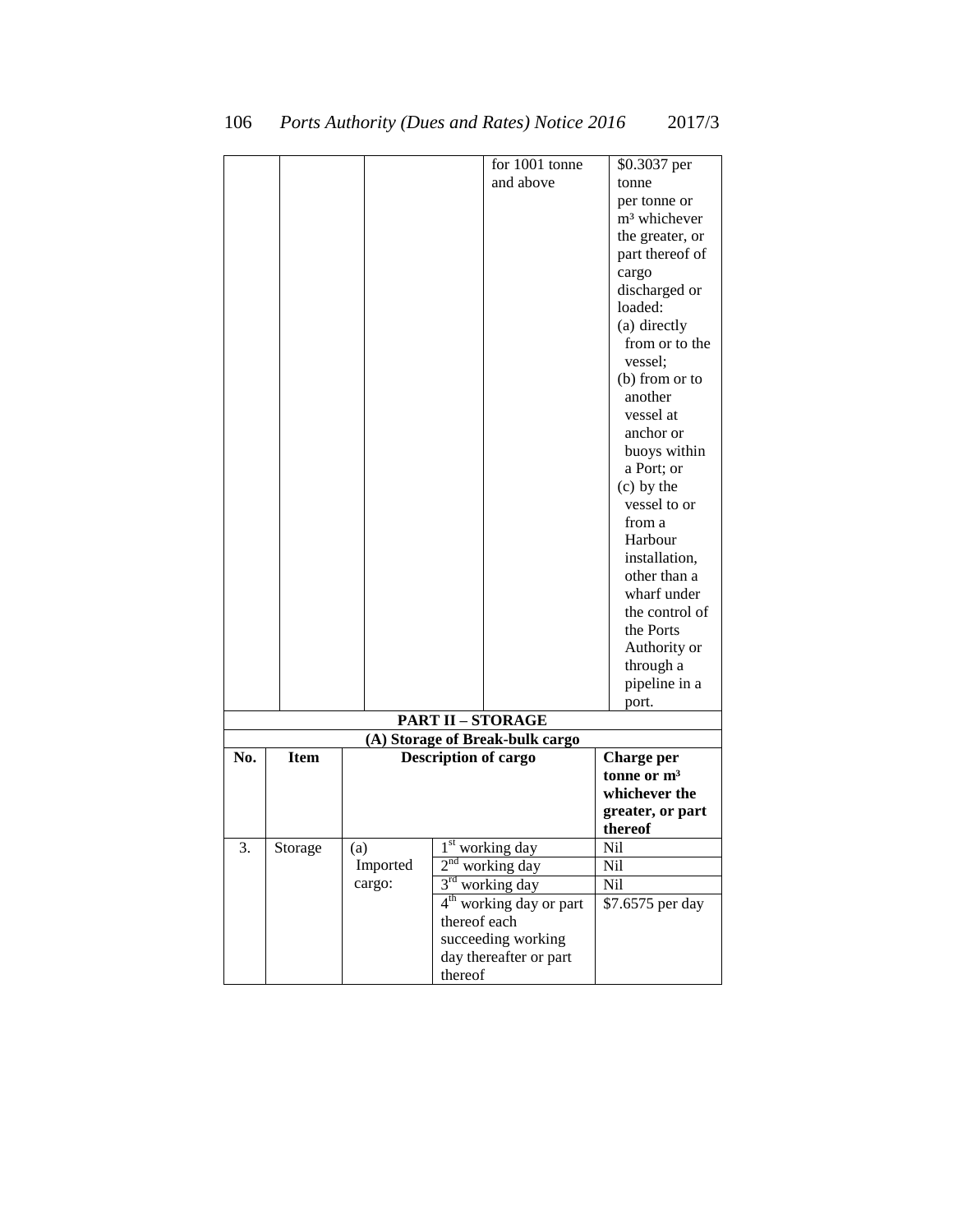|  |  |  | for 1001 tonne and above | $0.3037 per tonne per tonne or m³ whichever the greater, or part thereof of cargo discharged or loaded: (a) directly from or to the vessel; (b) from or to another vessel at anchor or buoys within a Port; or (c) by the vessel to or from a Harbour installation, other than a wharf under the control of the Ports Authority or through a pipeline in a port. |
|---|---|---|---|---|

**PART II – STORAGE**

**(A) Storage of Break-bulk cargo**

| No. | Item | Description of cargo | | Charge per tonne or m³ whichever the greater, or part thereof |
|---|---|---|---|---|
| 3. | Storage | (a) Imported cargo: | 1st working day | Nil |
| | | | 2nd working day | Nil |
| | | | 3rd working day | Nil |
| | | | 4th working day or part thereof each succeeding working day thereafter or part thereof | $7.6575 per day |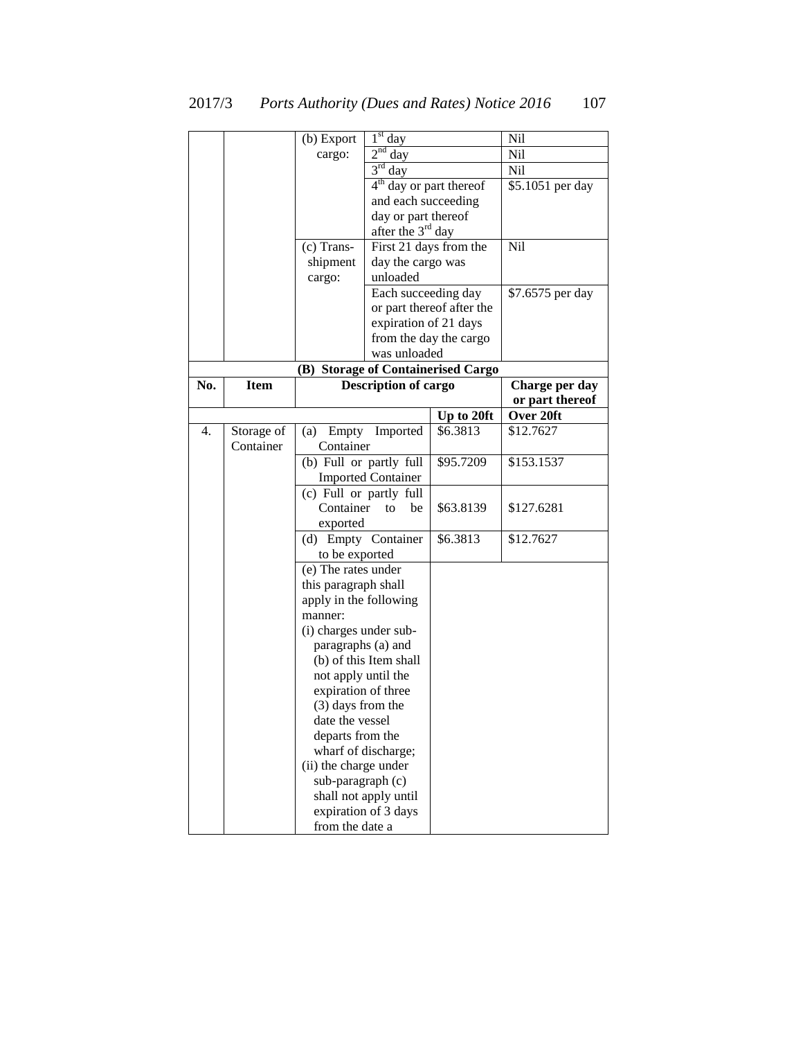| | | | | |
|---|---|---|---|---|
| | | (b) Export cargo: | 1st day | Nil |
| | | | 2nd day | Nil |
| | | | 3rd day | Nil |
| | | | 4th day or part thereof and each succeeding day or part thereof after the 3rd day | $5.1051 per day |
| | | (c) Trans-shipment cargo: | First 21 days from the day the cargo was unloaded | Nil |
| | | | Each succeeding day or part thereof after the expiration of 21 days from the day the cargo was unloaded | $7.6575 per day |

**(B) Storage of Containerised Cargo**

| No. | Item | Description of cargo | Charge per day or part thereof Up to 20ft | Over 20ft |
|---|---|---|---|---|
| 4. | Storage of Container | (a) Empty Imported Container | $6.3813 | $12.7627 |
| | | (b) Full or partly full Imported Container | $95.7209 | $153.1537 |
| | | (c) Full or partly full Container to be exported | $63.8139 | $127.6281 |
| | | (d) Empty Container to be exported | $6.3813 | $12.7627 |
| | | (e) The rates under this paragraph shall apply in the following manner: (i) charges under sub-paragraphs (a) and (b) of this Item shall not apply until the expiration of three (3) days from the date the vessel departs from the wharf of discharge; (ii) the charge under sub-paragraph (c) shall not apply until expiration of 3 days from the date a | | |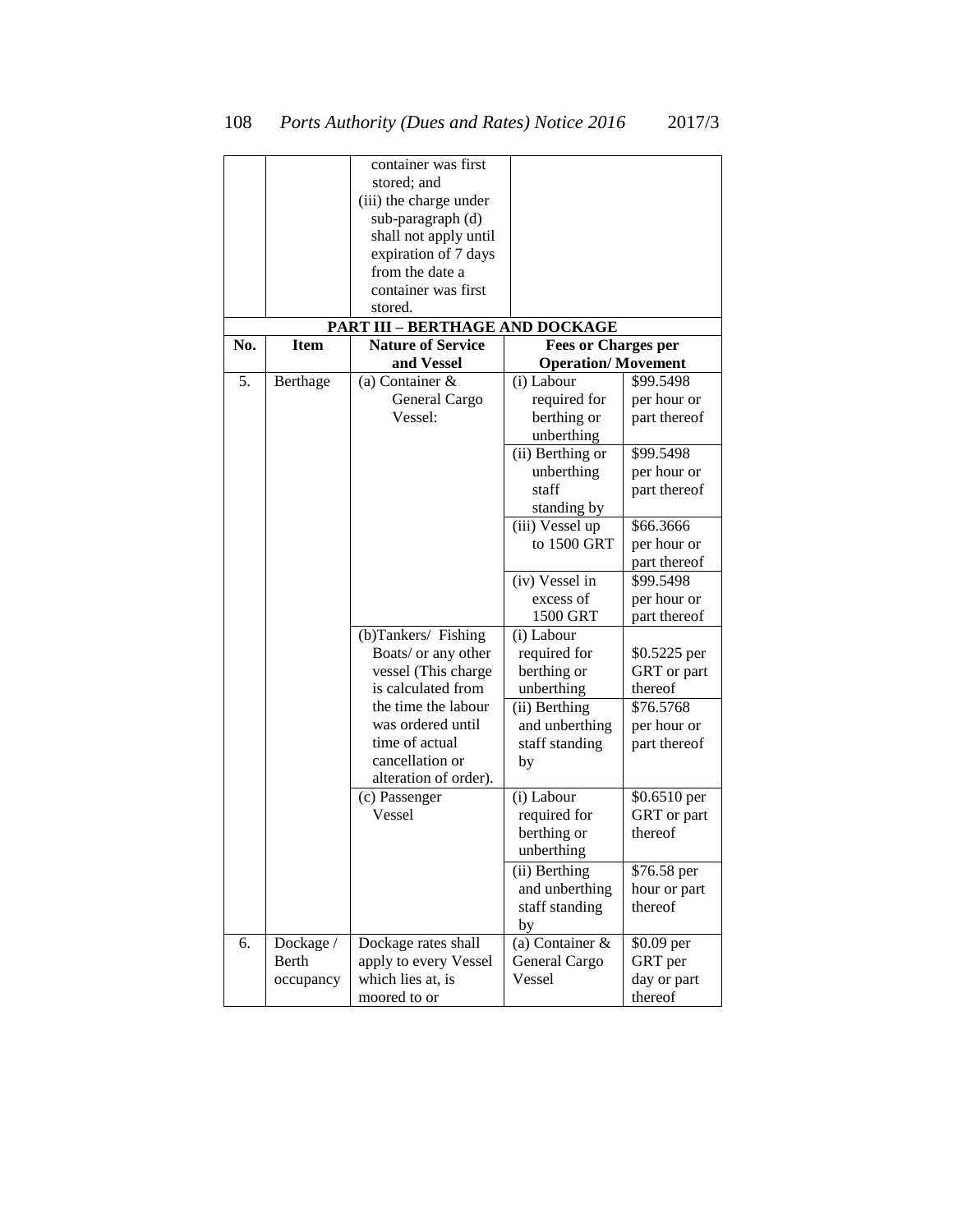| | | container was first stored; and<br>(iii) the charge under sub-paragraph (d) shall not apply until expiration of 7 days from the date a container was first stored. | | |
|---|---|---|---|---|

**PART III – BERTHAGE AND DOCKAGE**

| No. | Item | Nature of Service and Vessel | Fees or Charges per Operation/ Movement | |
|---|---|---|---|---|
| 5. | Berthage | (a) Container & General Cargo Vessel: | (i) Labour required for berthing or unberthing | $99.5498 per hour or part thereof |
| | | | (ii) Berthing or unberthing staff standing by | $99.5498 per hour or part thereof |
| | | | (iii) Vessel up to 1500 GRT | $66.3666 per hour or part thereof |
| | | | (iv) Vessel in excess of 1500 GRT | $99.5498 per hour or part thereof |
| | | (b)Tankers/ Fishing Boats/ or any other vessel (This charge is calculated from the time the labour was ordered until time of actual cancellation or alteration of order). | (i) Labour required for berthing or unberthing | $0.5225 per GRT or part thereof |
| | | | (ii) Berthing and unberthing staff standing by | $76.5768 per hour or part thereof |
| | | (c) Passenger Vessel | (i) Labour required for berthing or unberthing | $0.6510 per GRT or part thereof |
| | | | (ii) Berthing and unberthing staff standing by | $76.58 per hour or part thereof |
| 6. | Dockage / Berth occupancy | Dockage rates shall apply to every Vessel which lies at, is moored to or | (a) Container & General Cargo Vessel | $0.09 per GRT per day or part thereof |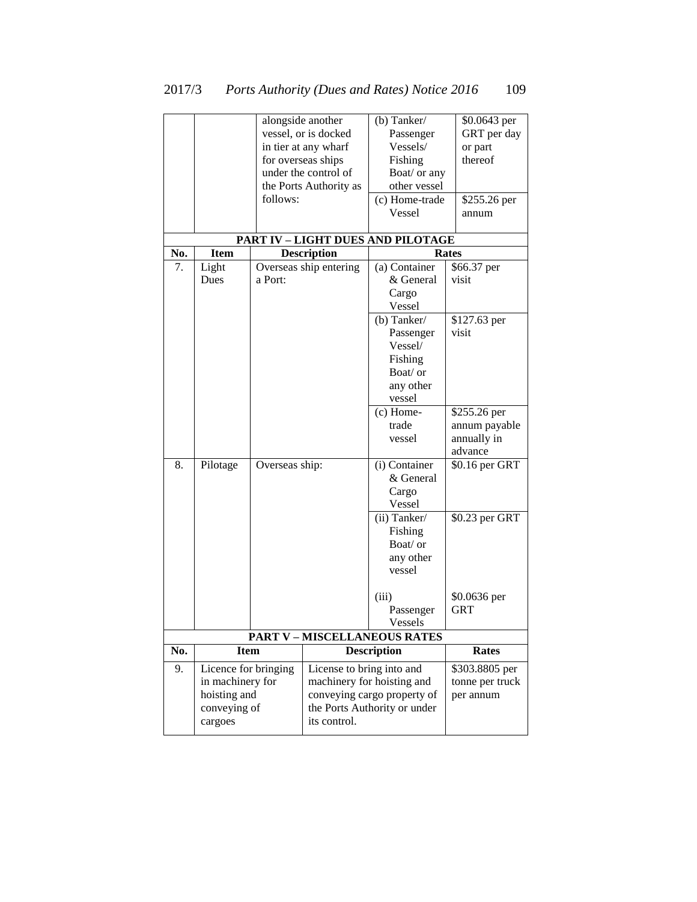|  |  |  |  |  |
|---|---|---|---|---|
|  |  | alongside another vessel, or is docked in tier at any wharf for overseas ships under the control of the Ports Authority as follows: | (b) Tanker/ Passenger Vessels/ Fishing Boat/ or any other vessel | $0.0643 per GRT per day or part thereof |
|  |  |  | (c) Home-trade Vessel | $255.26 per annum |

**PART IV – LIGHT DUES AND PILOTAGE**

| No. | Item | Description | Rates | |
|---|---|---|---|---|
| 7. | Light Dues | Overseas ship entering a Port: | (a) Container & General Cargo Vessel | $66.37 per visit |
|  |  |  | (b) Tanker/ Passenger Vessel/ Fishing Boat/ or any other vessel | $127.63 per visit |
|  |  |  | (c) Home-trade vessel | $255.26 per annum payable annually in advance |
| 8. | Pilotage | Overseas ship: | (i) Container & General Cargo Vessel | $0.16 per GRT |
|  |  |  | (ii) Tanker/ Fishing Boat/ or any other vessel | $0.23 per GRT |
|  |  |  | (iii) Passenger Vessels | $0.0636 per GRT |

**PART V – MISCELLANEOUS RATES**

| No. | Item | Description | Rates |
|---|---|---|---|
| 9. | Licence for bringing in machinery for hoisting and conveying of cargoes | License to bring into and machinery for hoisting and conveying cargo property of the Ports Authority or under its control. | $303.8805 per tonne per truck per annum |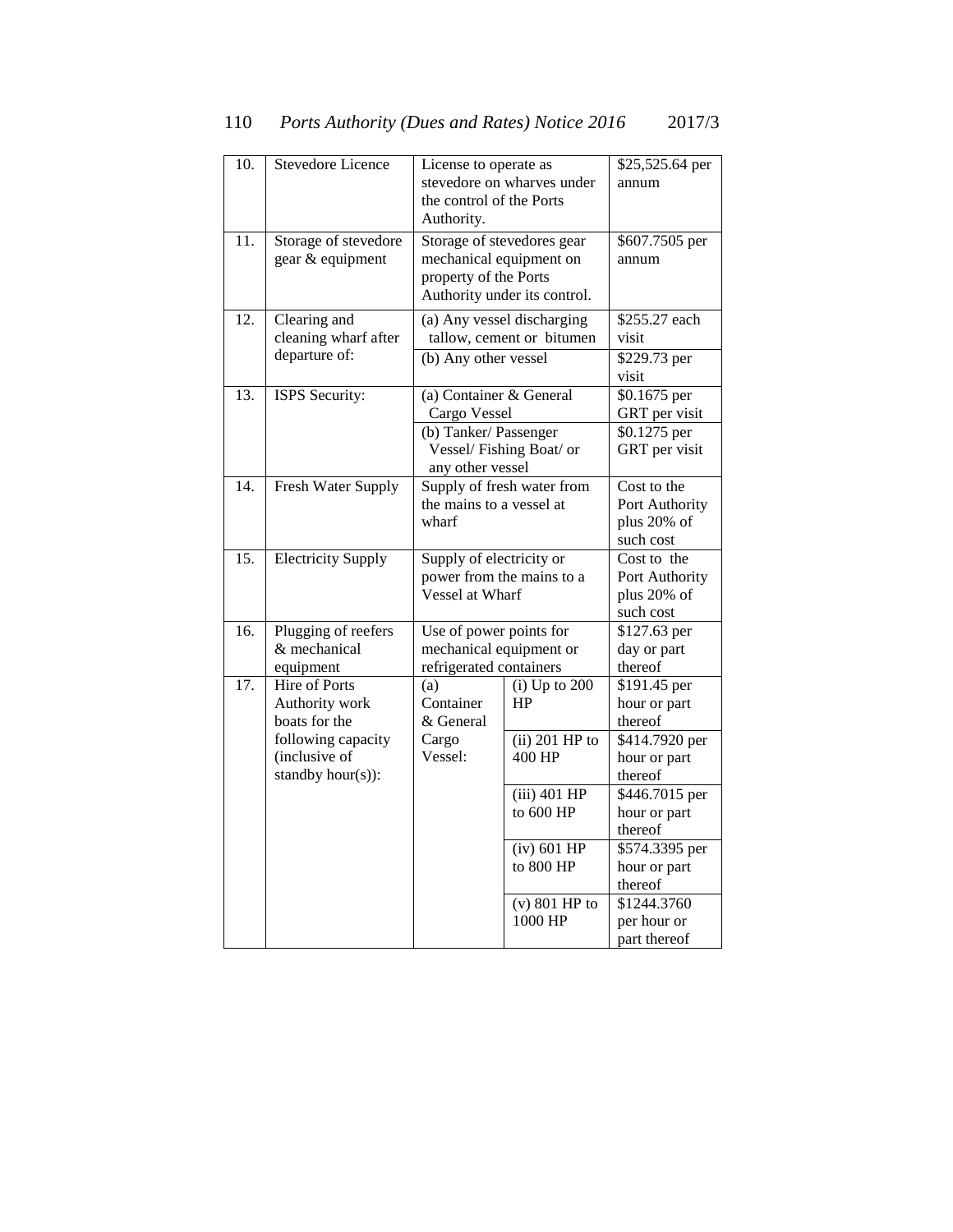| | | | | |
|---|---|---|---|---|
| 10. | Stevedore Licence | License to operate as stevedore on wharves under the control of the Ports Authority. | | $25,525.64 per annum |
| 11. | Storage of stevedore gear & equipment | Storage of stevedores gear mechanical equipment on property of the Ports Authority under its control. | | $607.7505 per annum |
| 12. | Clearing and cleaning wharf after departure of: | (a) Any vessel discharging tallow, cement or bitumen | | $255.27 each visit |
| | | (b) Any other vessel | | $229.73 per visit |
| 13. | ISPS Security: | (a) Container & General Cargo Vessel | | $0.1675 per GRT per visit |
| | | (b) Tanker/ Passenger Vessel/ Fishing Boat/ or any other vessel | | $0.1275 per GRT per visit |
| 14. | Fresh Water Supply | Supply of fresh water from the mains to a vessel at wharf | | Cost to the Port Authority plus 20% of such cost |
| 15. | Electricity Supply | Supply of electricity or power from the mains to a Vessel at Wharf | | Cost to the Port Authority plus 20% of such cost |
| 16. | Plugging of reefers & mechanical equipment | Use of power points for mechanical equipment or refrigerated containers | | $127.63 per day or part thereof |
| 17. | Hire of Ports Authority work boats for the following capacity (inclusive of standby hour(s)): | (a) Container & General Cargo Vessel: | (i) Up to 200 HP | $191.45 per hour or part thereof |
| | | | (ii) 201 HP to 400 HP | $414.7920 per hour or part thereof |
| | | | (iii) 401 HP to 600 HP | $446.7015 per hour or part thereof |
| | | | (iv) 601 HP to 800 HP | $574.3395 per hour or part thereof |
| | | | (v) 801 HP to 1000 HP | $1244.3760 per hour or part thereof |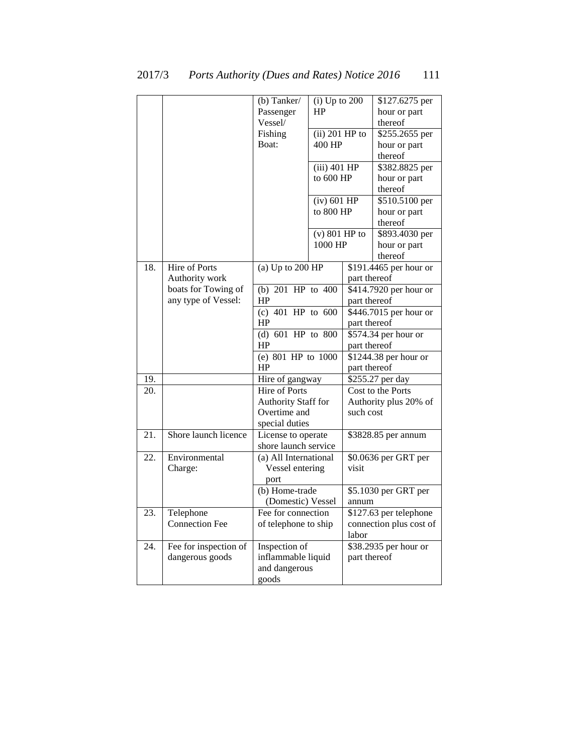| | | | | |
|---|---|---|---|---|
| | | (b) Tanker/ Passenger Vessel/ Fishing Boat: | (i) Up to 200 HP | $127.6275 per hour or part thereof |
| | | | (ii) 201 HP to 400 HP | $255.2655 per hour or part thereof |
| | | | (iii) 401 HP to 600 HP | $382.8825 per hour or part thereof |
| | | | (iv) 601 HP to 800 HP | $510.5100 per hour or part thereof |
| | | | (v) 801 HP to 1000 HP | $893.4030 per hour or part thereof |
| 18. | Hire of Ports Authority work boats for Towing of any type of Vessel: | (a) Up to 200 HP | | $191.4465 per hour or part thereof |
| | | (b) 201 HP to 400 HP | | $414.7920 per hour or part thereof |
| | | (c) 401 HP to 600 HP | | $446.7015 per hour or part thereof |
| | | (d) 601 HP to 800 HP | | $574.34 per hour or part thereof |
| | | (e) 801 HP to 1000 HP | | $1244.38 per hour or part thereof |
| 19. | | Hire of gangway | | $255.27 per day |
| 20. | | Hire of Ports Authority Staff for Overtime and special duties | | Cost to the Ports Authority plus 20% of such cost |
| 21. | Shore launch licence | License to operate shore launch service | | $3828.85 per annum |
| 22. | Environmental Charge: | (a) All International Vessel entering port | | $0.0636 per GRT per visit |
| | | (b) Home-trade (Domestic) Vessel | | $5.1030 per GRT per annum |
| 23. | Telephone Connection Fee | Fee for connection of telephone to ship | | $127.63 per telephone connection plus cost of labor |
| 24. | Fee for inspection of dangerous goods | Inspection of inflammable liquid and dangerous goods | | $38.2935 per hour or part thereof |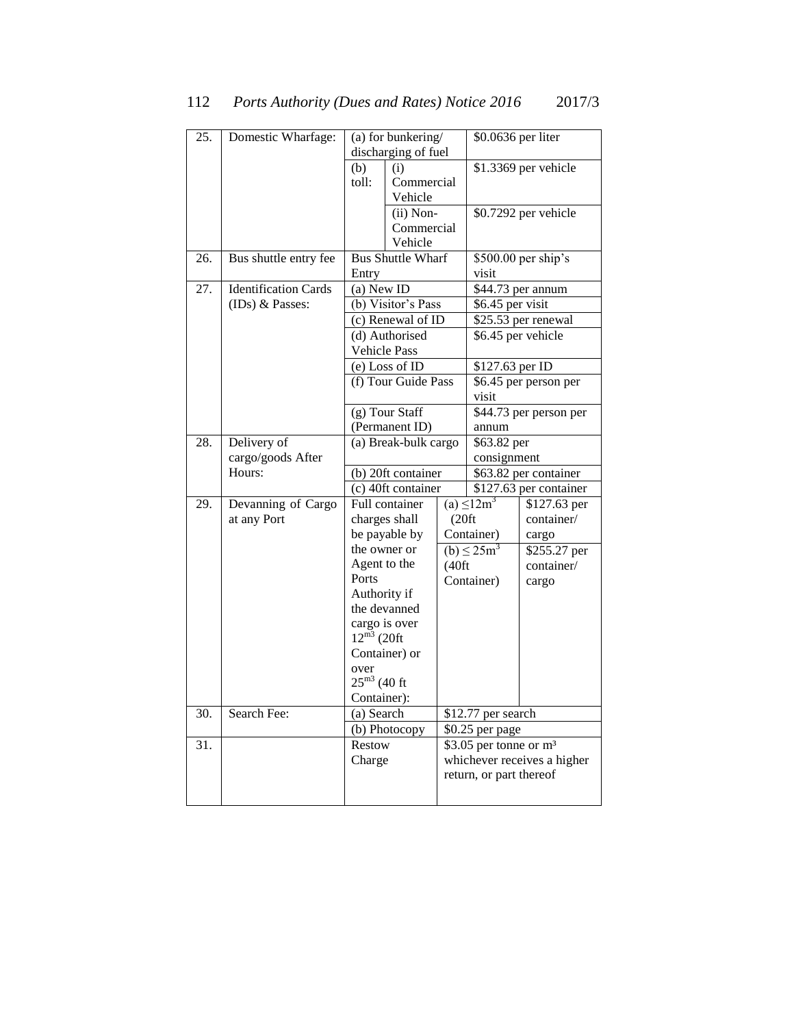| | | | |
|---|---|---|---|
| 25. | Domestic Wharfage: | (a) for bunkering/ discharging of fuel | $0.0636 per liter |
| | | (b) toll: (i) Commercial Vehicle | $1.3369 per vehicle |
| | | (ii) Non-Commercial Vehicle | $0.7292 per vehicle |
| 26. | Bus shuttle entry fee | Bus Shuttle Wharf Entry | $500.00 per ship's visit |
| 27. | Identification Cards (IDs) & Passes: | (a) New ID | $44.73 per annum |
| | | (b) Visitor's Pass | $6.45 per visit |
| | | (c) Renewal of ID | $25.53 per renewal |
| | | (d) Authorised Vehicle Pass | $6.45 per vehicle |
| | | (e) Loss of ID | $127.63 per ID |
| | | (f) Tour Guide Pass | $6.45 per person per visit |
| | | (g) Tour Staff (Permanent ID) | $44.73 per person per annum |
| 28. | Delivery of cargo/goods After Hours: | (a) Break-bulk cargo | $63.82 per consignment |
| | | (b) 20ft container | $63.82 per container |
| | | (c) 40ft container | $127.63 per container |
| 29. | Devanning of Cargo at any Port | Full container charges shall be payable by the owner or Agent to the Ports Authority if the devanned cargo is over $12^{m3}$ (20ft Container) or over $25^{m3}$ (40 ft Container): | (a) $\leq 12m^3$ (20ft Container) — $127.63 per container/ cargo<br>(b) $\leq 25m^3$ (40ft Container) — $255.27 per container/ cargo |
| 30. | Search Fee: | (a) Search | $12.77 per search |
| | | (b) Photocopy | $0.25 per page |
| 31. | | Restow Charge | $3.05 per tonne or $m^3$ whichever receives a higher return, or part thereof |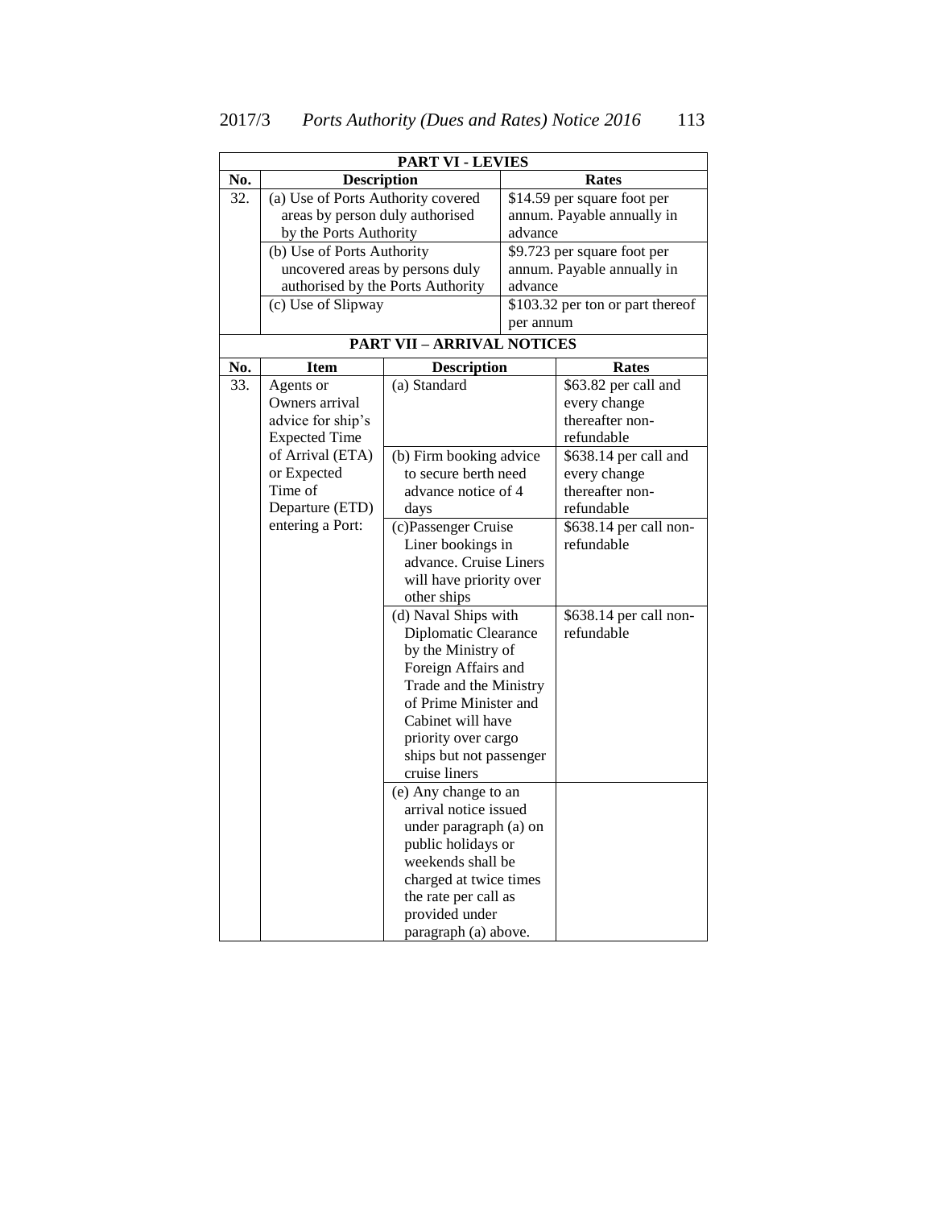**PART VI - LEVIES**

| No. | Description | Rates |
|---|---|---|
| 32. | (a) Use of Ports Authority covered areas by person duly authorised by the Ports Authority | $14.59 per square foot per annum. Payable annually in advance |
| | (b) Use of Ports Authority uncovered areas by persons duly authorised by the Ports Authority | $9.723 per square foot per annum. Payable annually in advance |
| | (c) Use of Slipway | $103.32 per ton or part thereof per annum |

**PART VII – ARRIVAL NOTICES**

| No. | Item | Description | Rates |
|---|---|---|---|
| 33. | Agents or Owners arrival advice for ship's Expected Time of Arrival (ETA) or Expected Time of Departure (ETD) entering a Port: | (a) Standard | $63.82 per call and every change thereafter non-refundable |
| | | (b) Firm booking advice to secure berth need advance notice of 4 days | $638.14 per call and every change thereafter non-refundable |
| | | (c)Passenger Cruise Liner bookings in advance. Cruise Liners will have priority over other ships | $638.14 per call non-refundable |
| | | (d) Naval Ships with Diplomatic Clearance by the Ministry of Foreign Affairs and Trade and the Ministry of Prime Minister and Cabinet will have priority over cargo ships but not passenger cruise liners | $638.14 per call non-refundable |
| | | (e) Any change to an arrival notice issued under paragraph (a) on public holidays or weekends shall be charged at twice times the rate per call as provided under paragraph (a) above. | |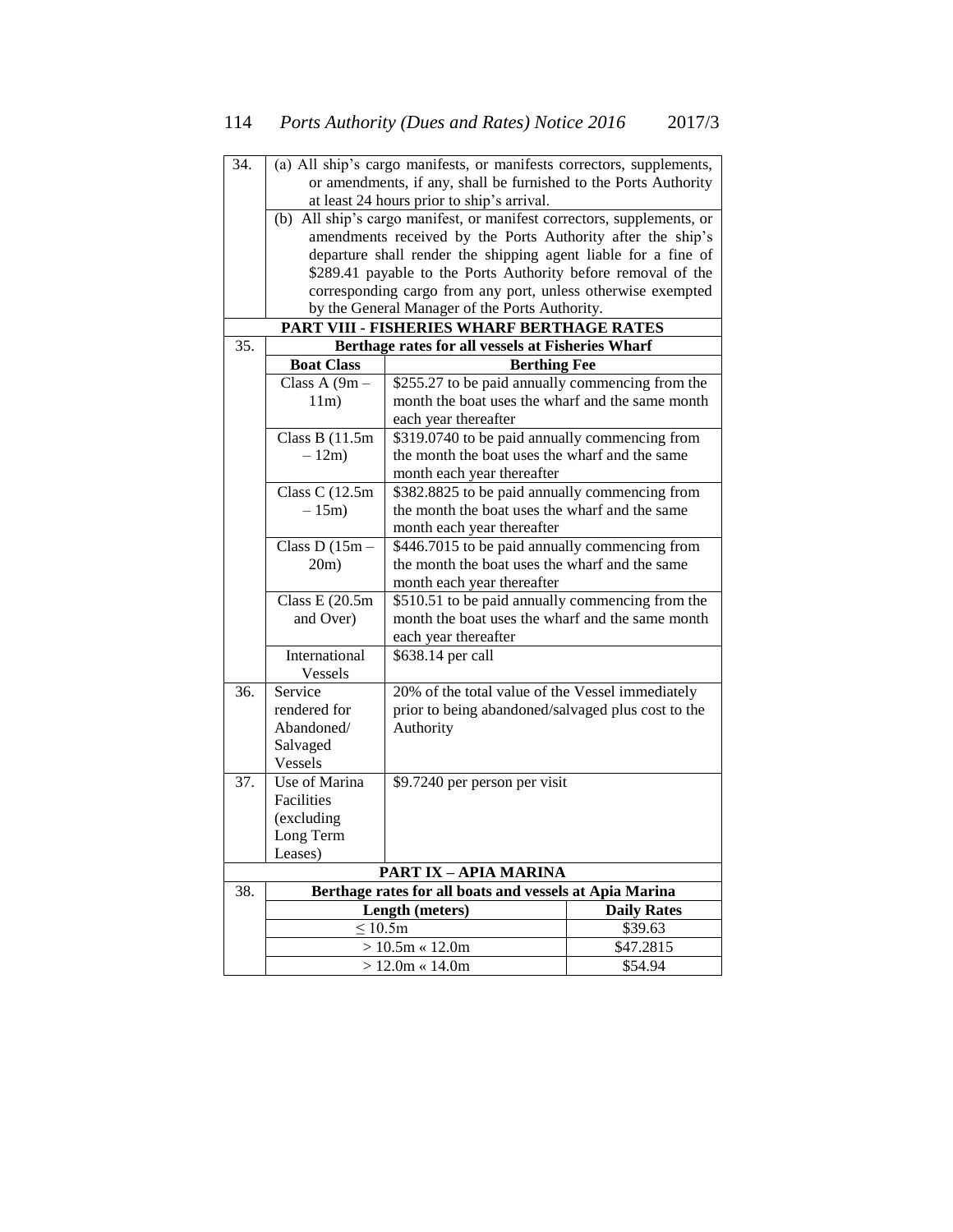| | | | |
|---|---|---|---|
| 34. | (a) All ship's cargo manifests, or manifests correctors, supplements, or amendments, if any, shall be furnished to the Ports Authority at least 24 hours prior to ship's arrival. | | |
| | (b) All ship's cargo manifest, or manifest correctors, supplements, or amendments received by the Ports Authority after the ship's departure shall render the shipping agent liable for a fine of $289.41 payable to the Ports Authority before removal of the corresponding cargo from any port, unless otherwise exempted by the General Manager of the Ports Authority. | | |
| | **PART VIII - FISHERIES WHARF BERTHAGE RATES** | | |
| 35. | **Berthage rates for all vessels at Fisheries Wharf** | | |
| | **Boat Class** | **Berthing Fee** | |
| | Class A (9m – 11m) | $255.27 to be paid annually commencing from the month the boat uses the wharf and the same month each year thereafter | |
| | Class B (11.5m – 12m) | $319.0740 to be paid annually commencing from the month the boat uses the wharf and the same month each year thereafter | |
| | Class C (12.5m – 15m) | $382.8825 to be paid annually commencing from the month the boat uses the wharf and the same month each year thereafter | |
| | Class D (15m – 20m) | $446.7015 to be paid annually commencing from the month the boat uses the wharf and the same month each year thereafter | |
| | Class E (20.5m and Over) | $510.51 to be paid annually commencing from the month the boat uses the wharf and the same month each year thereafter | |
| | International Vessels | $638.14 per call | |
| 36. | Service rendered for Abandoned/ Salvaged Vessels | 20% of the total value of the Vessel immediately prior to being abandoned/salvaged plus cost to the Authority | |
| 37. | Use of Marina Facilities (excluding Long Term Leases) | $9.7240 per person per visit | |
| | **PART IX – APIA MARINA** | | |
| 38. | **Berthage rates for all boats and vessels at Apia Marina** | | |
| | **Length (meters)** | | **Daily Rates** |
| | ≤ 10.5m | | $39.63 |
| | > 10.5m « 12.0m | | $47.2815 |
| | > 12.0m « 14.0m | | $54.94 |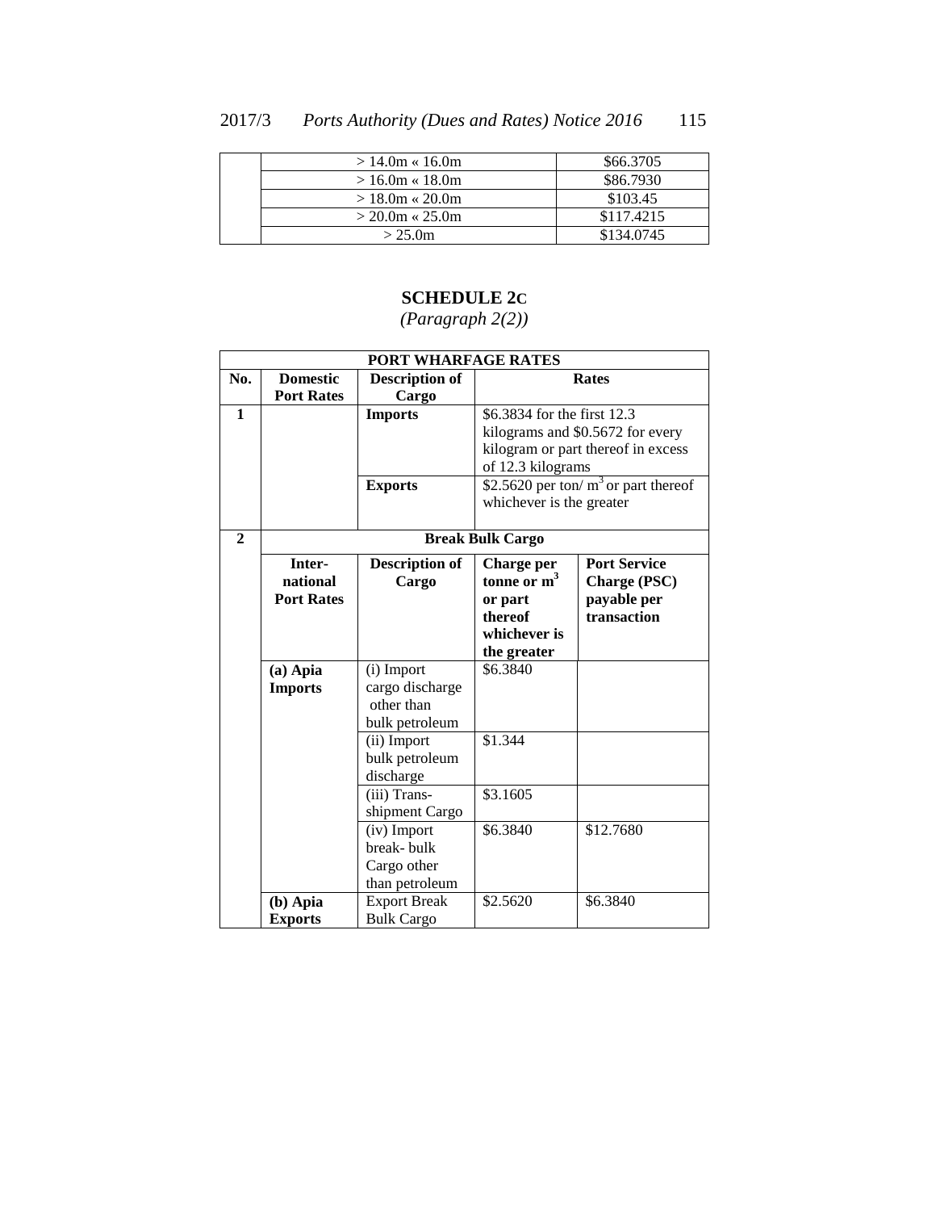| | | |
|---|---|---|
| | > 14.0m « 16.0m | $66.3705 |
| | > 16.0m « 18.0m | $86.7930 |
| | > 18.0m « 20.0m | $103.45 |
| | > 20.0m « 25.0m | $117.4215 |
| | > 25.0m | $134.0745 |

## SCHEDULE 2C

*(Paragraph 2(2))*

| PORT WHARFAGE RATES | | | | |
|---|---|---|---|---|
| **No.** | **Domestic Port Rates** | **Description of Cargo** | **Rates** | |
| **1** | | **Imports** | $6.3834 for the first 12.3 kilograms and $0.5672 for every kilogram or part thereof in excess of 12.3 kilograms | |
| | | **Exports** | $2.5620 per ton/ m$^3$ or part thereof whichever is the greater | |
| **2** | **Break Bulk Cargo** | | | |
| | **Inter-national Port Rates** | **Description of Cargo** | **Charge per tonne or m$^3$ or part thereof whichever is the greater** | **Port Service Charge (PSC) payable per transaction** |
| | **(a) Apia Imports** | (i) Import cargo discharge other than bulk petroleum | $6.3840 | |
| | | (ii) Import bulk petroleum discharge | $1.344 | |
| | | (iii) Trans-shipment Cargo | $3.1605 | |
| | | (iv) Import break- bulk Cargo other than petroleum | $6.3840 | $12.7680 |
| | **(b) Apia Exports** | Export Break Bulk Cargo | $2.5620 | $6.3840 |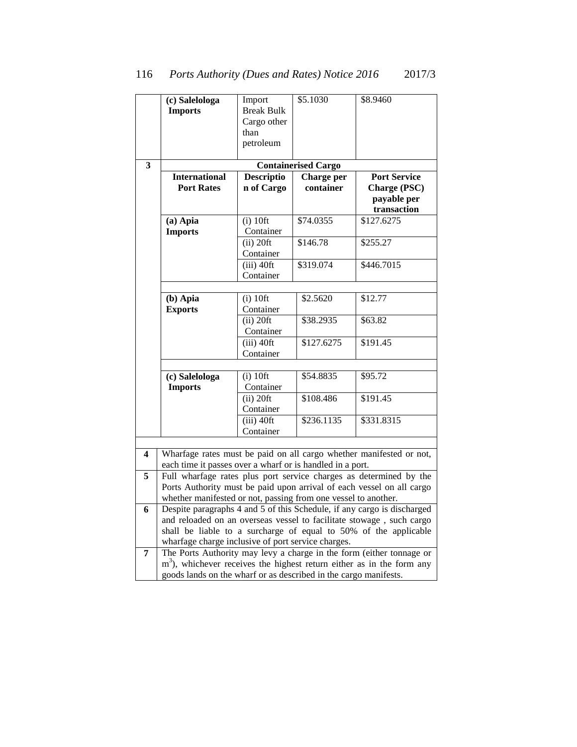| | | | | |
|---|---|---|---|---|
| | **(c) Salelologa Imports** | Import Break Bulk Cargo other than petroleum | $5.1030 | $8.9460 |
| **3** | | **Containerised Cargo** | | |
| | **International Port Rates** | **Description of Cargo** | **Charge per container** | **Port Service Charge (PSC) payable per transaction** |
| | **(a) Apia Imports** | (i) 10ft Container | $74.0355 | $127.6275 |
| | | (ii) 20ft Container | $146.78 | $255.27 |
| | | (iii) 40ft Container | $319.074 | $446.7015 |
| | | | | |
| | **(b) Apia Exports** | (i) 10ft Container | $2.5620 | $12.77 |
| | | (ii) 20ft Container | $38.2935 | $63.82 |
| | | (iii) 40ft Container | $127.6275 | $191.45 |
| | | | | |
| | **(c) Salelologa Imports** | (i) 10ft Container | $54.8835 | $95.72 |
| | | (ii) 20ft Container | $108.486 | $191.45 |
| | | (iii) 40ft Container | $236.1135 | $331.8315 |
| | | | | |
| **4** | Wharfage rates must be paid on all cargo whether manifested or not, each time it passes over a wharf or is handled in a port. | | | |
| **5** | Full wharfage rates plus port service charges as determined by the Ports Authority must be paid upon arrival of each vessel on all cargo whether manifested or not, passing from one vessel to another. | | | |
| **6** | Despite paragraphs 4 and 5 of this Schedule, if any cargo is discharged and reloaded on an overseas vessel to facilitate stowage , such cargo shall be liable to a surcharge of equal to 50% of the applicable wharfage charge inclusive of port service charges. | | | |
| **7** | The Ports Authority may levy a charge in the form (either tonnage or $m^3$), whichever receives the highest return either as in the form any goods lands on the wharf or as described in the cargo manifests. | | | |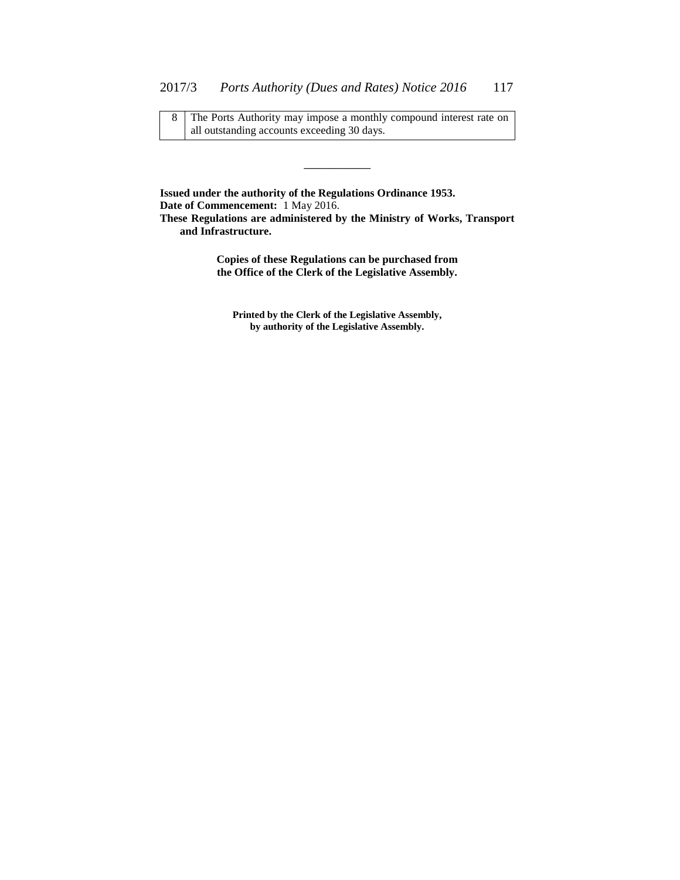| | |
|---|---|
| 8 | The Ports Authority may impose a monthly compound interest rate on all outstanding accounts exceeding 30 days. |

---

**Issued under the authority of the Regulations Ordinance 1953.**
**Date of Commencement:** 1 May 2016.
**These Regulations are administered by the Ministry of Works, Transport and Infrastructure.**

**Copies of these Regulations can be purchased from the Office of the Clerk of the Legislative Assembly.**

**Printed by the Clerk of the Legislative Assembly, by authority of the Legislative Assembly.**